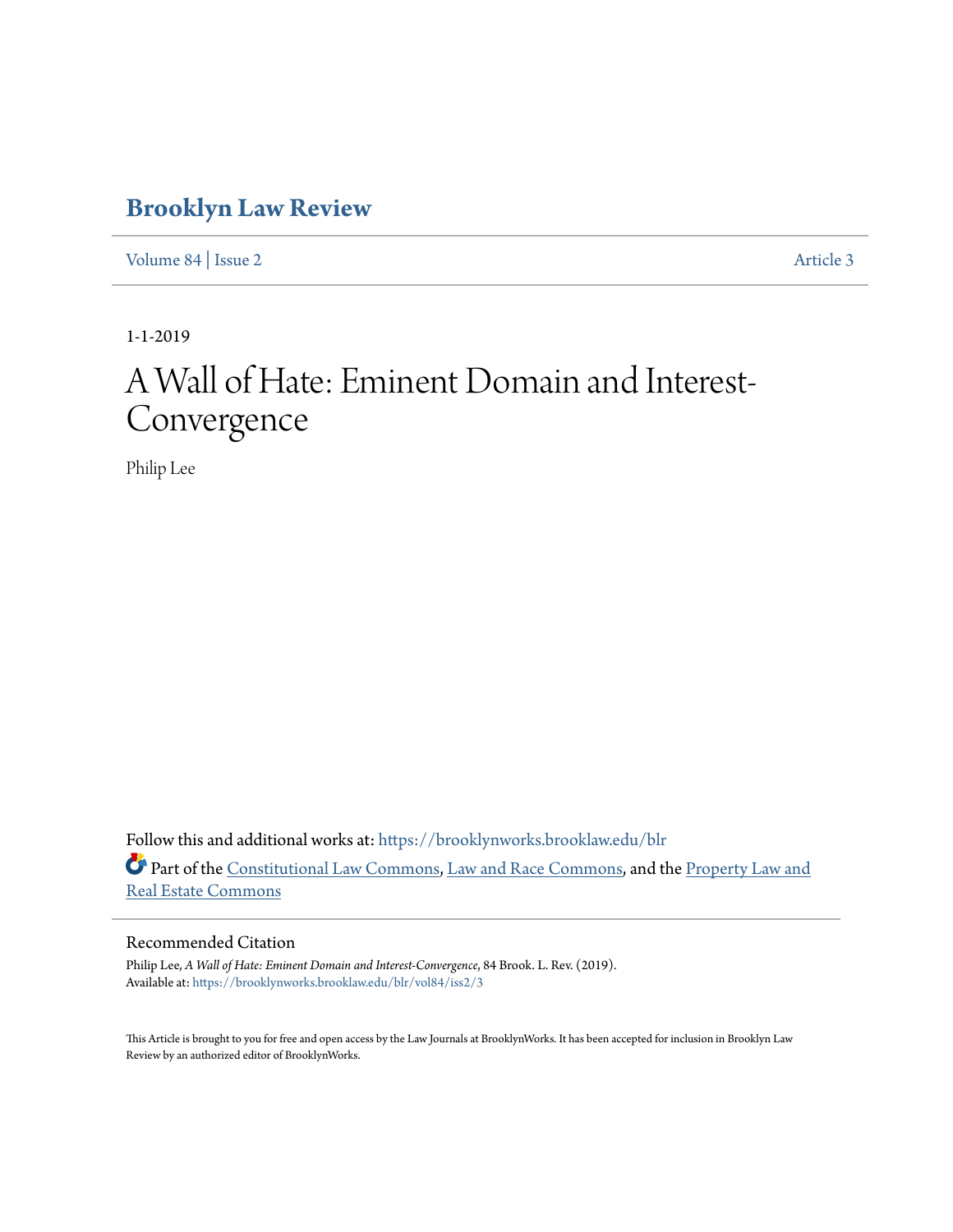# Brooklyn Law Review

Volume 84 | Issue 2 Article 3

1-1-2019

# A Wall of Hate: Eminent Domain and Interest-Convergence

Philip Lee

Follow this and additional works at: https://brooklynworks.brooklaw.edu/blr

Part of the Constitutional Law Commons, Law and Race Commons, and the Property Law and Real Estate Commons

## Recommended Citation

Philip Lee, *A Wall of Hate: Eminent Domain and Interest-Convergence*, 84 Brook. L. Rev. (2019).
Available at: https://brooklynworks.brooklaw.edu/blr/vol84/iss2/3

This Article is brought to you for free and open access by the Law Journals at BrooklynWorks. It has been accepted for inclusion in Brooklyn Law Review by an authorized editor of BrooklynWorks.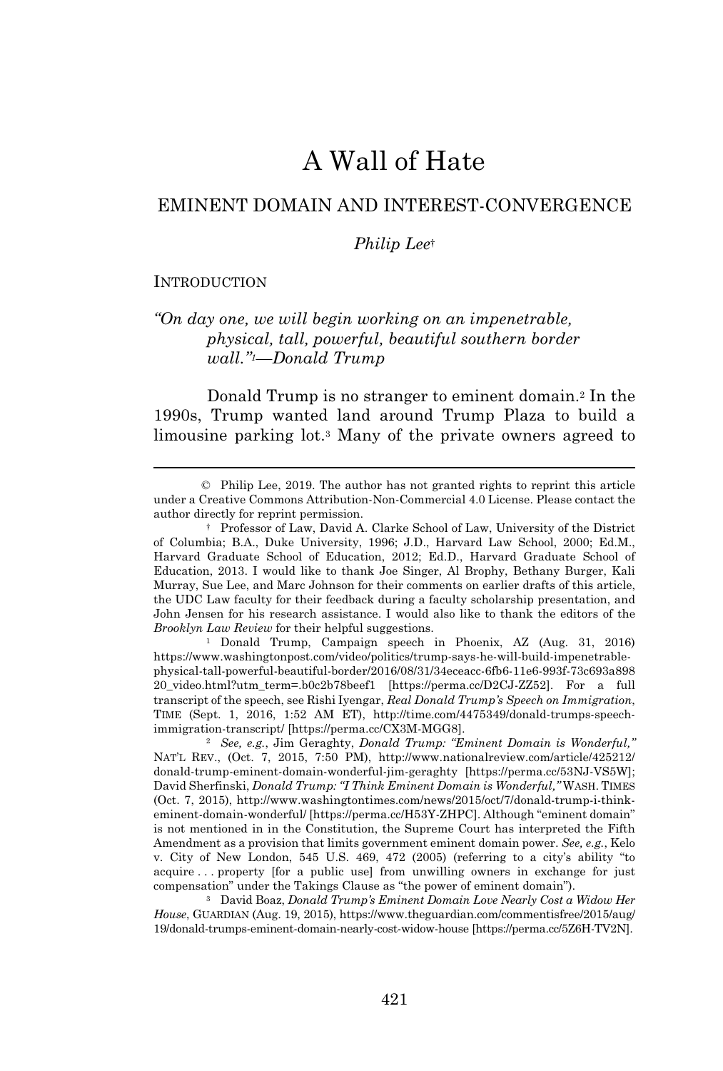# A Wall of Hate

## EMINENT DOMAIN AND INTEREST-CONVERGENCE

*Philip Lee*[†]

INTRODUCTION

*"On day one, we will begin working on an impenetrable, physical, tall, powerful, beautiful southern border wall."*[1]*—Donald Trump*

Donald Trump is no stranger to eminent domain.[2] In the 1990s, Trump wanted land around Trump Plaza to build a limousine parking lot.[3] Many of the private owners agreed to

---

© Philip Lee, 2019. The author has not granted rights to reprint this article under a Creative Commons Attribution-Non-Commercial 4.0 License. Please contact the author directly for reprint permission.

† Professor of Law, David A. Clarke School of Law, University of the District of Columbia; B.A., Duke University, 1996; J.D., Harvard Law School, 2000; Ed.M., Harvard Graduate School of Education, 2012; Ed.D., Harvard Graduate School of Education, 2013. I would like to thank Joe Singer, Al Brophy, Bethany Burger, Kali Murray, Sue Lee, and Marc Johnson for their comments on earlier drafts of this article, the UDC Law faculty for their feedback during a faculty scholarship presentation, and John Jensen for his research assistance. I would also like to thank the editors of the *Brooklyn Law Review* for their helpful suggestions.

[1] Donald Trump, Campaign speech in Phoenix, AZ (Aug. 31, 2016) https://www.washingtonpost.com/video/politics/trump-says-he-will-build-impenetrable-physical-tall-powerful-beautiful-border/2016/08/31/34eceacc-6fb6-11e6-993f-73c693a89820_video.html?utm_term=.b0c2b78beef1 [https://perma.cc/D2CJ-ZZ52]. For a full transcript of the speech, see Rishi Iyengar, *Real Donald Trump's Speech on Immigration*, TIME (Sept. 1, 2016, 1:52 AM ET), http://time.com/4475349/donald-trumps-speech-immigration-transcript/ [https://perma.cc/CX3M-MGG8].

[2] *See, e.g.*, Jim Geraghty, *Donald Trump: "Eminent Domain is Wonderful,"* NAT'L REV., (Oct. 7, 2015, 7:50 PM), http://www.nationalreview.com/article/425212/donald-trump-eminent-domain-wonderful-jim-geraghty [https://perma.cc/53NJ-VS5W]; David Sherfinski, *Donald Trump: "I Think Eminent Domain is Wonderful,"* WASH. TIMES (Oct. 7, 2015), http://www.washingtontimes.com/news/2015/oct/7/donald-trump-i-think-eminent-domain-wonderful/ [https://perma.cc/H53Y-ZHPC]. Although "eminent domain" is not mentioned in in the Constitution, the Supreme Court has interpreted the Fifth Amendment as a provision that limits government eminent domain power. *See, e.g.*, Kelo v. City of New London, 545 U.S. 469, 472 (2005) (referring to a city's ability "to acquire . . . property [for a public use] from unwilling owners in exchange for just compensation" under the Takings Clause as "the power of eminent domain").

[3] David Boaz, *Donald Trump's Eminent Domain Love Nearly Cost a Widow Her House*, GUARDIAN (Aug. 19, 2015), https://www.theguardian.com/commentisfree/2015/aug/19/donald-trumps-eminent-domain-nearly-cost-widow-house [https://perma.cc/5Z6H-TV2N].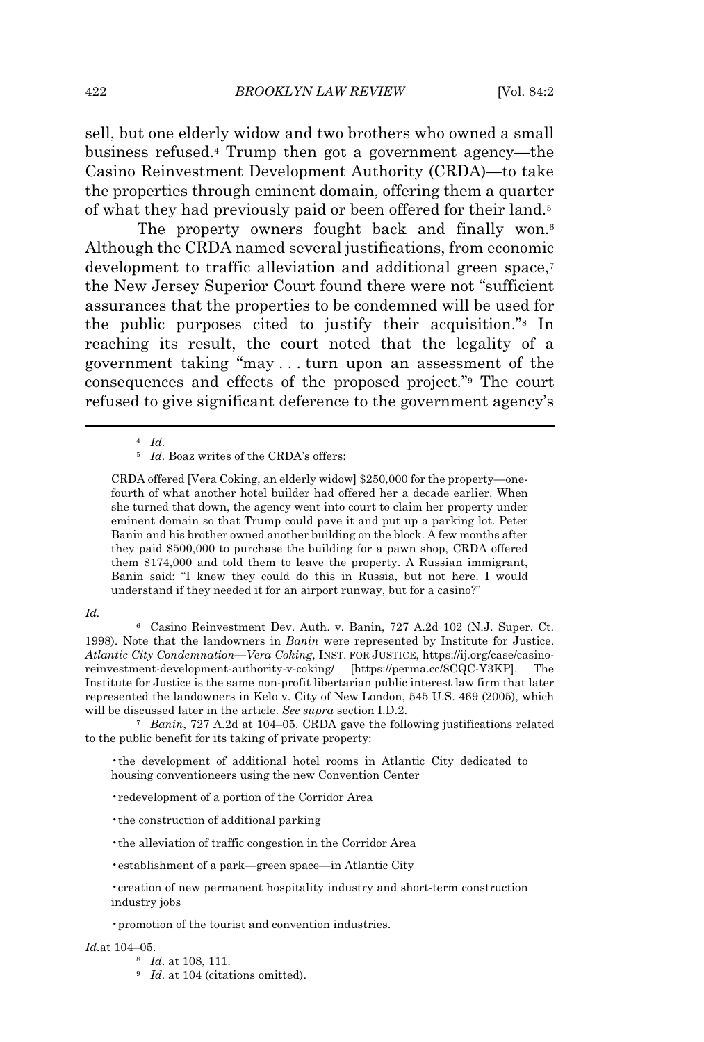sell, but one elderly widow and two brothers who owned a small business refused.[4] Trump then got a government agency—the Casino Reinvestment Development Authority (CRDA)—to take the properties through eminent domain, offering them a quarter of what they had previously paid or been offered for their land.[5]

The property owners fought back and finally won.[6] Although the CRDA named several justifications, from economic development to traffic alleviation and additional green space,[7] the New Jersey Superior Court found there were not "sufficient assurances that the properties to be condemned will be used for the public purposes cited to justify their acquisition."[8] In reaching its result, the court noted that the legality of a government taking "may . . . turn upon an assessment of the consequences and effects of the proposed project."[9] The court refused to give significant deference to the government agency's

---

[4] *Id.*

[5] *Id.* Boaz writes of the CRDA's offers:

> CRDA offered [Vera Coking, an elderly widow] $250,000 for the property—one-fourth of what another hotel builder had offered her a decade earlier. When she turned that down, the agency went into court to claim her property under eminent domain so that Trump could pave it and put up a parking lot. Peter Banin and his brother owned another building on the block. A few months after they paid $500,000 to purchase the building for a pawn shop, CRDA offered them $174,000 and told them to leave the property. A Russian immigrant, Banin said: "I knew they could do this in Russia, but not here. I would understand if they needed it for an airport runway, but for a casino?"

*Id.*

[6] Casino Reinvestment Dev. Auth. v. Banin, 727 A.2d 102 (N.J. Super. Ct. 1998). Note that the landowners in *Banin* were represented by Institute for Justice. *Atlantic City Condemnation—Vera Coking*, INST. FOR JUSTICE, https://ij.org/case/casino-reinvestment-development-authority-v-coking/ [https://perma.cc/8CQC-Y3KP]. The Institute for Justice is the same non-profit libertarian public interest law firm that later represented the landowners in Kelo v. City of New London, 545 U.S. 469 (2005), which will be discussed later in the article. *See supra* section I.D.2.

[7] *Banin*, 727 A.2d at 104–05. CRDA gave the following justifications related to the public benefit for its taking of private property:

> - the development of additional hotel rooms in Atlantic City dedicated to housing conventioneers using the new Convention Center
> - redevelopment of a portion of the Corridor Area
> - the construction of additional parking
> - the alleviation of traffic congestion in the Corridor Area
> - establishment of a park—green space—in Atlantic City
> - creation of new permanent hospitality industry and short-term construction industry jobs
> - promotion of the tourist and convention industries.

*Id.*at 104–05.

[8] *Id.* at 108, 111.

[9] *Id.* at 104 (citations omitted).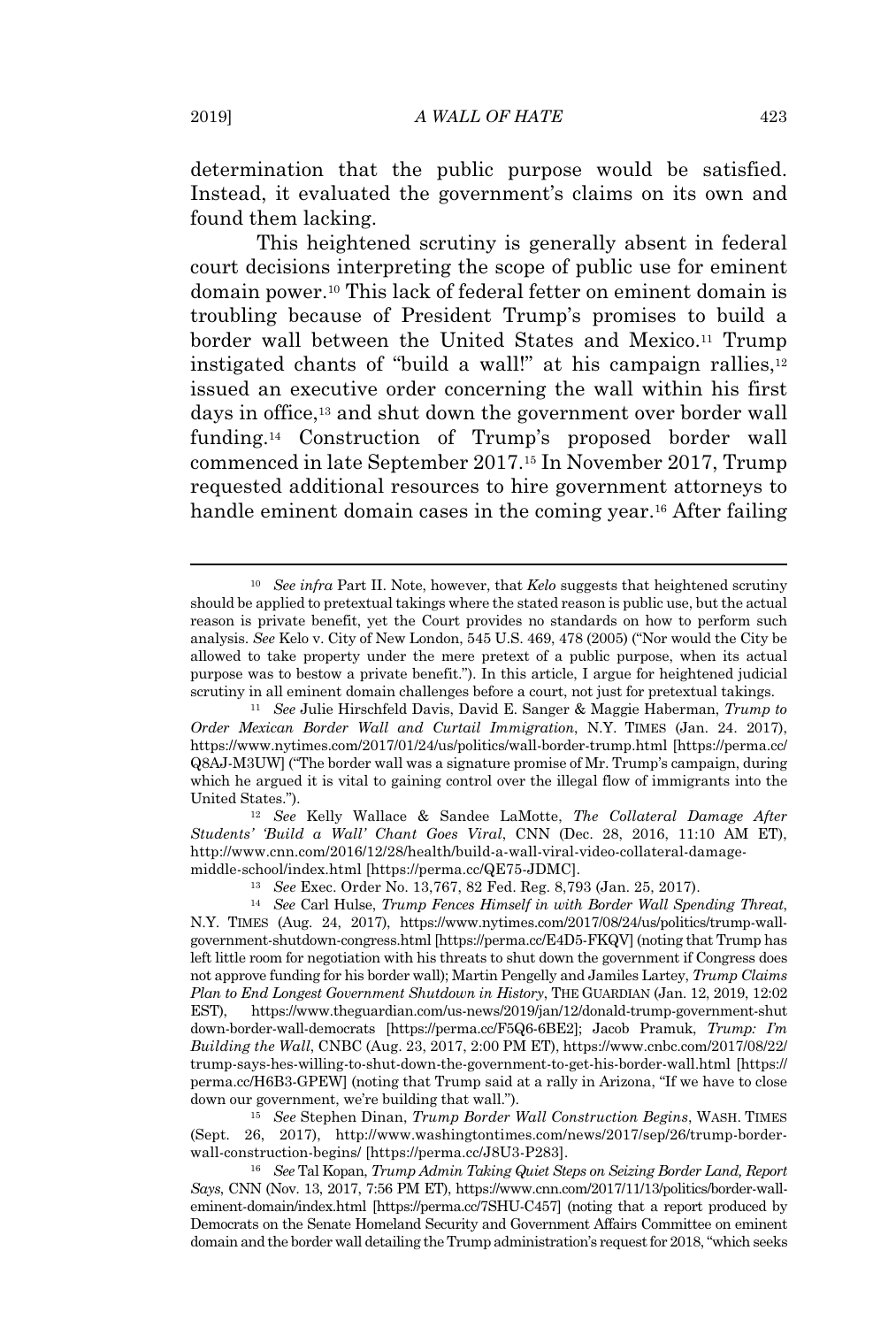determination that the public purpose would be satisfied. Instead, it evaluated the government's claims on its own and found them lacking.

This heightened scrutiny is generally absent in federal court decisions interpreting the scope of public use for eminent domain power.[10] This lack of federal fetter on eminent domain is troubling because of President Trump's promises to build a border wall between the United States and Mexico.[11] Trump instigated chants of "build a wall!" at his campaign rallies,[12] issued an executive order concerning the wall within his first days in office,[13] and shut down the government over border wall funding.[14] Construction of Trump's proposed border wall commenced in late September 2017.[15] In November 2017, Trump requested additional resources to hire government attorneys to handle eminent domain cases in the coming year.[16] After failing

---

[10] *See infra* Part II. Note, however, that *Kelo* suggests that heightened scrutiny should be applied to pretextual takings where the stated reason is public use, but the actual reason is private benefit, yet the Court provides no standards on how to perform such analysis. *See* Kelo v. City of New London, 545 U.S. 469, 478 (2005) ("Nor would the City be allowed to take property under the mere pretext of a public purpose, when its actual purpose was to bestow a private benefit."). In this article, I argue for heightened judicial scrutiny in all eminent domain challenges before a court, not just for pretextual takings.

[11] *See* Julie Hirschfeld Davis, David E. Sanger & Maggie Haberman, *Trump to Order Mexican Border Wall and Curtail Immigration*, N.Y. TIMES (Jan. 24. 2017), https://www.nytimes.com/2017/01/24/us/politics/wall-border-trump.html [https://perma.cc/Q8AJ-M3UW] ("The border wall was a signature promise of Mr. Trump's campaign, during which he argued it is vital to gaining control over the illegal flow of immigrants into the United States.").

[12] *See* Kelly Wallace & Sandee LaMotte, *The Collateral Damage After Students' 'Build a Wall' Chant Goes Viral*, CNN (Dec. 28, 2016, 11:10 AM ET), http://www.cnn.com/2016/12/28/health/build-a-wall-viral-video-collateral-damage-middle-school/index.html [https://perma.cc/QE75-JDMC].

[13] *See* Exec. Order No. 13,767, 82 Fed. Reg. 8,793 (Jan. 25, 2017).

[14] *See* Carl Hulse, *Trump Fences Himself in with Border Wall Spending Threat*, N.Y. TIMES (Aug. 24, 2017), https://www.nytimes.com/2017/08/24/us/politics/trump-wall-government-shutdown-congress.html [https://perma.cc/E4D5-FKQV] (noting that Trump has left little room for negotiation with his threats to shut down the government if Congress does not approve funding for his border wall); Martin Pengelly and Jamiles Lartey, *Trump Claims Plan to End Longest Government Shutdown in History*, THE GUARDIAN (Jan. 12, 2019, 12:02 EST), https://www.theguardian.com/us-news/2019/jan/12/donald-trump-government-shutdown-border-wall-democrats [https://perma.cc/F5Q6-6BE2]; Jacob Pramuk, *Trump: I'm Building the Wall*, CNBC (Aug. 23, 2017, 2:00 PM ET), https://www.cnbc.com/2017/08/22/trump-says-hes-willing-to-shut-down-the-government-to-get-his-border-wall.html [https://perma.cc/H6B3-GPEW] (noting that Trump said at a rally in Arizona, "If we have to close down our government, we're building that wall.").

[15] *See* Stephen Dinan, *Trump Border Wall Construction Begins*, WASH. TIMES (Sept. 26, 2017), http://www.washingtontimes.com/news/2017/sep/26/trump-border-wall-construction-begins/ [https://perma.cc/J8U3-P283].

[16] *See* Tal Kopan, *Trump Admin Taking Quiet Steps on Seizing Border Land, Report Says*, CNN (Nov. 13, 2017, 7:56 PM ET), https://www.cnn.com/2017/11/13/politics/border-wall-eminent-domain/index.html [https://perma.cc/7SHU-C457] (noting that a report produced by Democrats on the Senate Homeland Security and Government Affairs Committee on eminent domain and the border wall detailing the Trump administration's request for 2018, "which seeks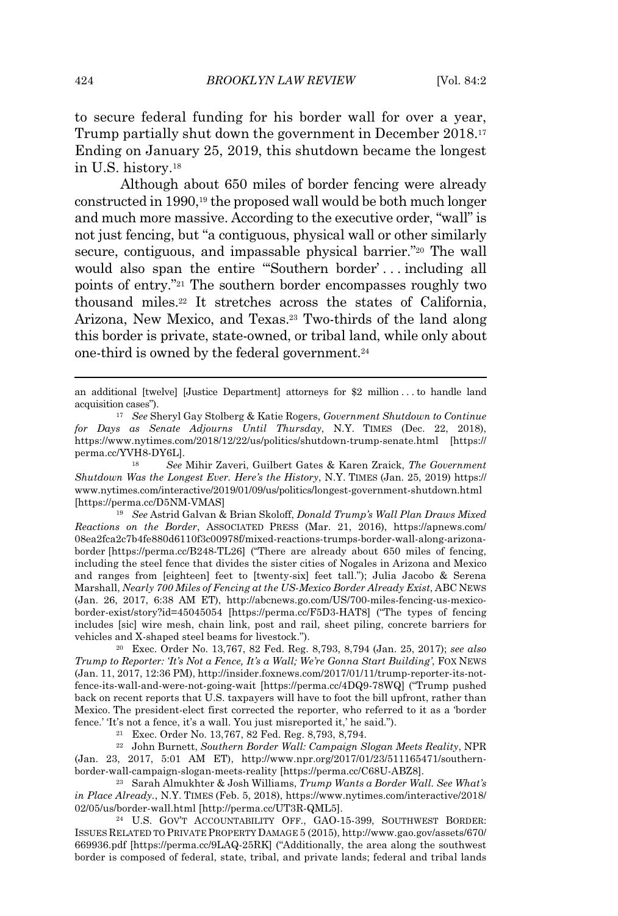to secure federal funding for his border wall for over a year, Trump partially shut down the government in December 2018.[17] Ending on January 25, 2019, this shutdown became the longest in U.S. history.[18]

Although about 650 miles of border fencing were already constructed in 1990,[19] the proposed wall would be both much longer and much more massive. According to the executive order, "wall" is not just fencing, but "a contiguous, physical wall or other similarly secure, contiguous, and impassable physical barrier."[20] The wall would also span the entire "'Southern border' . . . including all points of entry."[21] The southern border encompasses roughly two thousand miles.[22] It stretches across the states of California, Arizona, New Mexico, and Texas.[23] Two-thirds of the land along this border is private, state-owned, or tribal land, while only about one-third is owned by the federal government.[24]

---

an additional [twelve] [Justice Department] attorneys for $2 million . . . to handle land acquisition cases").

[17] *See* Sheryl Gay Stolberg & Katie Rogers, *Government Shutdown to Continue for Days as Senate Adjourns Until Thursday*, N.Y. TIMES (Dec. 22, 2018), https://www.nytimes.com/2018/12/22/us/politics/shutdown-trump-senate.html [https://perma.cc/YVH8-DY6L].

[18] *See* Mihir Zaveri, Guilbert Gates & Karen Zraick, *The Government Shutdown Was the Longest Ever. Here's the History*, N.Y. TIMES (Jan. 25, 2019) https://www.nytimes.com/interactive/2019/01/09/us/politics/longest-government-shutdown.html [https://perma.cc/D5NM-VMAS]

[19] *See* Astrid Galvan & Brian Skoloff, *Donald Trump's Wall Plan Draws Mixed Reactions on the Border*, ASSOCIATED PRESS (Mar. 21, 2016), https://apnews.com/08ea2fca2c7b4fe880d6110f3c00978f/mixed-reactions-trumps-border-wall-along-arizona-border [https://perma.cc/B248-TL26] ("There are already about 650 miles of fencing, including the steel fence that divides the sister cities of Nogales in Arizona and Mexico and ranges from [eighteen] feet to [twenty-six] feet tall."); Julia Jacobo & Serena Marshall, *Nearly 700 Miles of Fencing at the US-Mexico Border Already Exist*, ABC NEWS (Jan. 26, 2017, 6:38 AM ET), http://abcnews.go.com/US/700-miles-fencing-us-mexico-border-exist/story?id=45045054 [https://perma.cc/F5D3-HAT8] ("The types of fencing includes [sic] wire mesh, chain link, post and rail, sheet piling, concrete barriers for vehicles and X-shaped steel beams for livestock.").

[20] Exec. Order No. 13,767, 82 Fed. Reg. 8,793, 8,794 (Jan. 25, 2017); *see also Trump to Reporter: 'It's Not a Fence, It's a Wall; We're Gonna Start Building'*, FOX NEWS (Jan. 11, 2017, 12:36 PM), http://insider.foxnews.com/2017/01/11/trump-reporter-its-not-fence-its-wall-and-were-not-going-wait [https://perma.cc/4DQ9-78WQ] ("Trump pushed back on recent reports that U.S. taxpayers will have to foot the bill upfront, rather than Mexico. The president-elect first corrected the reporter, who referred to it as a 'border fence.' 'It's not a fence, it's a wall. You just misreported it,' he said.").

[21] Exec. Order No. 13,767, 82 Fed. Reg. 8,793, 8,794.

[22] John Burnett, *Southern Border Wall: Campaign Slogan Meets Reality*, NPR (Jan. 23, 2017, 5:01 AM ET), http://www.npr.org/2017/01/23/511165471/southern-border-wall-campaign-slogan-meets-reality [https://perma.cc/C68U-ABZ8].

[23] Sarah Almukhter & Josh Williams, *Trump Wants a Border Wall. See What's in Place Already.*, N.Y. TIMES (Feb. 5, 2018), https://www.nytimes.com/interactive/2018/02/05/us/border-wall.html [http://perma.cc/UT3R-QML5].

[24] U.S. GOV'T ACCOUNTABILITY OFF., GAO-15-399, SOUTHWEST BORDER: ISSUES RELATED TO PRIVATE PROPERTY DAMAGE 5 (2015), http://www.gao.gov/assets/670/669936.pdf [https://perma.cc/9LAQ-25RK] ("Additionally, the area along the southwest border is composed of federal, state, tribal, and private lands; federal and tribal lands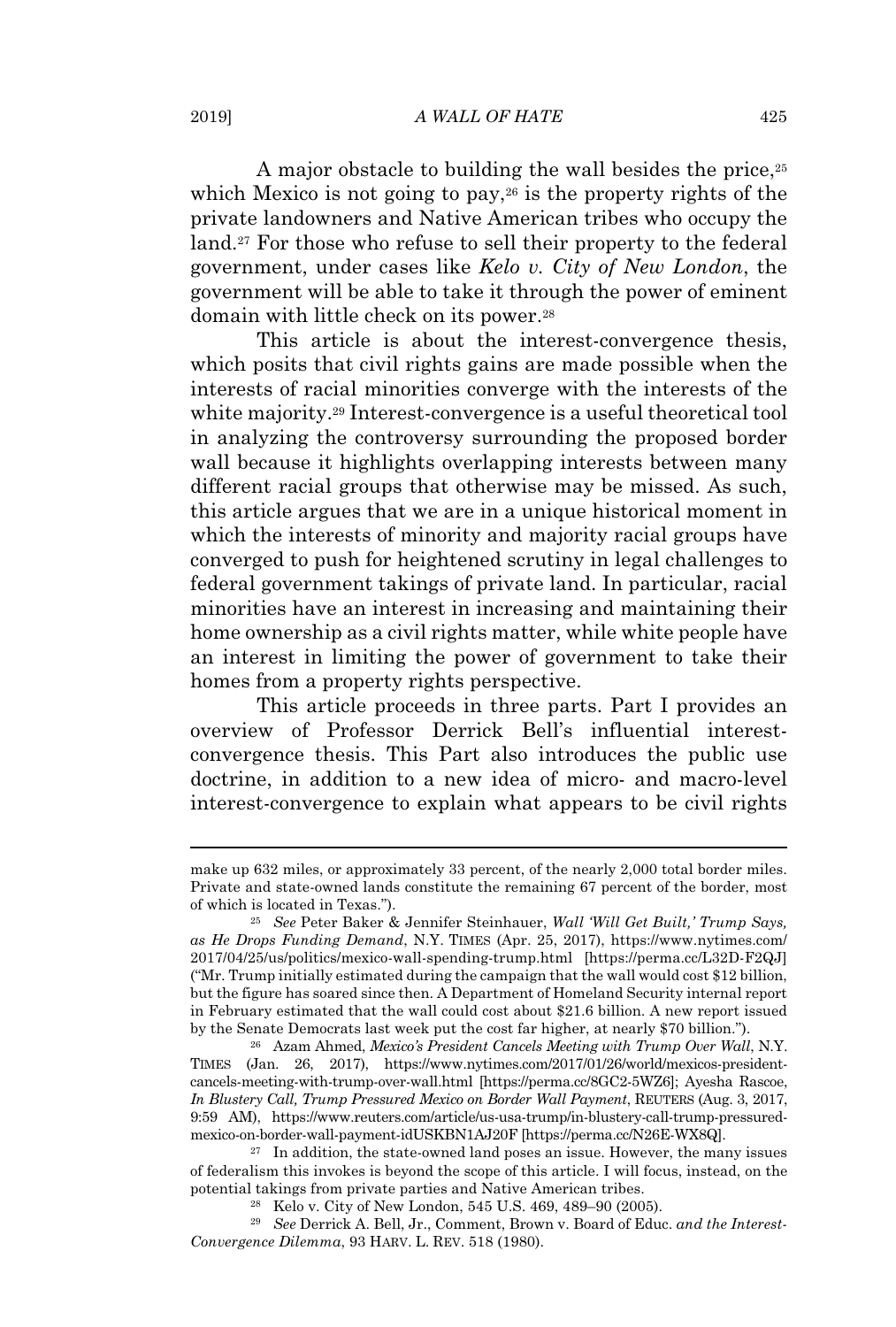A major obstacle to building the wall besides the price,[25] which Mexico is not going to pay,[26] is the property rights of the private landowners and Native American tribes who occupy the land.[27] For those who refuse to sell their property to the federal government, under cases like *Kelo v. City of New London*, the government will be able to take it through the power of eminent domain with little check on its power.[28]

This article is about the interest-convergence thesis, which posits that civil rights gains are made possible when the interests of racial minorities converge with the interests of the white majority.[29] Interest-convergence is a useful theoretical tool in analyzing the controversy surrounding the proposed border wall because it highlights overlapping interests between many different racial groups that otherwise may be missed. As such, this article argues that we are in a unique historical moment in which the interests of minority and majority racial groups have converged to push for heightened scrutiny in legal challenges to federal government takings of private land. In particular, racial minorities have an interest in increasing and maintaining their home ownership as a civil rights matter, while white people have an interest in limiting the power of government to take their homes from a property rights perspective.

This article proceeds in three parts. Part I provides an overview of Professor Derrick Bell's influential interest-convergence thesis. This Part also introduces the public use doctrine, in addition to a new idea of micro- and macro-level interest-convergence to explain what appears to be civil rights

---

make up 632 miles, or approximately 33 percent, of the nearly 2,000 total border miles. Private and state-owned lands constitute the remaining 67 percent of the border, most of which is located in Texas.").

[25] *See* Peter Baker & Jennifer Steinhauer, *Wall 'Will Get Built,' Trump Says, as He Drops Funding Demand*, N.Y. TIMES (Apr. 25, 2017), https://www.nytimes.com/2017/04/25/us/politics/mexico-wall-spending-trump.html [https://perma.cc/L32D-F2QJ] ("Mr. Trump initially estimated during the campaign that the wall would cost $12 billion, but the figure has soared since then. A Department of Homeland Security internal report in February estimated that the wall could cost about $21.6 billion. A new report issued by the Senate Democrats last week put the cost far higher, at nearly $70 billion.").

[26] Azam Ahmed, *Mexico's President Cancels Meeting with Trump Over Wall*, N.Y. TIMES (Jan. 26, 2017), https://www.nytimes.com/2017/01/26/world/mexicos-president-cancels-meeting-with-trump-over-wall.html [https://perma.cc/8GC2-5WZ6]; Ayesha Rascoe, *In Blustery Call, Trump Pressured Mexico on Border Wall Payment*, REUTERS (Aug. 3, 2017, 9:59 AM), https://www.reuters.com/article/us-usa-trump/in-blustery-call-trump-pressured-mexico-on-border-wall-payment-idUSKBN1AJ20F [https://perma.cc/N26E-WX8Q].

[27] In addition, the state-owned land poses an issue. However, the many issues of federalism this invokes is beyond the scope of this article. I will focus, instead, on the potential takings from private parties and Native American tribes.

[28] Kelo v. City of New London, 545 U.S. 469, 489–90 (2005).

[29] *See* Derrick A. Bell, Jr., Comment, Brown v. Board of Educ. *and the Interest-Convergence Dilemma*, 93 HARV. L. REV. 518 (1980).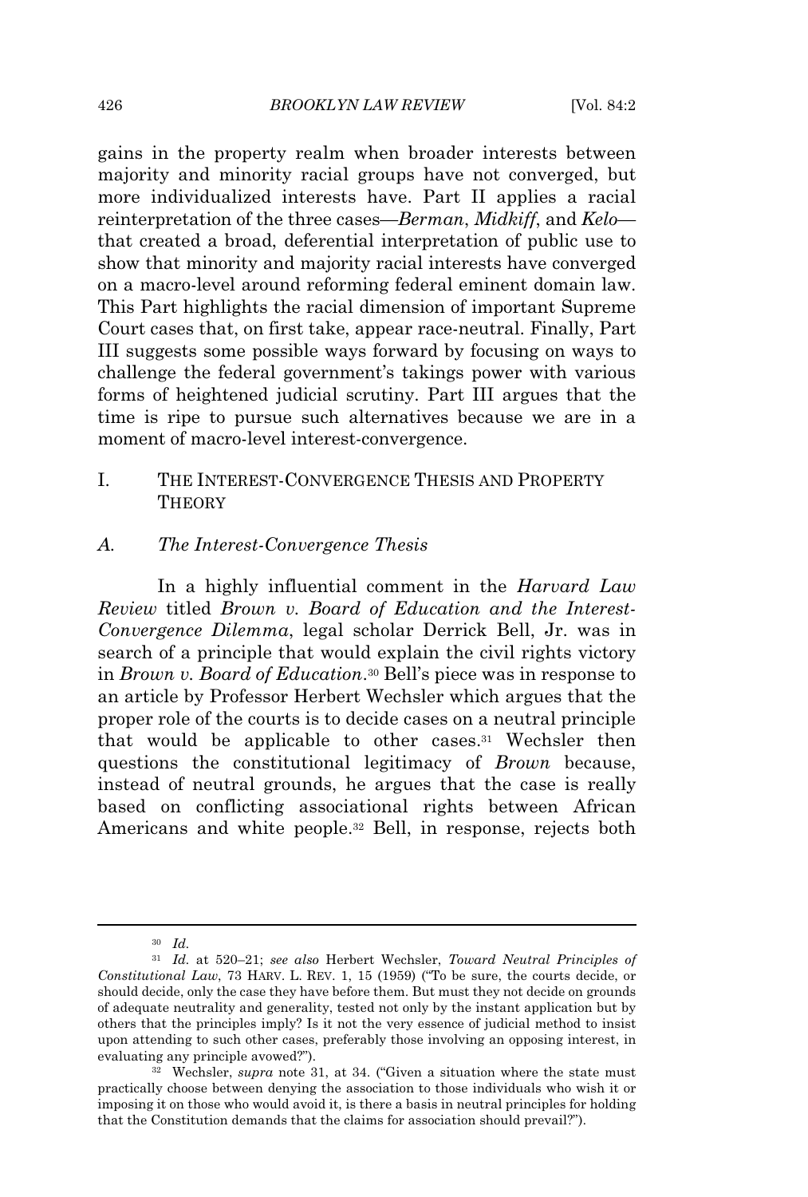gains in the property realm when broader interests between majority and minority racial groups have not converged, but more individualized interests have. Part II applies a racial reinterpretation of the three cases—*Berman*, *Midkiff*, and *Kelo*—that created a broad, deferential interpretation of public use to show that minority and majority racial interests have converged on a macro-level around reforming federal eminent domain law. This Part highlights the racial dimension of important Supreme Court cases that, on first take, appear race-neutral. Finally, Part III suggests some possible ways forward by focusing on ways to challenge the federal government's takings power with various forms of heightened judicial scrutiny. Part III argues that the time is ripe to pursue such alternatives because we are in a moment of macro-level interest-convergence.

## I. THE INTEREST-CONVERGENCE THESIS AND PROPERTY THEORY

### A. *The Interest-Convergence Thesis*

In a highly influential comment in the *Harvard Law Review* titled *Brown v. Board of Education and the Interest-Convergence Dilemma*, legal scholar Derrick Bell, Jr. was in search of a principle that would explain the civil rights victory in *Brown v. Board of Education*.[30] Bell's piece was in response to an article by Professor Herbert Wechsler which argues that the proper role of the courts is to decide cases on a neutral principle that would be applicable to other cases.[31] Wechsler then questions the constitutional legitimacy of *Brown* because, instead of neutral grounds, he argues that the case is really based on conflicting associational rights between African Americans and white people.[32] Bell, in response, rejects both

---

[30] *Id.*

[31] *Id.* at 520–21; *see also* Herbert Wechsler, *Toward Neutral Principles of Constitutional Law*, 73 HARV. L. REV. 1, 15 (1959) ("To be sure, the courts decide, or should decide, only the case they have before them. But must they not decide on grounds of adequate neutrality and generality, tested not only by the instant application but by others that the principles imply? Is it not the very essence of judicial method to insist upon attending to such other cases, preferably those involving an opposing interest, in evaluating any principle avowed?").

[32] Wechsler, *supra* note 31, at 34. ("Given a situation where the state must practically choose between denying the association to those individuals who wish it or imposing it on those who would avoid it, is there a basis in neutral principles for holding that the Constitution demands that the claims for association should prevail?").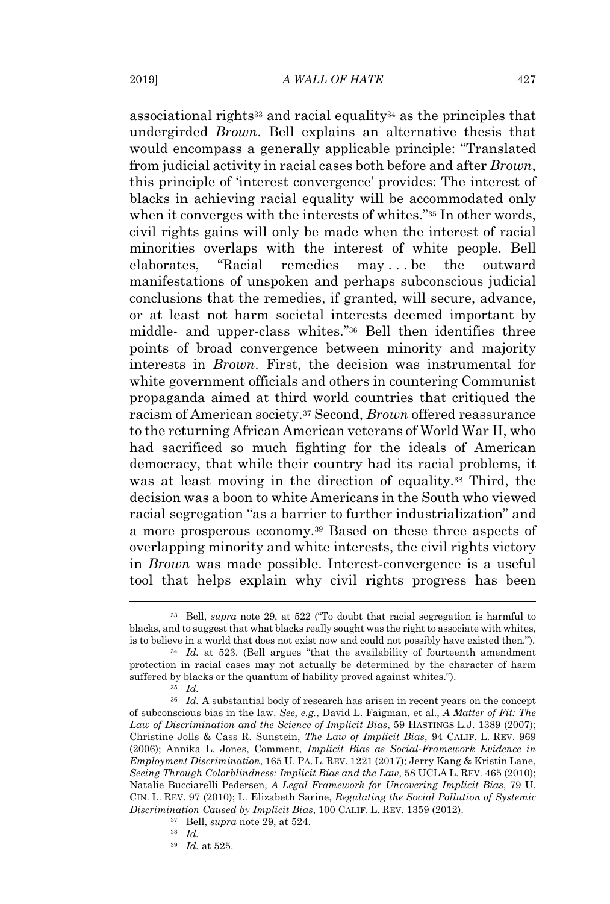associational rights[33] and racial equality[34] as the principles that undergirded *Brown*. Bell explains an alternative thesis that would encompass a generally applicable principle: "Translated from judicial activity in racial cases both before and after *Brown*, this principle of 'interest convergence' provides: The interest of blacks in achieving racial equality will be accommodated only when it converges with the interests of whites."[35] In other words, civil rights gains will only be made when the interest of racial minorities overlaps with the interest of white people. Bell elaborates, "Racial remedies may . . . be the outward manifestations of unspoken and perhaps subconscious judicial conclusions that the remedies, if granted, will secure, advance, or at least not harm societal interests deemed important by middle- and upper-class whites."[36] Bell then identifies three points of broad convergence between minority and majority interests in *Brown*. First, the decision was instrumental for white government officials and others in countering Communist propaganda aimed at third world countries that critiqued the racism of American society.[37] Second, *Brown* offered reassurance to the returning African American veterans of World War II, who had sacrificed so much fighting for the ideals of American democracy, that while their country had its racial problems, it was at least moving in the direction of equality.[38] Third, the decision was a boon to white Americans in the South who viewed racial segregation "as a barrier to further industrialization" and a more prosperous economy.[39] Based on these three aspects of overlapping minority and white interests, the civil rights victory in *Brown* was made possible. Interest-convergence is a useful tool that helps explain why civil rights progress has been

---

[33] Bell, *supra* note 29, at 522 ("To doubt that racial segregation is harmful to blacks, and to suggest that what blacks really sought was the right to associate with whites, is to believe in a world that does not exist now and could not possibly have existed then.").

[34] *Id.* at 523. (Bell argues "that the availability of fourteenth amendment protection in racial cases may not actually be determined by the character of harm suffered by blacks or the quantum of liability proved against whites.").

[35] *Id.*

[36] *Id.* A substantial body of research has arisen in recent years on the concept of subconscious bias in the law. *See, e.g.*, David L. Faigman, et al., *A Matter of Fit: The Law of Discrimination and the Science of Implicit Bias*, 59 HASTINGS L.J. 1389 (2007); Christine Jolls & Cass R. Sunstein, *The Law of Implicit Bias*, 94 CALIF. L. REV. 969 (2006); Annika L. Jones, Comment, *Implicit Bias as Social-Framework Evidence in Employment Discrimination*, 165 U. PA. L. REV. 1221 (2017); Jerry Kang & Kristin Lane, *Seeing Through Colorblindness: Implicit Bias and the Law*, 58 UCLA L. REV. 465 (2010); Natalie Bucciarelli Pedersen, *A Legal Framework for Uncovering Implicit Bias*, 79 U. CIN. L. REV. 97 (2010); L. Elizabeth Sarine, *Regulating the Social Pollution of Systemic Discrimination Caused by Implicit Bias*, 100 CALIF. L. REV. 1359 (2012).

[37] Bell, *supra* note 29, at 524.

[38] *Id.*

[39] *Id.* at 525.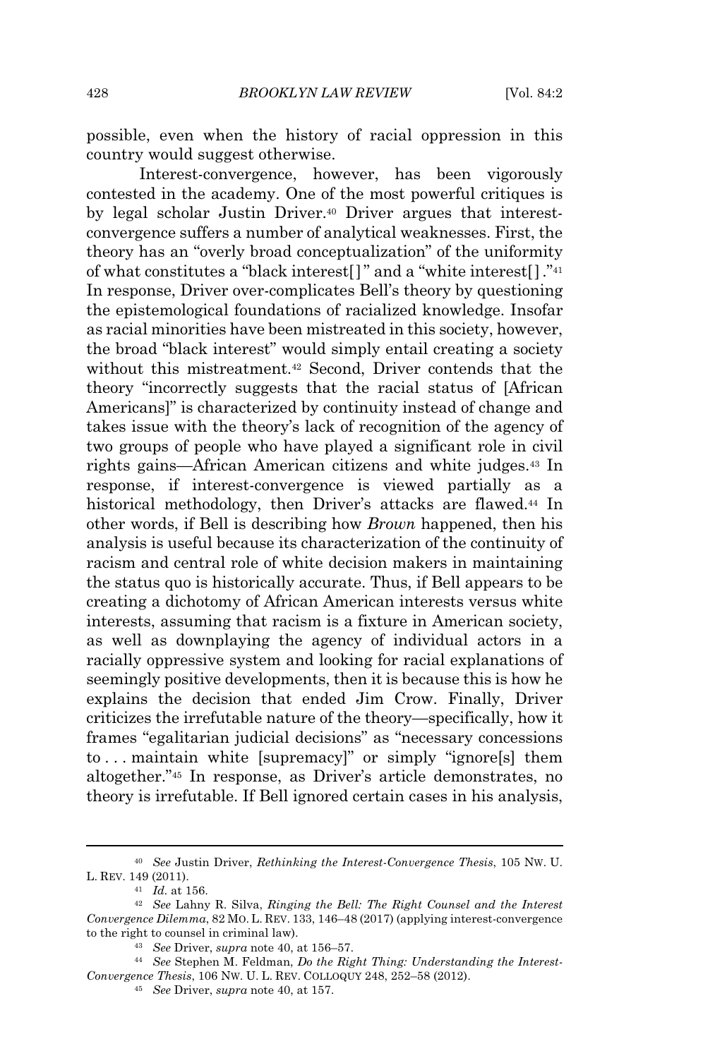possible, even when the history of racial oppression in this country would suggest otherwise.

Interest-convergence, however, has been vigorously contested in the academy. One of the most powerful critiques is by legal scholar Justin Driver.[40] Driver argues that interest-convergence suffers a number of analytical weaknesses. First, the theory has an "overly broad conceptualization" of the uniformity of what constitutes a "black interest[ ]" and a "white interest[ ]."[41] In response, Driver over-complicates Bell's theory by questioning the epistemological foundations of racialized knowledge. Insofar as racial minorities have been mistreated in this society, however, the broad "black interest" would simply entail creating a society without this mistreatment.[42] Second, Driver contends that the theory "incorrectly suggests that the racial status of [African Americans]" is characterized by continuity instead of change and takes issue with the theory's lack of recognition of the agency of two groups of people who have played a significant role in civil rights gains—African American citizens and white judges.[43] In response, if interest-convergence is viewed partially as a historical methodology, then Driver's attacks are flawed.[44] In other words, if Bell is describing how *Brown* happened, then his analysis is useful because its characterization of the continuity of racism and central role of white decision makers in maintaining the status quo is historically accurate. Thus, if Bell appears to be creating a dichotomy of African American interests versus white interests, assuming that racism is a fixture in American society, as well as downplaying the agency of individual actors in a racially oppressive system and looking for racial explanations of seemingly positive developments, then it is because this is how he explains the decision that ended Jim Crow. Finally, Driver criticizes the irrefutable nature of the theory—specifically, how it frames "egalitarian judicial decisions" as "necessary concessions to . . . maintain white [supremacy]" or simply "ignore[s] them altogether."[45] In response, as Driver's article demonstrates, no theory is irrefutable. If Bell ignored certain cases in his analysis,

---

[40] *See* Justin Driver, *Rethinking the Interest-Convergence Thesis*, 105 NW. U. L. REV. 149 (2011).

[41] *Id.* at 156.

[42] *See* Lahny R. Silva, *Ringing the Bell: The Right Counsel and the Interest Convergence Dilemma*, 82 MO. L. REV. 133, 146–48 (2017) (applying interest-convergence to the right to counsel in criminal law).

[43] *See* Driver, *supra* note 40, at 156–57.

[44] *See* Stephen M. Feldman, *Do the Right Thing: Understanding the Interest-Convergence Thesis*, 106 NW. U. L. REV. COLLOQUY 248, 252–58 (2012).

[45] *See* Driver, *supra* note 40, at 157.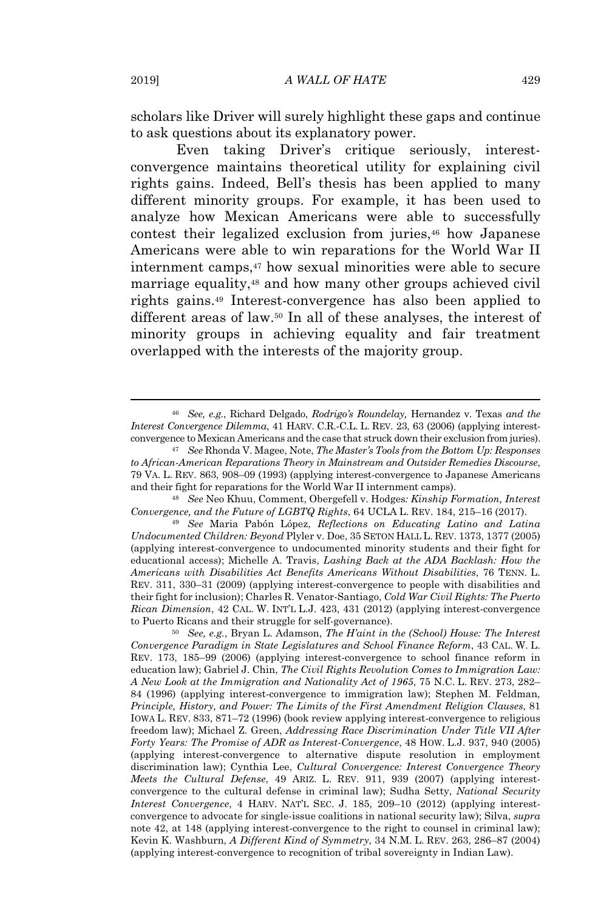scholars like Driver will surely highlight these gaps and continue to ask questions about its explanatory power.

Even taking Driver's critique seriously, interest-convergence maintains theoretical utility for explaining civil rights gains. Indeed, Bell's thesis has been applied to many different minority groups. For example, it has been used to analyze how Mexican Americans were able to successfully contest their legalized exclusion from juries,[46] how Japanese Americans were able to win reparations for the World War II internment camps,[47] how sexual minorities were able to secure marriage equality,[48] and how many other groups achieved civil rights gains.[49] Interest-convergence has also been applied to different areas of law.[50] In all of these analyses, the interest of minority groups in achieving equality and fair treatment overlapped with the interests of the majority group.

---

[46] *See, e.g.*, Richard Delgado, *Rodrigo's Roundelay,* Hernandez v. Texas *and the Interest Convergence Dilemma*, 41 HARV. C.R.-C.L. L. REV. 23, 63 (2006) (applying interest-convergence to Mexican Americans and the case that struck down their exclusion from juries).

[47] *See* Rhonda V. Magee, Note, *The Master's Tools from the Bottom Up: Responses to African-American Reparations Theory in Mainstream and Outsider Remedies Discourse*, 79 VA. L. REV. 863, 908–09 (1993) (applying interest-convergence to Japanese Americans and their fight for reparations for the World War II internment camps).

[48] *See* Neo Khuu, Comment, Obergefell v. Hodges*: Kinship Formation, Interest Convergence, and the Future of LGBTQ Rights*, 64 UCLA L. REV. 184, 215–16 (2017).

[49] *See* Maria Pabón López, *Reflections on Educating Latino and Latina Undocumented Children: Beyond* Plyler v. Doe, 35 SETON HALL L. REV. 1373, 1377 (2005) (applying interest-convergence to undocumented minority students and their fight for educational access); Michelle A. Travis, *Lashing Back at the ADA Backlash: How the Americans with Disabilities Act Benefits Americans Without Disabilities*, 76 TENN. L. REV. 311, 330–31 (2009) (applying interest-convergence to people with disabilities and their fight for inclusion); Charles R. Venator-Santiago, *Cold War Civil Rights: The Puerto Rican Dimension*, 42 CAL. W. INT'L L.J. 423, 431 (2012) (applying interest-convergence to Puerto Ricans and their struggle for self-governance).

[50] *See, e.g.*, Bryan L. Adamson, *The H'aint in the (School) House: The Interest Convergence Paradigm in State Legislatures and School Finance Reform*, 43 CAL. W. L. REV. 173, 185–99 (2006) (applying interest-convergence to school finance reform in education law); Gabriel J. Chin, *The Civil Rights Revolution Comes to Immigration Law: A New Look at the Immigration and Nationality Act of 1965*, 75 N.C. L. REV. 273, 282–84 (1996) (applying interest-convergence to immigration law); Stephen M. Feldman, *Principle, History, and Power: The Limits of the First Amendment Religion Clauses*, 81 IOWA L. REV. 833, 871–72 (1996) (book review applying interest-convergence to religious freedom law); Michael Z. Green, *Addressing Race Discrimination Under Title VII After Forty Years: The Promise of ADR as Interest-Convergence*, 48 HOW. L.J. 937, 940 (2005) (applying interest-convergence to alternative dispute resolution in employment discrimination law); Cynthia Lee, *Cultural Convergence: Interest Convergence Theory Meets the Cultural Defense*, 49 ARIZ. L. REV. 911, 939 (2007) (applying interest-convergence to the cultural defense in criminal law); Sudha Setty, *National Security Interest Convergence*, 4 HARV. NAT'L SEC. J. 185, 209–10 (2012) (applying interest-convergence to advocate for single-issue coalitions in national security law); Silva, *supra* note 42, at 148 (applying interest-convergence to the right to counsel in criminal law); Kevin K. Washburn, *A Different Kind of Symmetry*, 34 N.M. L. REV. 263, 286–87 (2004) (applying interest-convergence to recognition of tribal sovereignty in Indian Law).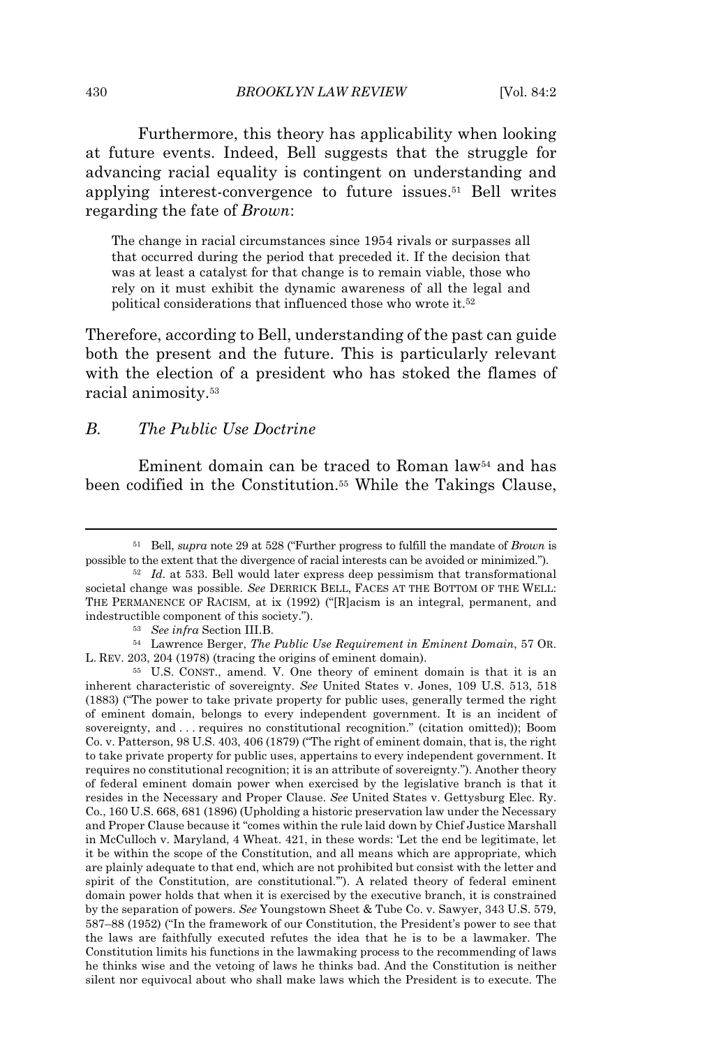Furthermore, this theory has applicability when looking at future events. Indeed, Bell suggests that the struggle for advancing racial equality is contingent on understanding and applying interest-convergence to future issues.[51] Bell writes regarding the fate of *Brown*:

> The change in racial circumstances since 1954 rivals or surpasses all that occurred during the period that preceded it. If the decision that was at least a catalyst for that change is to remain viable, those who rely on it must exhibit the dynamic awareness of all the legal and political considerations that influenced those who wrote it.[52]

Therefore, according to Bell, understanding of the past can guide both the present and the future. This is particularly relevant with the election of a president who has stoked the flames of racial animosity.[53]

### B. *The Public Use Doctrine*

Eminent domain can be traced to Roman law[54] and has been codified in the Constitution.[55] While the Takings Clause,

---

[51] Bell, *supra* note 29 at 528 ("Further progress to fulfill the mandate of *Brown* is possible to the extent that the divergence of racial interests can be avoided or minimized.").

[52] *Id.* at 533. Bell would later express deep pessimism that transformational societal change was possible. *See* DERRICK BELL, FACES AT THE BOTTOM OF THE WELL: THE PERMANENCE OF RACISM, at ix (1992) ("[R]acism is an integral, permanent, and indestructible component of this society.").

[53] *See infra* Section III.B.

[54] Lawrence Berger, *The Public Use Requirement in Eminent Domain*, 57 OR. L. REV. 203, 204 (1978) (tracing the origins of eminent domain).

[55] U.S. CONST., amend. V. One theory of eminent domain is that it is an inherent characteristic of sovereignty. *See* United States v. Jones, 109 U.S. 513, 518 (1883) ("The power to take private property for public uses, generally termed the right of eminent domain, belongs to every independent government. It is an incident of sovereignty, and . . . requires no constitutional recognition." (citation omitted)); Boom Co. v. Patterson, 98 U.S. 403, 406 (1879) ("The right of eminent domain, that is, the right to take private property for public uses, appertains to every independent government. It requires no constitutional recognition; it is an attribute of sovereignty."). Another theory of federal eminent domain power when exercised by the legislative branch is that it resides in the Necessary and Proper Clause. *See* United States v. Gettysburg Elec. Ry. Co., 160 U.S. 668, 681 (1896) (Upholding a historic preservation law under the Necessary and Proper Clause because it "comes within the rule laid down by Chief Justice Marshall in McCulloch v. Maryland, 4 Wheat. 421, in these words: 'Let the end be legitimate, let it be within the scope of the Constitution, and all means which are appropriate, which are plainly adequate to that end, which are not prohibited but consist with the letter and spirit of the Constitution, are constitutional.'"). A related theory of federal eminent domain power holds that when it is exercised by the executive branch, it is constrained by the separation of powers. *See* Youngstown Sheet & Tube Co. v. Sawyer, 343 U.S. 579, 587–88 (1952) ("In the framework of our Constitution, the President's power to see that the laws are faithfully executed refutes the idea that he is to be a lawmaker. The Constitution limits his functions in the lawmaking process to the recommending of laws he thinks wise and the vetoing of laws he thinks bad. And the Constitution is neither silent nor equivocal about who shall make laws which the President is to execute. The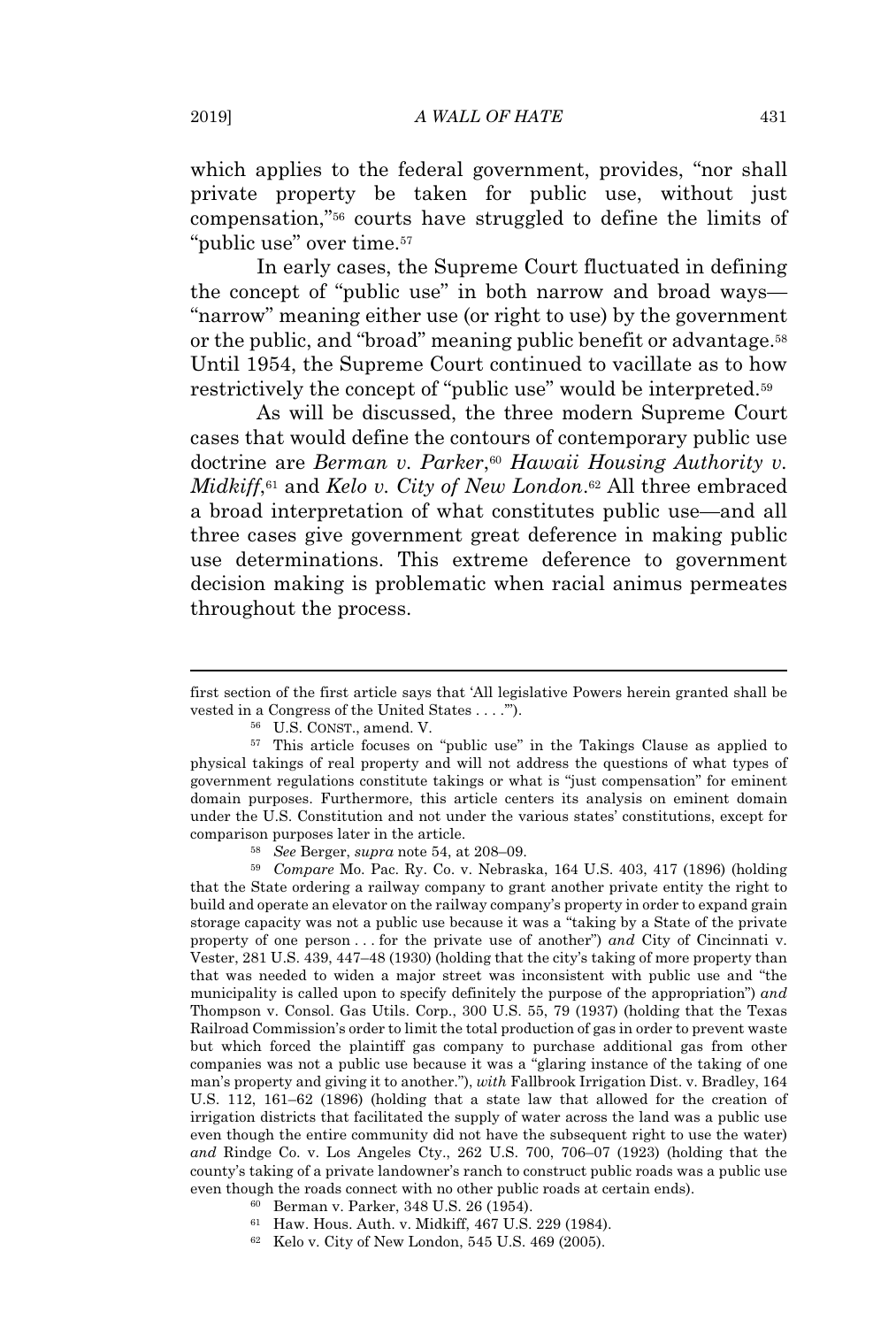which applies to the federal government, provides, "nor shall private property be taken for public use, without just compensation,"[56] courts have struggled to define the limits of "public use" over time.[57]

In early cases, the Supreme Court fluctuated in defining the concept of "public use" in both narrow and broad ways—"narrow" meaning either use (or right to use) by the government or the public, and "broad" meaning public benefit or advantage.[58] Until 1954, the Supreme Court continued to vacillate as to how restrictively the concept of "public use" would be interpreted.[59]

As will be discussed, the three modern Supreme Court cases that would define the contours of contemporary public use doctrine are *Berman v. Parker*,[60] *Hawaii Housing Authority v. Midkiff*,[61] and *Kelo v. City of New London*.[62] All three embraced a broad interpretation of what constitutes public use—and all three cases give government great deference in making public use determinations. This extreme deference to government decision making is problematic when racial animus permeates throughout the process.

---

first section of the first article says that 'All legislative Powers herein granted shall be vested in a Congress of the United States . . . .'").

[56] U.S. CONST., amend. V.

[57] This article focuses on "public use" in the Takings Clause as applied to physical takings of real property and will not address the questions of what types of government regulations constitute takings or what is "just compensation" for eminent domain purposes. Furthermore, this article centers its analysis on eminent domain under the U.S. Constitution and not under the various states' constitutions, except for comparison purposes later in the article.

[58] *See* Berger, *supra* note 54, at 208–09.

[59] *Compare* Mo. Pac. Ry. Co. v. Nebraska, 164 U.S. 403, 417 (1896) (holding that the State ordering a railway company to grant another private entity the right to build and operate an elevator on the railway company's property in order to expand grain storage capacity was not a public use because it was a "taking by a State of the private property of one person . . . for the private use of another") *and* City of Cincinnati v. Vester, 281 U.S. 439, 447–48 (1930) (holding that the city's taking of more property than that was needed to widen a major street was inconsistent with public use and "the municipality is called upon to specify definitely the purpose of the appropriation") *and* Thompson v. Consol. Gas Utils. Corp., 300 U.S. 55, 79 (1937) (holding that the Texas Railroad Commission's order to limit the total production of gas in order to prevent waste but which forced the plaintiff gas company to purchase additional gas from other companies was not a public use because it was a "glaring instance of the taking of one man's property and giving it to another."), *with* Fallbrook Irrigation Dist. v. Bradley, 164 U.S. 112, 161–62 (1896) (holding that a state law that allowed for the creation of irrigation districts that facilitated the supply of water across the land was a public use even though the entire community did not have the subsequent right to use the water) *and* Rindge Co. v. Los Angeles Cty., 262 U.S. 700, 706–07 (1923) (holding that the county's taking of a private landowner's ranch to construct public roads was a public use even though the roads connect with no other public roads at certain ends).

[60] Berman v. Parker, 348 U.S. 26 (1954).

[61] Haw. Hous. Auth. v. Midkiff, 467 U.S. 229 (1984).

[62] Kelo v. City of New London, 545 U.S. 469 (2005).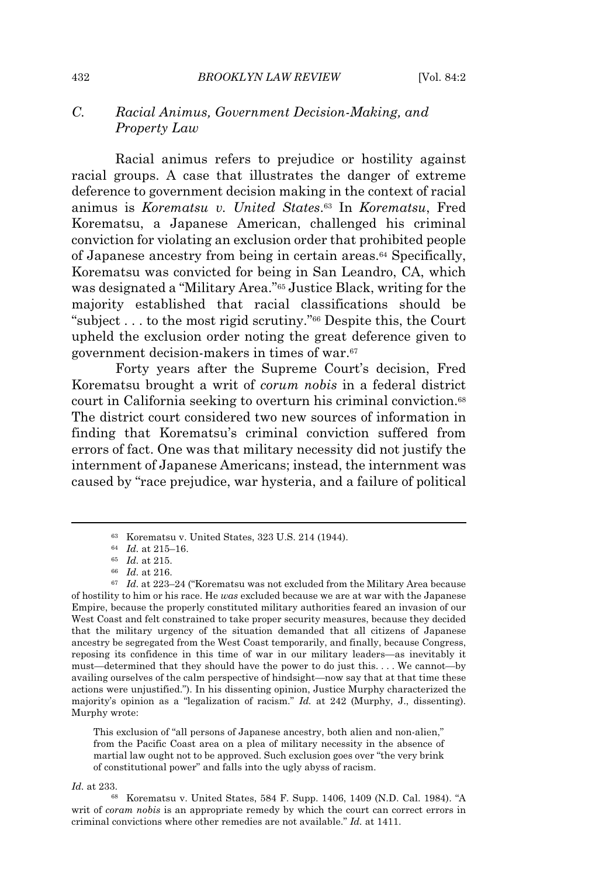### C. *Racial Animus, Government Decision-Making, and Property Law*

Racial animus refers to prejudice or hostility against racial groups. A case that illustrates the danger of extreme deference to government decision making in the context of racial animus is *Korematsu v. United States*.[63] In *Korematsu*, Fred Korematsu, a Japanese American, challenged his criminal conviction for violating an exclusion order that prohibited people of Japanese ancestry from being in certain areas.[64] Specifically, Korematsu was convicted for being in San Leandro, CA, which was designated a "Military Area."[65] Justice Black, writing for the majority established that racial classifications should be "subject . . . to the most rigid scrutiny."[66] Despite this, the Court upheld the exclusion order noting the great deference given to government decision-makers in times of war.[67]

Forty years after the Supreme Court's decision, Fred Korematsu brought a writ of *corum nobis* in a federal district court in California seeking to overturn his criminal conviction.[68] The district court considered two new sources of information in finding that Korematsu's criminal conviction suffered from errors of fact. One was that military necessity did not justify the internment of Japanese Americans; instead, the internment was caused by "race prejudice, war hysteria, and a failure of political

---

[63] Korematsu v. United States, 323 U.S. 214 (1944).

[64] *Id.* at 215–16.

[65] *Id.* at 215.

[66] *Id.* at 216.

[67] *Id.* at 223–24 ("Korematsu was not excluded from the Military Area because of hostility to him or his race. He *was* excluded because we are at war with the Japanese Empire, because the properly constituted military authorities feared an invasion of our West Coast and felt constrained to take proper security measures, because they decided that the military urgency of the situation demanded that all citizens of Japanese ancestry be segregated from the West Coast temporarily, and finally, because Congress, reposing its confidence in this time of war in our military leaders—as inevitably it must—determined that they should have the power to do just this. . . . We cannot—by availing ourselves of the calm perspective of hindsight—now say that at that time these actions were unjustified."). In his dissenting opinion, Justice Murphy characterized the majority's opinion as a "legalization of racism." *Id.* at 242 (Murphy, J., dissenting). Murphy wrote:

> This exclusion of "all persons of Japanese ancestry, both alien and non-alien," from the Pacific Coast area on a plea of military necessity in the absence of martial law ought not to be approved. Such exclusion goes over "the very brink of constitutional power" and falls into the ugly abyss of racism.

*Id.* at 233.

[68] Korematsu v. United States, 584 F. Supp. 1406, 1409 (N.D. Cal. 1984). "A writ of *coram nobis* is an appropriate remedy by which the court can correct errors in criminal convictions where other remedies are not available." *Id.* at 1411.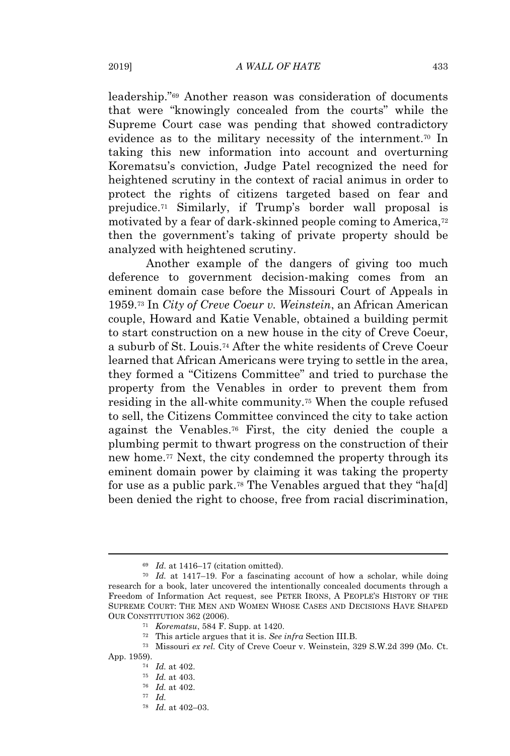leadership."[69] Another reason was consideration of documents that were "knowingly concealed from the courts" while the Supreme Court case was pending that showed contradictory evidence as to the military necessity of the internment.[70] In taking this new information into account and overturning Korematsu's conviction, Judge Patel recognized the need for heightened scrutiny in the context of racial animus in order to protect the rights of citizens targeted based on fear and prejudice.[71] Similarly, if Trump's border wall proposal is motivated by a fear of dark-skinned people coming to America,[72] then the government's taking of private property should be analyzed with heightened scrutiny.

Another example of the dangers of giving too much deference to government decision-making comes from an eminent domain case before the Missouri Court of Appeals in 1959.[73] In *City of Creve Coeur v. Weinstein*, an African American couple, Howard and Katie Venable, obtained a building permit to start construction on a new house in the city of Creve Coeur, a suburb of St. Louis.[74] After the white residents of Creve Coeur learned that African Americans were trying to settle in the area, they formed a "Citizens Committee" and tried to purchase the property from the Venables in order to prevent them from residing in the all-white community.[75] When the couple refused to sell, the Citizens Committee convinced the city to take action against the Venables.[76] First, the city denied the couple a plumbing permit to thwart progress on the construction of their new home.[77] Next, the city condemned the property through its eminent domain power by claiming it was taking the property for use as a public park.[78] The Venables argued that they "ha[d] been denied the right to choose, free from racial discrimination,

---

[69] *Id.* at 1416–17 (citation omitted).

[70] *Id.* at 1417–19. For a fascinating account of how a scholar, while doing research for a book, later uncovered the intentionally concealed documents through a Freedom of Information Act request, see PETER IRONS, A PEOPLE'S HISTORY OF THE SUPREME COURT: THE MEN AND WOMEN WHOSE CASES AND DECISIONS HAVE SHAPED OUR CONSTITUTION 362 (2006).

[71] *Korematsu*, 584 F. Supp. at 1420.

[72] This article argues that it is. *See infra* Section III.B.

[73] Missouri *ex rel.* City of Creve Coeur v. Weinstein, 329 S.W.2d 399 (Mo. Ct. App. 1959).

[74] *Id.* at 402.

[75] *Id.* at 403.

[76] *Id.* at 402.

[77] *Id.*

[78] *Id.* at 402–03.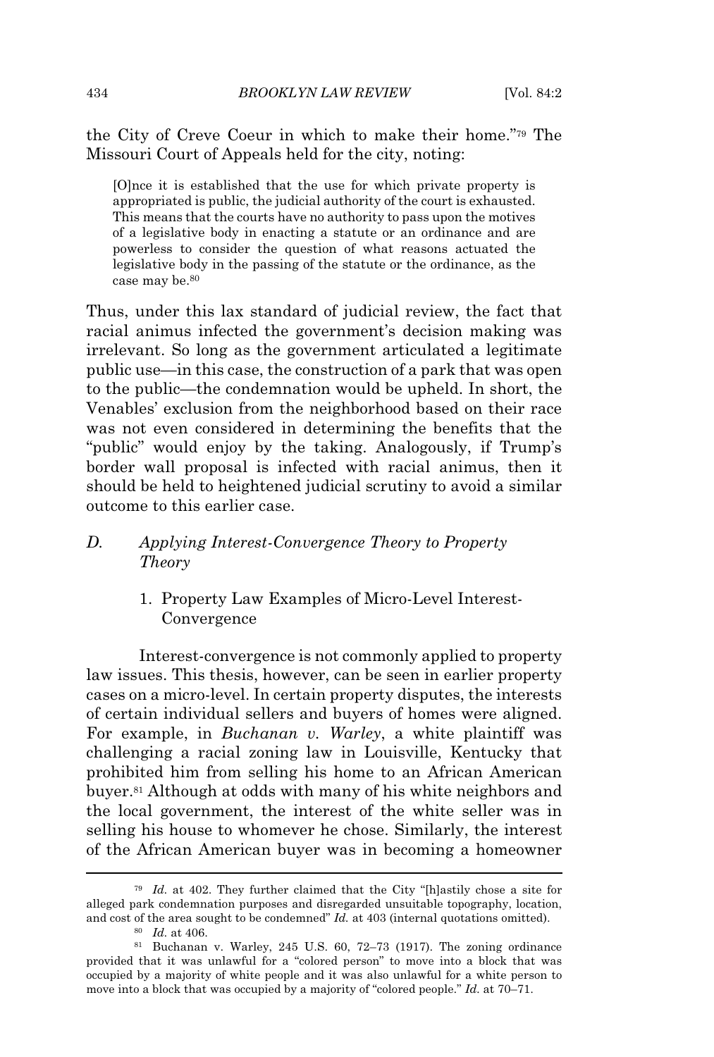the City of Creve Coeur in which to make their home."[79] The Missouri Court of Appeals held for the city, noting:

> [O]nce it is established that the use for which private property is appropriated is public, the judicial authority of the court is exhausted. This means that the courts have no authority to pass upon the motives of a legislative body in enacting a statute or an ordinance and are powerless to consider the question of what reasons actuated the legislative body in the passing of the statute or the ordinance, as the case may be.[80]

Thus, under this lax standard of judicial review, the fact that racial animus infected the government's decision making was irrelevant. So long as the government articulated a legitimate public use—in this case, the construction of a park that was open to the public—the condemnation would be upheld. In short, the Venables' exclusion from the neighborhood based on their race was not even considered in determining the benefits that the "public" would enjoy by the taking. Analogously, if Trump's border wall proposal is infected with racial animus, then it should be held to heightened judicial scrutiny to avoid a similar outcome to this earlier case.

### D. *Applying Interest-Convergence Theory to Property Theory*

#### 1. Property Law Examples of Micro-Level Interest-Convergence

Interest-convergence is not commonly applied to property law issues. This thesis, however, can be seen in earlier property cases on a micro-level. In certain property disputes, the interests of certain individual sellers and buyers of homes were aligned. For example, in *Buchanan v. Warley*, a white plaintiff was challenging a racial zoning law in Louisville, Kentucky that prohibited him from selling his home to an African American buyer.[81] Although at odds with many of his white neighbors and the local government, the interest of the white seller was in selling his house to whomever he chose. Similarly, the interest of the African American buyer was in becoming a homeowner

---

[79] *Id.* at 402. They further claimed that the City "[h]astily chose a site for alleged park condemnation purposes and disregarded unsuitable topography, location, and cost of the area sought to be condemned" *Id.* at 403 (internal quotations omitted).

[80] *Id.* at 406.

[81] Buchanan v. Warley, 245 U.S. 60, 72–73 (1917). The zoning ordinance provided that it was unlawful for a "colored person" to move into a block that was occupied by a majority of white people and it was also unlawful for a white person to move into a block that was occupied by a majority of "colored people." *Id.* at 70–71.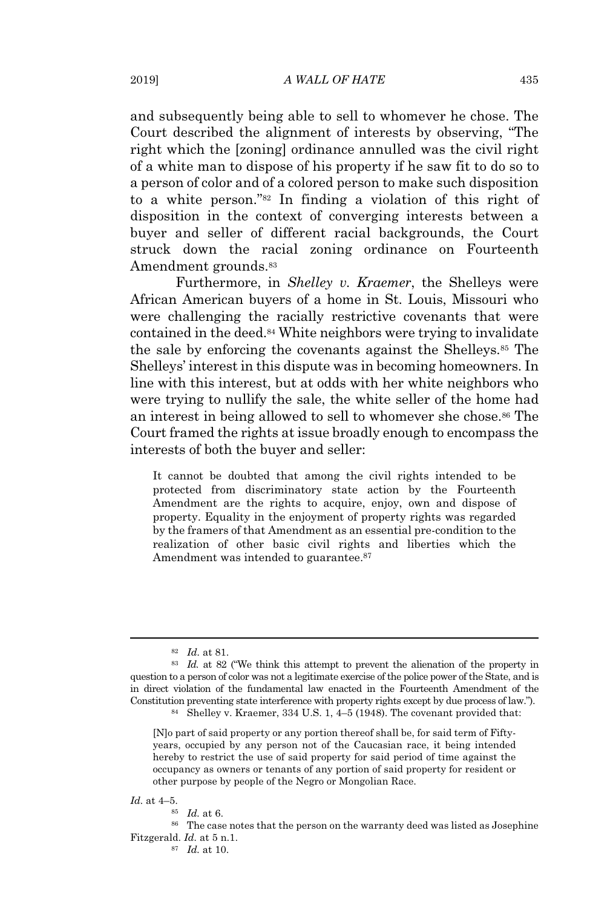and subsequently being able to sell to whomever he chose. The Court described the alignment of interests by observing, "The right which the [zoning] ordinance annulled was the civil right of a white man to dispose of his property if he saw fit to do so to a person of color and of a colored person to make such disposition to a white person."[82] In finding a violation of this right of disposition in the context of converging interests between a buyer and seller of different racial backgrounds, the Court struck down the racial zoning ordinance on Fourteenth Amendment grounds.[83]

Furthermore, in *Shelley v. Kraemer*, the Shelleys were African American buyers of a home in St. Louis, Missouri who were challenging the racially restrictive covenants that were contained in the deed.[84] White neighbors were trying to invalidate the sale by enforcing the covenants against the Shelleys.[85] The Shelleys' interest in this dispute was in becoming homeowners. In line with this interest, but at odds with her white neighbors who were trying to nullify the sale, the white seller of the home had an interest in being allowed to sell to whomever she chose.[86] The Court framed the rights at issue broadly enough to encompass the interests of both the buyer and seller:

> It cannot be doubted that among the civil rights intended to be protected from discriminatory state action by the Fourteenth Amendment are the rights to acquire, enjoy, own and dispose of property. Equality in the enjoyment of property rights was regarded by the framers of that Amendment as an essential pre-condition to the realization of other basic civil rights and liberties which the Amendment was intended to guarantee.[87]

---

[82] *Id.* at 81.

[83] *Id.* at 82 ("We think this attempt to prevent the alienation of the property in question to a person of color was not a legitimate exercise of the police power of the State, and is in direct violation of the fundamental law enacted in the Fourteenth Amendment of the Constitution preventing state interference with property rights except by due process of law.").

[84] Shelley v. Kraemer, 334 U.S. 1, 4–5 (1948). The covenant provided that:

> [N]o part of said property or any portion thereof shall be, for said term of Fifty-years, occupied by any person not of the Caucasian race, it being intended hereby to restrict the use of said property for said period of time against the occupancy as owners or tenants of any portion of said property for resident or other purpose by people of the Negro or Mongolian Race.

*Id.* at 4–5.

[85] *Id.* at 6.

[86] The case notes that the person on the warranty deed was listed as Josephine Fitzgerald. *Id.* at 5 n.1.

[87] *Id.* at 10.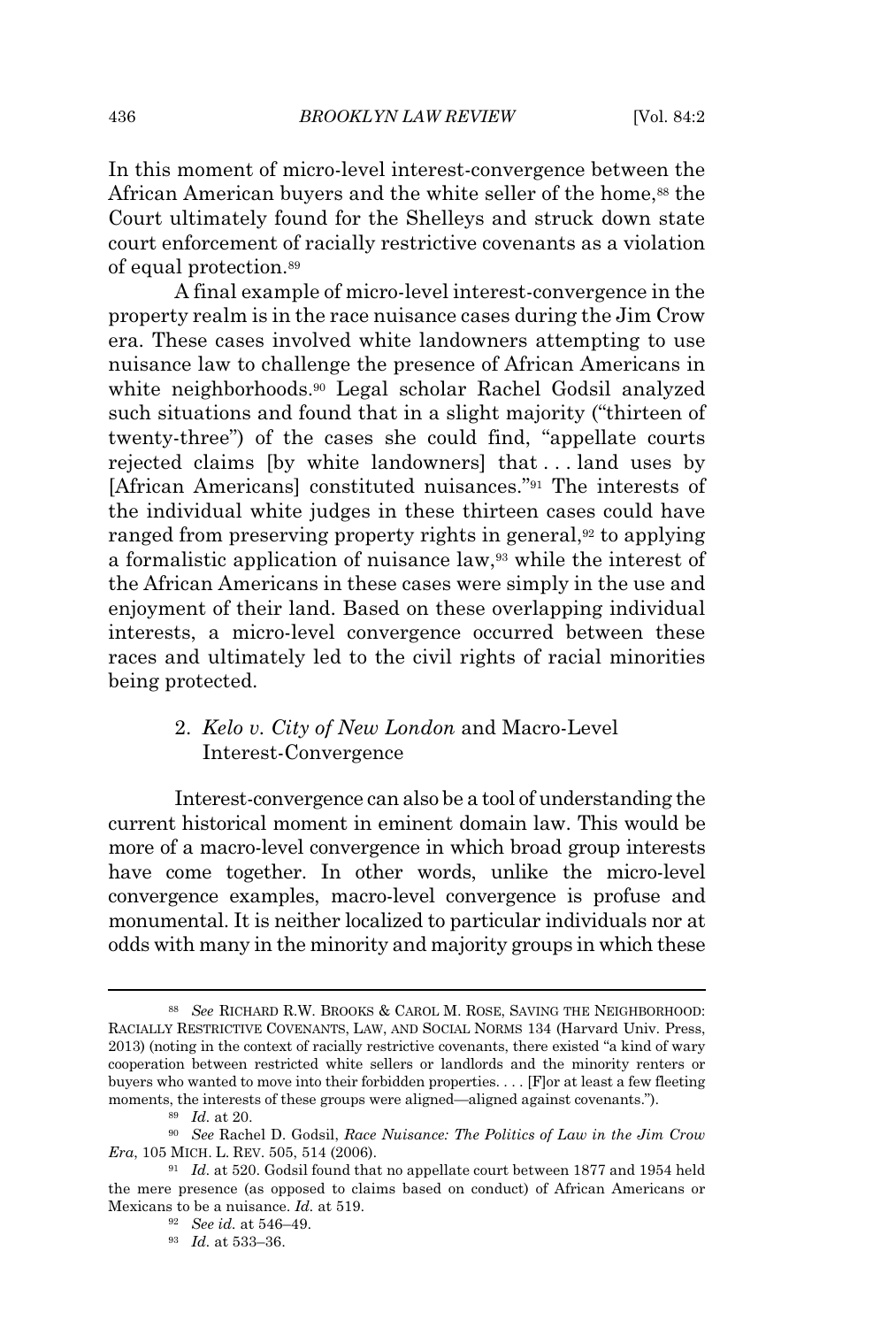In this moment of micro-level interest-convergence between the African American buyers and the white seller of the home,[88] the Court ultimately found for the Shelleys and struck down state court enforcement of racially restrictive covenants as a violation of equal protection.[89]

A final example of micro-level interest-convergence in the property realm is in the race nuisance cases during the Jim Crow era. These cases involved white landowners attempting to use nuisance law to challenge the presence of African Americans in white neighborhoods.[90] Legal scholar Rachel Godsil analyzed such situations and found that in a slight majority ("thirteen of twenty-three") of the cases she could find, "appellate courts rejected claims [by white landowners] that . . . land uses by [African Americans] constituted nuisances."[91] The interests of the individual white judges in these thirteen cases could have ranged from preserving property rights in general,[92] to applying a formalistic application of nuisance law,[93] while the interest of the African Americans in these cases were simply in the use and enjoyment of their land. Based on these overlapping individual interests, a micro-level convergence occurred between these races and ultimately led to the civil rights of racial minorities being protected.

### 2. *Kelo v. City of New London* and Macro-Level Interest-Convergence

Interest-convergence can also be a tool of understanding the current historical moment in eminent domain law. This would be more of a macro-level convergence in which broad group interests have come together. In other words, unlike the micro-level convergence examples, macro-level convergence is profuse and monumental. It is neither localized to particular individuals nor at odds with many in the minority and majority groups in which these

---

[88] *See* RICHARD R.W. BROOKS & CAROL M. ROSE, SAVING THE NEIGHBORHOOD: RACIALLY RESTRICTIVE COVENANTS, LAW, AND SOCIAL NORMS 134 (Harvard Univ. Press, 2013) (noting in the context of racially restrictive covenants, there existed "a kind of wary cooperation between restricted white sellers or landlords and the minority renters or buyers who wanted to move into their forbidden properties. . . . [F]or at least a few fleeting moments, the interests of these groups were aligned—aligned against covenants.").

[89] *Id.* at 20.

[90] *See* Rachel D. Godsil, *Race Nuisance: The Politics of Law in the Jim Crow Era*, 105 MICH. L. REV. 505, 514 (2006).

[91] *Id.* at 520. Godsil found that no appellate court between 1877 and 1954 held the mere presence (as opposed to claims based on conduct) of African Americans or Mexicans to be a nuisance. *Id.* at 519.

[92] *See id.* at 546–49.

[93] *Id.* at 533–36.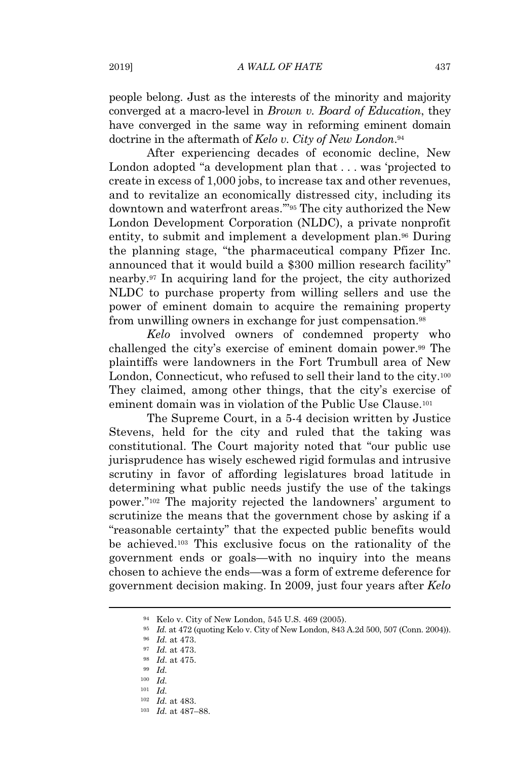people belong. Just as the interests of the minority and majority converged at a macro-level in *Brown v. Board of Education*, they have converged in the same way in reforming eminent domain doctrine in the aftermath of *Kelo v. City of New London*.[94]

After experiencing decades of economic decline, New London adopted "a development plan that . . . was 'projected to create in excess of 1,000 jobs, to increase tax and other revenues, and to revitalize an economically distressed city, including its downtown and waterfront areas.'"[95] The city authorized the New London Development Corporation (NLDC), a private nonprofit entity, to submit and implement a development plan.[96] During the planning stage, "the pharmaceutical company Pfizer Inc. announced that it would build a $300 million research facility" nearby.[97] In acquiring land for the project, the city authorized NLDC to purchase property from willing sellers and use the power of eminent domain to acquire the remaining property from unwilling owners in exchange for just compensation.[98]

*Kelo* involved owners of condemned property who challenged the city's exercise of eminent domain power.[99] The plaintiffs were landowners in the Fort Trumbull area of New London, Connecticut, who refused to sell their land to the city.[100] They claimed, among other things, that the city's exercise of eminent domain was in violation of the Public Use Clause.[101]

The Supreme Court, in a 5-4 decision written by Justice Stevens, held for the city and ruled that the taking was constitutional. The Court majority noted that "our public use jurisprudence has wisely eschewed rigid formulas and intrusive scrutiny in favor of affording legislatures broad latitude in determining what public needs justify the use of the takings power."[102] The majority rejected the landowners' argument to scrutinize the means that the government chose by asking if a "reasonable certainty" that the expected public benefits would be achieved.[103] This exclusive focus on the rationality of the government ends or goals—with no inquiry into the means chosen to achieve the ends—was a form of extreme deference for government decision making. In 2009, just four years after *Kelo*

---

[94] Kelo v. City of New London, 545 U.S. 469 (2005).

[95] *Id.* at 472 (quoting Kelo v. City of New London, 843 A.2d 500, 507 (Conn. 2004)).

[96] *Id.* at 473.

[97] *Id.* at 473.

[98] *Id.* at 475.

[99] *Id.*

[100] *Id.*

[101] *Id.*

[102] *Id.* at 483.

[103] *Id.* at 487–88.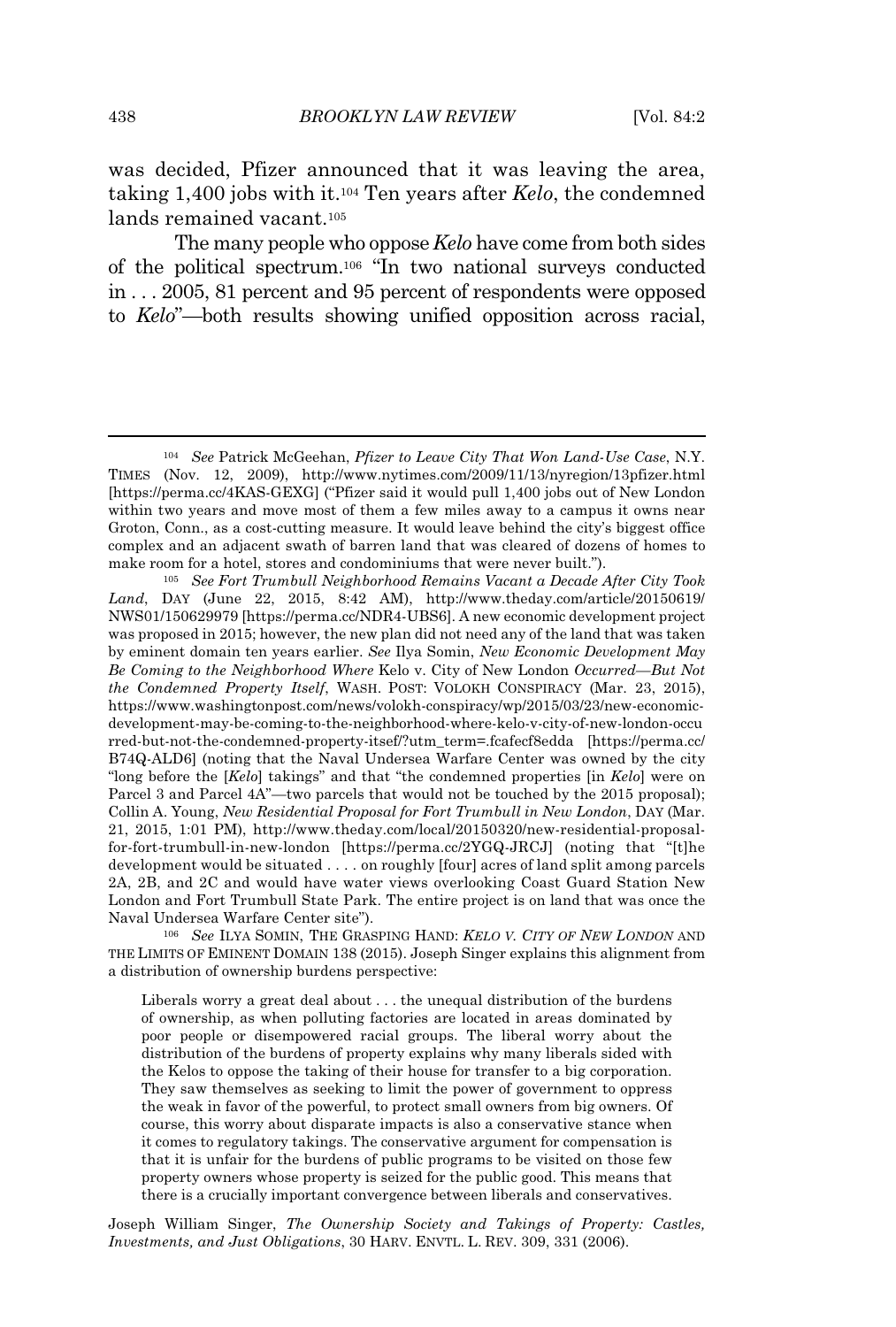was decided, Pfizer announced that it was leaving the area, taking 1,400 jobs with it.[104] Ten years after *Kelo*, the condemned lands remained vacant.[105]

The many people who oppose *Kelo* have come from both sides of the political spectrum.[106] "In two national surveys conducted in . . . 2005, 81 percent and 95 percent of respondents were opposed to *Kelo*"—both results showing unified opposition across racial,

---

[104] *See* Patrick McGeehan, *Pfizer to Leave City That Won Land-Use Case*, N.Y. TIMES (Nov. 12, 2009), http://www.nytimes.com/2009/11/13/nyregion/13pfizer.html [https://perma.cc/4KAS-GEXG] ("Pfizer said it would pull 1,400 jobs out of New London within two years and move most of them a few miles away to a campus it owns near Groton, Conn., as a cost-cutting measure. It would leave behind the city's biggest office complex and an adjacent swath of barren land that was cleared of dozens of homes to make room for a hotel, stores and condominiums that were never built.").

[105] *See Fort Trumbull Neighborhood Remains Vacant a Decade After City Took Land*, DAY (June 22, 2015, 8:42 AM), http://www.theday.com/article/20150619/NWS01/150629979 [https://perma.cc/NDR4-UBS6]. A new economic development project was proposed in 2015; however, the new plan did not need any of the land that was taken by eminent domain ten years earlier. *See* Ilya Somin, *New Economic Development May Be Coming to the Neighborhood Where* Kelo v. City of New London *Occurred—But Not the Condemned Property Itself*, WASH. POST: VOLOKH CONSPIRACY (Mar. 23, 2015), https://www.washingtonpost.com/news/volokh-conspiracy/wp/2015/03/23/new-economic-development-may-be-coming-to-the-neighborhood-where-kelo-v-city-of-new-london-occurred-but-not-the-condemned-property-itsef/?utm_term=.fcafecf8edda [https://perma.cc/B74Q-ALD6] (noting that the Naval Undersea Warfare Center was owned by the city "long before the [*Kelo*] takings" and that "the condemned properties [in *Kelo*] were on Parcel 3 and Parcel 4A"—two parcels that would not be touched by the 2015 proposal); Collin A. Young, *New Residential Proposal for Fort Trumbull in New London*, DAY (Mar. 21, 2015, 1:01 PM), http://www.theday.com/local/20150320/new-residential-proposal-for-fort-trumbull-in-new-london [https://perma.cc/2YGQ-JRCJ] (noting that "[t]he development would be situated . . . . on roughly [four] acres of land split among parcels 2A, 2B, and 2C and would have water views overlooking Coast Guard Station New London and Fort Trumbull State Park. The entire project is on land that was once the Naval Undersea Warfare Center site").

[106] *See* ILYA SOMIN, THE GRASPING HAND: *KELO V. CITY OF NEW LONDON* AND THE LIMITS OF EMINENT DOMAIN 138 (2015). Joseph Singer explains this alignment from a distribution of ownership burdens perspective:

> Liberals worry a great deal about . . . the unequal distribution of the burdens of ownership, as when polluting factories are located in areas dominated by poor people or disempowered racial groups. The liberal worry about the distribution of the burdens of property explains why many liberals sided with the Kelos to oppose the taking of their house for transfer to a big corporation. They saw themselves as seeking to limit the power of government to oppress the weak in favor of the powerful, to protect small owners from big owners. Of course, this worry about disparate impacts is also a conservative stance when it comes to regulatory takings. The conservative argument for compensation is that it is unfair for the burdens of public programs to be visited on those few property owners whose property is seized for the public good. This means that there is a crucially important convergence between liberals and conservatives.

Joseph William Singer, *The Ownership Society and Takings of Property: Castles, Investments, and Just Obligations*, 30 HARV. ENVTL. L. REV. 309, 331 (2006).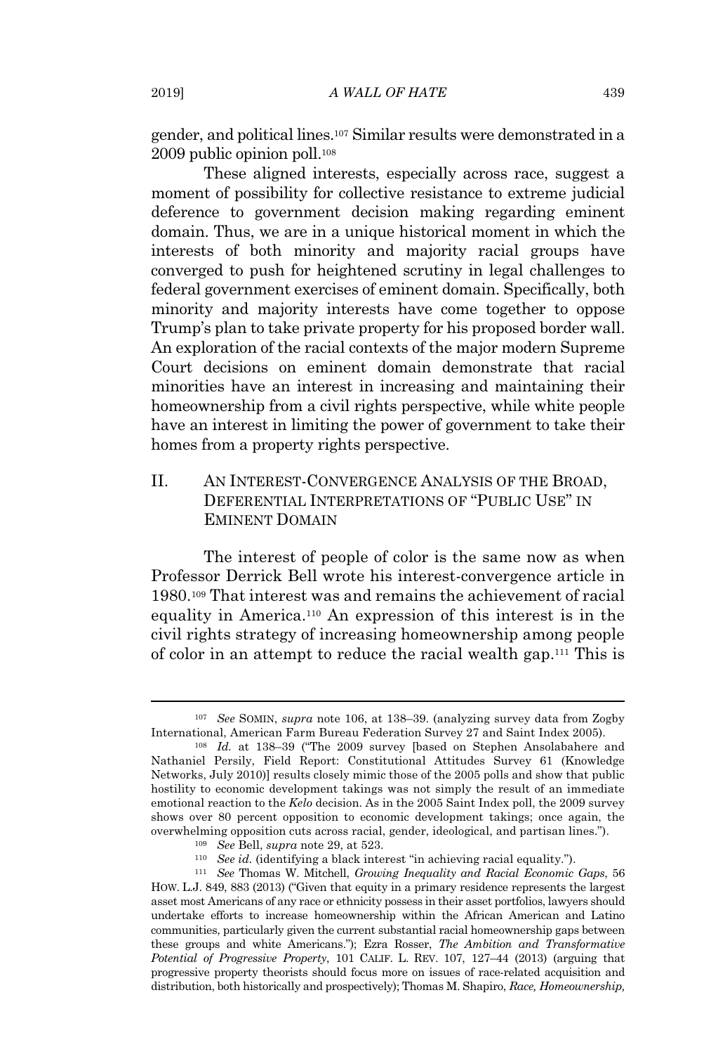gender, and political lines.[107] Similar results were demonstrated in a 2009 public opinion poll.[108]

These aligned interests, especially across race, suggest a moment of possibility for collective resistance to extreme judicial deference to government decision making regarding eminent domain. Thus, we are in a unique historical moment in which the interests of both minority and majority racial groups have converged to push for heightened scrutiny in legal challenges to federal government exercises of eminent domain. Specifically, both minority and majority interests have come together to oppose Trump's plan to take private property for his proposed border wall. An exploration of the racial contexts of the major modern Supreme Court decisions on eminent domain demonstrate that racial minorities have an interest in increasing and maintaining their homeownership from a civil rights perspective, while white people have an interest in limiting the power of government to take their homes from a property rights perspective.

## II. AN INTEREST-CONVERGENCE ANALYSIS OF THE BROAD, DEFERENTIAL INTERPRETATIONS OF "PUBLIC USE" IN EMINENT DOMAIN

The interest of people of color is the same now as when Professor Derrick Bell wrote his interest-convergence article in 1980.[109] That interest was and remains the achievement of racial equality in America.[110] An expression of this interest is in the civil rights strategy of increasing homeownership among people of color in an attempt to reduce the racial wealth gap.[111] This is

---

[107] *See* SOMIN, *supra* note 106, at 138–39. (analyzing survey data from Zogby International, American Farm Bureau Federation Survey 27 and Saint Index 2005).

[108] *Id.* at 138–39 ("The 2009 survey [based on Stephen Ansolabahere and Nathaniel Persily, Field Report: Constitutional Attitudes Survey 61 (Knowledge Networks, July 2010)] results closely mimic those of the 2005 polls and show that public hostility to economic development takings was not simply the result of an immediate emotional reaction to the *Kelo* decision. As in the 2005 Saint Index poll, the 2009 survey shows over 80 percent opposition to economic development takings; once again, the overwhelming opposition cuts across racial, gender, ideological, and partisan lines.").

[109] *See* Bell, *supra* note 29, at 523.

[110] *See id.* (identifying a black interest "in achieving racial equality.").

[111] *See* Thomas W. Mitchell, *Growing Inequality and Racial Economic Gaps*, 56 HOW. L.J. 849, 883 (2013) ("Given that equity in a primary residence represents the largest asset most Americans of any race or ethnicity possess in their asset portfolios, lawyers should undertake efforts to increase homeownership within the African American and Latino communities, particularly given the current substantial racial homeownership gaps between these groups and white Americans."); Ezra Rosser, *The Ambition and Transformative Potential of Progressive Property*, 101 CALIF. L. REV. 107, 127–44 (2013) (arguing that progressive property theorists should focus more on issues of race-related acquisition and distribution, both historically and prospectively); Thomas M. Shapiro, *Race, Homeownership,*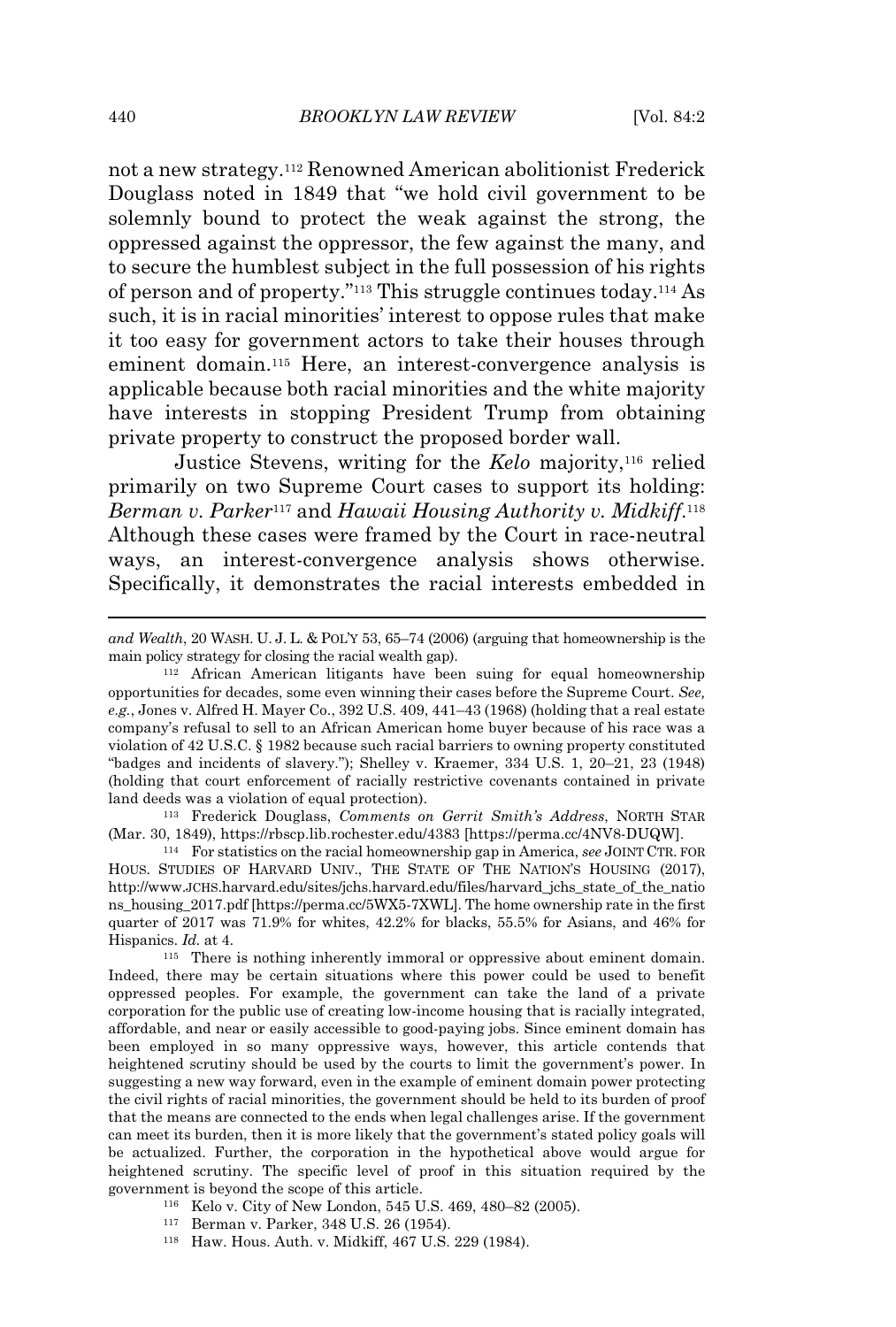not a new strategy.[112] Renowned American abolitionist Frederick Douglass noted in 1849 that "we hold civil government to be solemnly bound to protect the weak against the strong, the oppressed against the oppressor, the few against the many, and to secure the humblest subject in the full possession of his rights of person and of property."[113] This struggle continues today.[114] As such, it is in racial minorities' interest to oppose rules that make it too easy for government actors to take their houses through eminent domain.[115] Here, an interest-convergence analysis is applicable because both racial minorities and the white majority have interests in stopping President Trump from obtaining private property to construct the proposed border wall.

Justice Stevens, writing for the *Kelo* majority,[116] relied primarily on two Supreme Court cases to support its holding: *Berman v. Parker*[117] and *Hawaii Housing Authority v. Midkiff*.[118] Although these cases were framed by the Court in race-neutral ways, an interest-convergence analysis shows otherwise. Specifically, it demonstrates the racial interests embedded in

---

*and Wealth*, 20 WASH. U. J. L. & POL'Y 53, 65–74 (2006) (arguing that homeownership is the main policy strategy for closing the racial wealth gap).

[112] African American litigants have been suing for equal homeownership opportunities for decades, some even winning their cases before the Supreme Court. *See, e.g.*, Jones v. Alfred H. Mayer Co., 392 U.S. 409, 441–43 (1968) (holding that a real estate company's refusal to sell to an African American home buyer because of his race was a violation of 42 U.S.C. § 1982 because such racial barriers to owning property constituted "badges and incidents of slavery."); Shelley v. Kraemer, 334 U.S. 1, 20–21, 23 (1948) (holding that court enforcement of racially restrictive covenants contained in private land deeds was a violation of equal protection).

[113] Frederick Douglass, *Comments on Gerrit Smith's Address*, NORTH STAR (Mar. 30, 1849), https://rbscp.lib.rochester.edu/4383 [https://perma.cc/4NV8-DUQW].

[114] For statistics on the racial homeownership gap in America, *see* JOINT CTR. FOR HOUS. STUDIES OF HARVARD UNIV., THE STATE OF THE NATION'S HOUSING (2017), http://www.JCHS.harvard.edu/sites/jchs.harvard.edu/files/harvard_jchs_state_of_the_nations_housing_2017.pdf [https://perma.cc/5WX5-7XWL]. The home ownership rate in the first quarter of 2017 was 71.9% for whites, 42.2% for blacks, 55.5% for Asians, and 46% for Hispanics. *Id.* at 4.

[115] There is nothing inherently immoral or oppressive about eminent domain. Indeed, there may be certain situations where this power could be used to benefit oppressed peoples. For example, the government can take the land of a private corporation for the public use of creating low-income housing that is racially integrated, affordable, and near or easily accessible to good-paying jobs. Since eminent domain has been employed in so many oppressive ways, however, this article contends that heightened scrutiny should be used by the courts to limit the government's power. In suggesting a new way forward, even in the example of eminent domain power protecting the civil rights of racial minorities, the government should be held to its burden of proof that the means are connected to the ends when legal challenges arise. If the government can meet its burden, then it is more likely that the government's stated policy goals will be actualized. Further, the corporation in the hypothetical above would argue for heightened scrutiny. The specific level of proof in this situation required by the government is beyond the scope of this article.

[116] Kelo v. City of New London, 545 U.S. 469, 480–82 (2005).

[117] Berman v. Parker, 348 U.S. 26 (1954).

[118] Haw. Hous. Auth. v. Midkiff, 467 U.S. 229 (1984).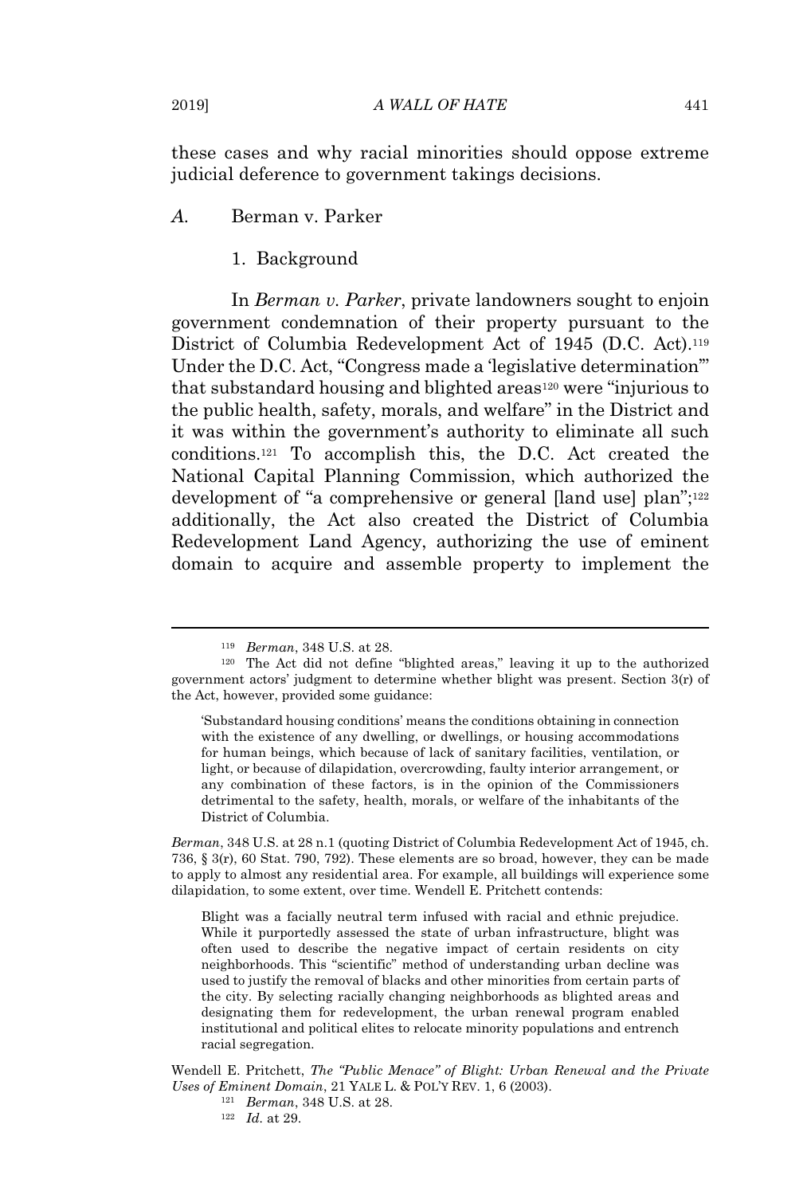these cases and why racial minorities should oppose extreme judicial deference to government takings decisions.

### *A.* Berman v. Parker

#### 1. Background

In *Berman v. Parker*, private landowners sought to enjoin government condemnation of their property pursuant to the District of Columbia Redevelopment Act of 1945 (D.C. Act).[119] Under the D.C. Act, "Congress made a 'legislative determination'" that substandard housing and blighted areas[120] were "injurious to the public health, safety, morals, and welfare" in the District and it was within the government's authority to eliminate all such conditions.[121] To accomplish this, the D.C. Act created the National Capital Planning Commission, which authorized the development of "a comprehensive or general [land use] plan";[122] additionally, the Act also created the District of Columbia Redevelopment Land Agency, authorizing the use of eminent domain to acquire and assemble property to implement the

---

[119] *Berman*, 348 U.S. at 28.

[120] The Act did not define "blighted areas," leaving it up to the authorized government actors' judgment to determine whether blight was present. Section 3(r) of the Act, however, provided some guidance:

> 'Substandard housing conditions' means the conditions obtaining in connection with the existence of any dwelling, or dwellings, or housing accommodations for human beings, which because of lack of sanitary facilities, ventilation, or light, or because of dilapidation, overcrowding, faulty interior arrangement, or any combination of these factors, is in the opinion of the Commissioners detrimental to the safety, health, morals, or welfare of the inhabitants of the District of Columbia.

*Berman*, 348 U.S. at 28 n.1 (quoting District of Columbia Redevelopment Act of 1945, ch. 736, § 3(r), 60 Stat. 790, 792). These elements are so broad, however, they can be made to apply to almost any residential area. For example, all buildings will experience some dilapidation, to some extent, over time. Wendell E. Pritchett contends:

> Blight was a facially neutral term infused with racial and ethnic prejudice. While it purportedly assessed the state of urban infrastructure, blight was often used to describe the negative impact of certain residents on city neighborhoods. This "scientific" method of understanding urban decline was used to justify the removal of blacks and other minorities from certain parts of the city. By selecting racially changing neighborhoods as blighted areas and designating them for redevelopment, the urban renewal program enabled institutional and political elites to relocate minority populations and entrench racial segregation.

Wendell E. Pritchett, *The "Public Menace" of Blight: Urban Renewal and the Private Uses of Eminent Domain*, 21 YALE L. & POL'Y REV. 1, 6 (2003).

[121] *Berman*, 348 U.S. at 28.

[122] *Id.* at 29.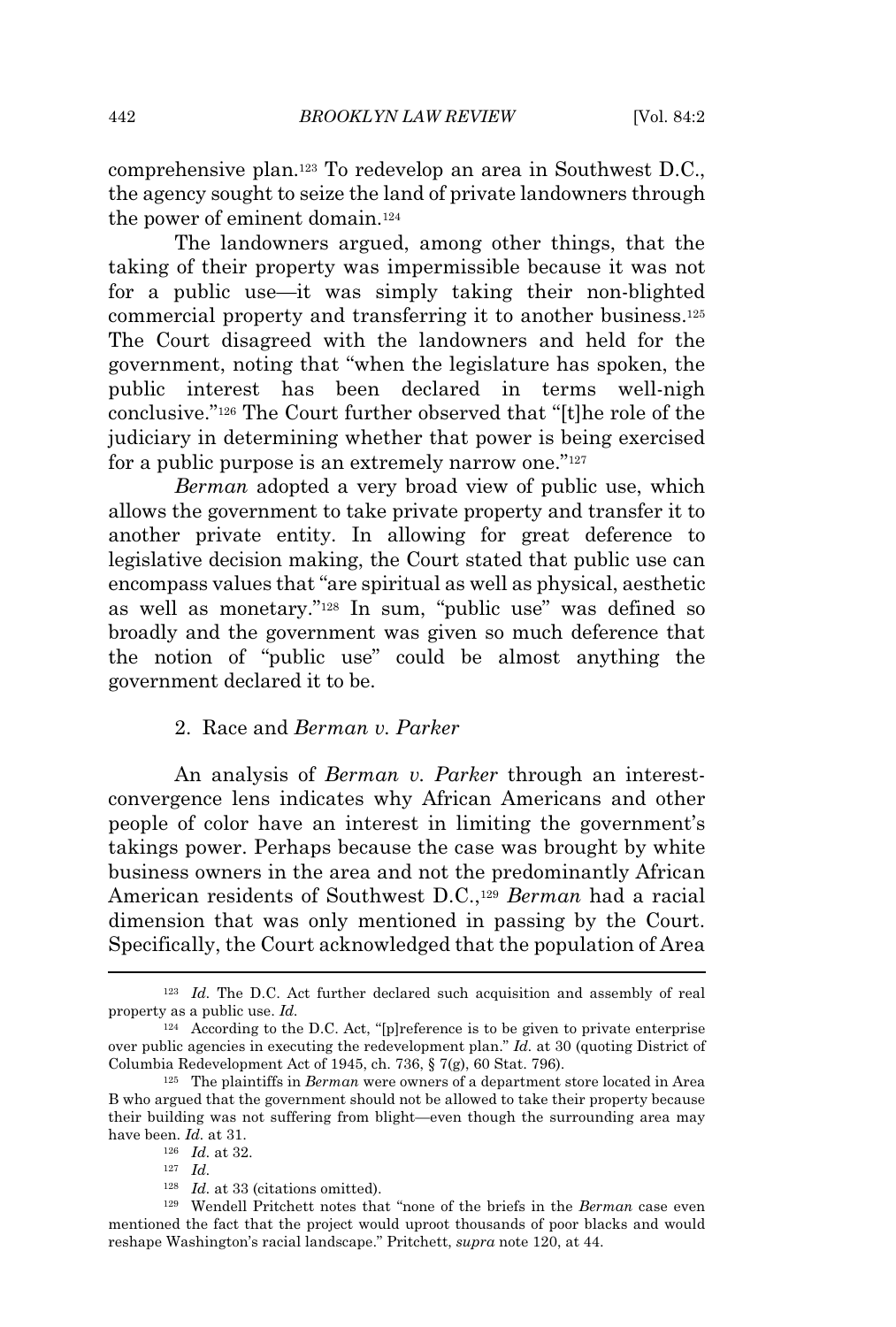comprehensive plan.[123] To redevelop an area in Southwest D.C., the agency sought to seize the land of private landowners through the power of eminent domain.[124]

The landowners argued, among other things, that the taking of their property was impermissible because it was not for a public use—it was simply taking their non-blighted commercial property and transferring it to another business.[125] The Court disagreed with the landowners and held for the government, noting that "when the legislature has spoken, the public interest has been declared in terms well-nigh conclusive."[126] The Court further observed that "[t]he role of the judiciary in determining whether that power is being exercised for a public purpose is an extremely narrow one."[127]

*Berman* adopted a very broad view of public use, which allows the government to take private property and transfer it to another private entity. In allowing for great deference to legislative decision making, the Court stated that public use can encompass values that "are spiritual as well as physical, aesthetic as well as monetary."[128] In sum, "public use" was defined so broadly and the government was given so much deference that the notion of "public use" could be almost anything the government declared it to be.

### 2. Race and *Berman v. Parker*

An analysis of *Berman v. Parker* through an interest-convergence lens indicates why African Americans and other people of color have an interest in limiting the government's takings power. Perhaps because the case was brought by white business owners in the area and not the predominantly African American residents of Southwest D.C.,[129] *Berman* had a racial dimension that was only mentioned in passing by the Court. Specifically, the Court acknowledged that the population of Area

---

[123] *Id.* The D.C. Act further declared such acquisition and assembly of real property as a public use. *Id.*

[124] According to the D.C. Act, "[p]reference is to be given to private enterprise over public agencies in executing the redevelopment plan." *Id.* at 30 (quoting District of Columbia Redevelopment Act of 1945, ch. 736, § 7(g), 60 Stat. 796).

[125] The plaintiffs in *Berman* were owners of a department store located in Area B who argued that the government should not be allowed to take their property because their building was not suffering from blight—even though the surrounding area may have been. *Id.* at 31.

[126] *Id.* at 32.

[127] *Id.*

[128] *Id.* at 33 (citations omitted).

[129] Wendell Pritchett notes that "none of the briefs in the *Berman* case even mentioned the fact that the project would uproot thousands of poor blacks and would reshape Washington's racial landscape." Pritchett, *supra* note 120, at 44.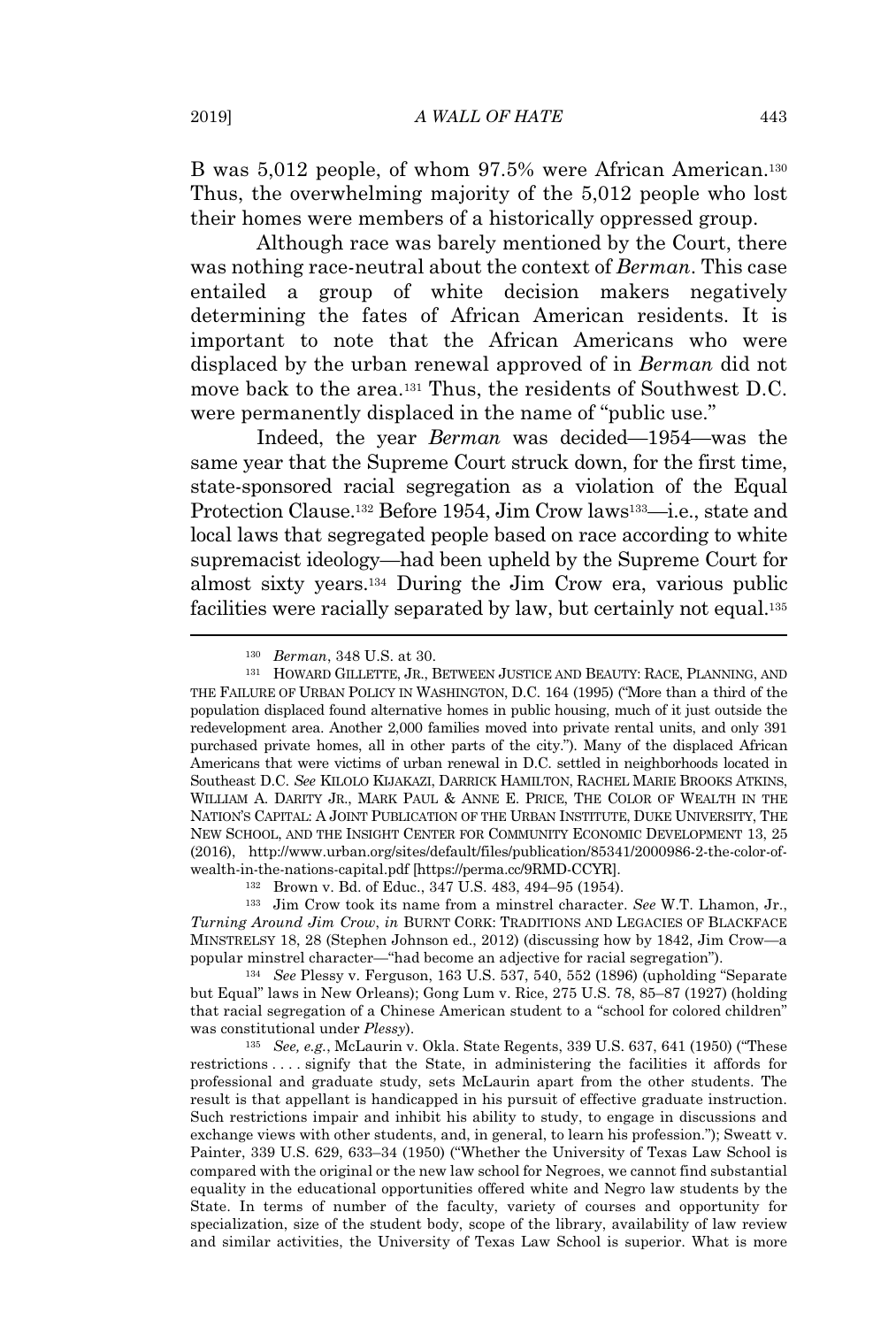B was 5,012 people, of whom 97.5% were African American.[130] Thus, the overwhelming majority of the 5,012 people who lost their homes were members of a historically oppressed group.

Although race was barely mentioned by the Court, there was nothing race-neutral about the context of *Berman*. This case entailed a group of white decision makers negatively determining the fates of African American residents. It is important to note that the African Americans who were displaced by the urban renewal approved of in *Berman* did not move back to the area.[131] Thus, the residents of Southwest D.C. were permanently displaced in the name of "public use."

Indeed, the year *Berman* was decided—1954—was the same year that the Supreme Court struck down, for the first time, state-sponsored racial segregation as a violation of the Equal Protection Clause.[132] Before 1954, Jim Crow laws[133]—i.e., state and local laws that segregated people based on race according to white supremacist ideology—had been upheld by the Supreme Court for almost sixty years.[134] During the Jim Crow era, various public facilities were racially separated by law, but certainly not equal.[135]

---

[130] *Berman*, 348 U.S. at 30.

[131] HOWARD GILLETTE, JR., BETWEEN JUSTICE AND BEAUTY: RACE, PLANNING, AND THE FAILURE OF URBAN POLICY IN WASHINGTON, D.C. 164 (1995) ("More than a third of the population displaced found alternative homes in public housing, much of it just outside the redevelopment area. Another 2,000 families moved into private rental units, and only 391 purchased private homes, all in other parts of the city."). Many of the displaced African Americans that were victims of urban renewal in D.C. settled in neighborhoods located in Southeast D.C. *See* KILOLO KIJAKAZI, DARRICK HAMILTON, RACHEL MARIE BROOKS ATKINS, WILLIAM A. DARITY JR., MARK PAUL & ANNE E. PRICE, THE COLOR OF WEALTH IN THE NATION'S CAPITAL: A JOINT PUBLICATION OF THE URBAN INSTITUTE, DUKE UNIVERSITY, THE NEW SCHOOL, AND THE INSIGHT CENTER FOR COMMUNITY ECONOMIC DEVELOPMENT 13, 25 (2016), http://www.urban.org/sites/default/files/publication/85341/2000986-2-the-color-of-wealth-in-the-nations-capital.pdf [https://perma.cc/9RMD-CCYR].

[132] Brown v. Bd. of Educ., 347 U.S. 483, 494–95 (1954).

[133] Jim Crow took its name from a minstrel character. *See* W.T. Lhamon, Jr., *Turning Around Jim Crow*, *in* BURNT CORK: TRADITIONS AND LEGACIES OF BLACKFACE MINSTRELSY 18, 28 (Stephen Johnson ed., 2012) (discussing how by 1842, Jim Crow—a popular minstrel character—"had become an adjective for racial segregation").

[134] *See* Plessy v. Ferguson, 163 U.S. 537, 540, 552 (1896) (upholding "Separate but Equal" laws in New Orleans); Gong Lum v. Rice, 275 U.S. 78, 85–87 (1927) (holding that racial segregation of a Chinese American student to a "school for colored children" was constitutional under *Plessy*).

[135] *See, e.g.*, McLaurin v. Okla. State Regents, 339 U.S. 637, 641 (1950) ("These restrictions . . . . signify that the State, in administering the facilities it affords for professional and graduate study, sets McLaurin apart from the other students. The result is that appellant is handicapped in his pursuit of effective graduate instruction. Such restrictions impair and inhibit his ability to study, to engage in discussions and exchange views with other students, and, in general, to learn his profession."); Sweatt v. Painter, 339 U.S. 629, 633–34 (1950) ("Whether the University of Texas Law School is compared with the original or the new law school for Negroes, we cannot find substantial equality in the educational opportunities offered white and Negro law students by the State. In terms of number of the faculty, variety of courses and opportunity for specialization, size of the student body, scope of the library, availability of law review and similar activities, the University of Texas Law School is superior. What is more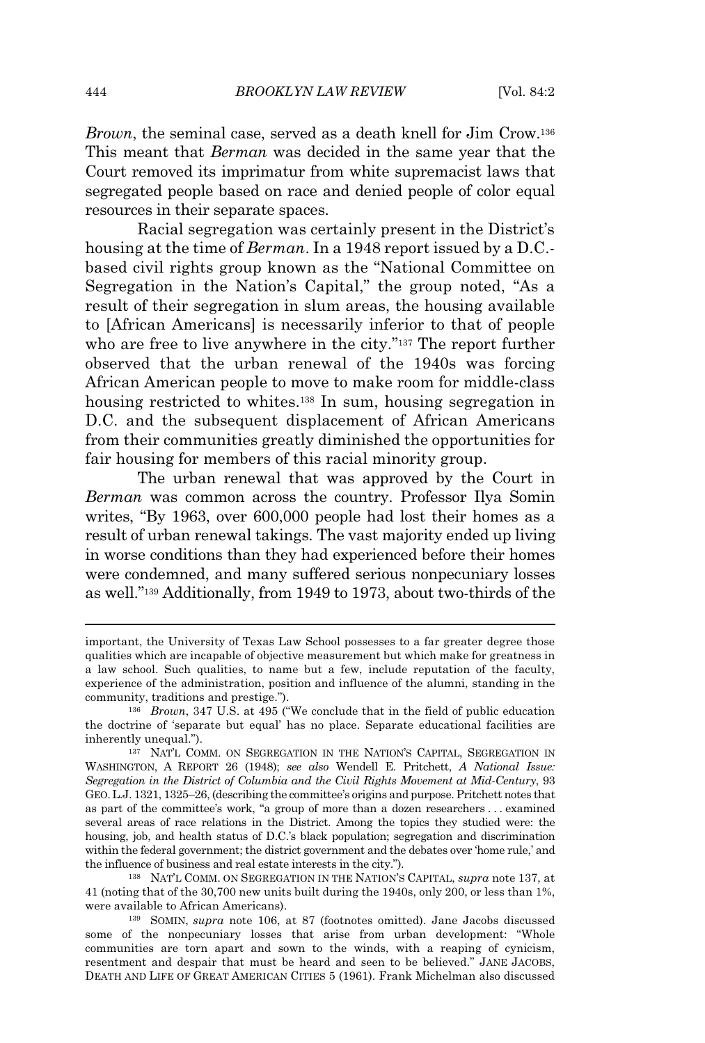*Brown*, the seminal case, served as a death knell for Jim Crow.[136] This meant that *Berman* was decided in the same year that the Court removed its imprimatur from white supremacist laws that segregated people based on race and denied people of color equal resources in their separate spaces.

Racial segregation was certainly present in the District's housing at the time of *Berman*. In a 1948 report issued by a D.C.-based civil rights group known as the "National Committee on Segregation in the Nation's Capital," the group noted, "As a result of their segregation in slum areas, the housing available to [African Americans] is necessarily inferior to that of people who are free to live anywhere in the city."[137] The report further observed that the urban renewal of the 1940s was forcing African American people to move to make room for middle-class housing restricted to whites.[138] In sum, housing segregation in D.C. and the subsequent displacement of African Americans from their communities greatly diminished the opportunities for fair housing for members of this racial minority group.

The urban renewal that was approved by the Court in *Berman* was common across the country. Professor Ilya Somin writes, "By 1963, over 600,000 people had lost their homes as a result of urban renewal takings. The vast majority ended up living in worse conditions than they had experienced before their homes were condemned, and many suffered serious nonpecuniary losses as well."[139] Additionally, from 1949 to 1973, about two-thirds of the

---

important, the University of Texas Law School possesses to a far greater degree those qualities which are incapable of objective measurement but which make for greatness in a law school. Such qualities, to name but a few, include reputation of the faculty, experience of the administration, position and influence of the alumni, standing in the community, traditions and prestige.").

[136] *Brown*, 347 U.S. at 495 ("We conclude that in the field of public education the doctrine of 'separate but equal' has no place. Separate educational facilities are inherently unequal.").

[137] NAT'L COMM. ON SEGREGATION IN THE NATION'S CAPITAL, SEGREGATION IN WASHINGTON, A REPORT 26 (1948); *see also* Wendell E. Pritchett, *A National Issue: Segregation in the District of Columbia and the Civil Rights Movement at Mid-Century*, 93 GEO. L.J. 1321, 1325–26, (describing the committee's origins and purpose. Pritchett notes that as part of the committee's work, "a group of more than a dozen researchers . . . examined several areas of race relations in the District. Among the topics they studied were: the housing, job, and health status of D.C.'s black population; segregation and discrimination within the federal government; the district government and the debates over 'home rule,' and the influence of business and real estate interests in the city.").

[138] NAT'L COMM. ON SEGREGATION IN THE NATION'S CAPITAL, *supra* note 137, at 41 (noting that of the 30,700 new units built during the 1940s, only 200, or less than 1%, were available to African Americans).

[139] SOMIN, *supra* note 106, at 87 (footnotes omitted). Jane Jacobs discussed some of the nonpecuniary losses that arise from urban development: "Whole communities are torn apart and sown to the winds, with a reaping of cynicism, resentment and despair that must be heard and seen to be believed." JANE JACOBS, DEATH AND LIFE OF GREAT AMERICAN CITIES 5 (1961). Frank Michelman also discussed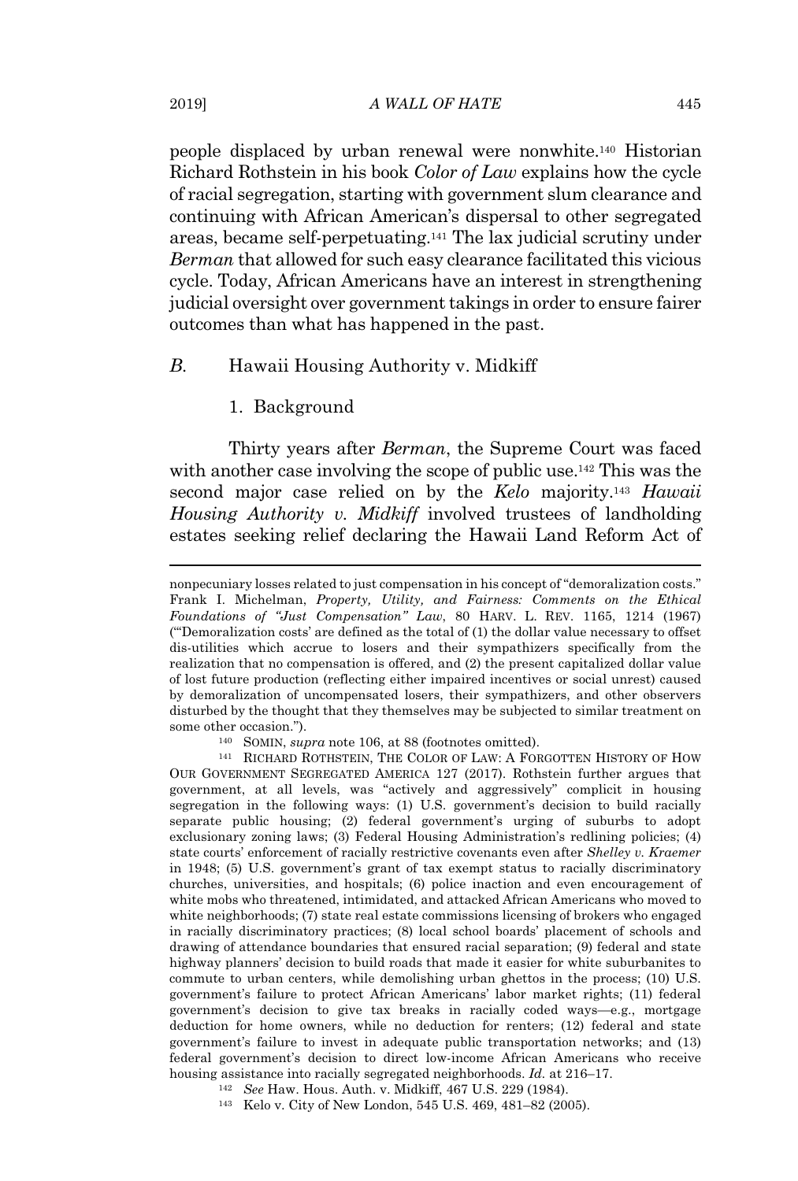people displaced by urban renewal were nonwhite.[140] Historian Richard Rothstein in his book *Color of Law* explains how the cycle of racial segregation, starting with government slum clearance and continuing with African American's dispersal to other segregated areas, became self-perpetuating.[141] The lax judicial scrutiny under *Berman* that allowed for such easy clearance facilitated this vicious cycle. Today, African Americans have an interest in strengthening judicial oversight over government takings in order to ensure fairer outcomes than what has happened in the past.

### *B.* Hawaii Housing Authority v. Midkiff

#### 1. Background

Thirty years after *Berman*, the Supreme Court was faced with another case involving the scope of public use.[142] This was the second major case relied on by the *Kelo* majority.[143] *Hawaii Housing Authority v. Midkiff* involved trustees of landholding estates seeking relief declaring the Hawaii Land Reform Act of

---

nonpecuniary losses related to just compensation in his concept of "demoralization costs." Frank I. Michelman, *Property, Utility, and Fairness: Comments on the Ethical Foundations of "Just Compensation" Law*, 80 HARV. L. REV. 1165, 1214 (1967) ("'Demoralization costs' are defined as the total of (1) the dollar value necessary to offset dis-utilities which accrue to losers and their sympathizers specifically from the realization that no compensation is offered, and (2) the present capitalized dollar value of lost future production (reflecting either impaired incentives or social unrest) caused by demoralization of uncompensated losers, their sympathizers, and other observers disturbed by the thought that they themselves may be subjected to similar treatment on some other occasion.").

[140] SOMIN, *supra* note 106, at 88 (footnotes omitted).

[141] RICHARD ROTHSTEIN, THE COLOR OF LAW: A FORGOTTEN HISTORY OF HOW OUR GOVERNMENT SEGREGATED AMERICA 127 (2017). Rothstein further argues that government, at all levels, was "actively and aggressively" complicit in housing segregation in the following ways: (1) U.S. government's decision to build racially separate public housing; (2) federal government's urging of suburbs to adopt exclusionary zoning laws; (3) Federal Housing Administration's redlining policies; (4) state courts' enforcement of racially restrictive covenants even after *Shelley v. Kraemer* in 1948; (5) U.S. government's grant of tax exempt status to racially discriminatory churches, universities, and hospitals; (6) police inaction and even encouragement of white mobs who threatened, intimidated, and attacked African Americans who moved to white neighborhoods; (7) state real estate commissions licensing of brokers who engaged in racially discriminatory practices; (8) local school boards' placement of schools and drawing of attendance boundaries that ensured racial separation; (9) federal and state highway planners' decision to build roads that made it easier for white suburbanites to commute to urban centers, while demolishing urban ghettos in the process; (10) U.S. government's failure to protect African Americans' labor market rights; (11) federal government's decision to give tax breaks in racially coded ways—e.g., mortgage deduction for home owners, while no deduction for renters; (12) federal and state government's failure to invest in adequate public transportation networks; and (13) federal government's decision to direct low-income African Americans who receive housing assistance into racially segregated neighborhoods. *Id.* at 216–17.

[142] *See* Haw. Hous. Auth. v. Midkiff, 467 U.S. 229 (1984).

[143] Kelo v. City of New London, 545 U.S. 469, 481–82 (2005).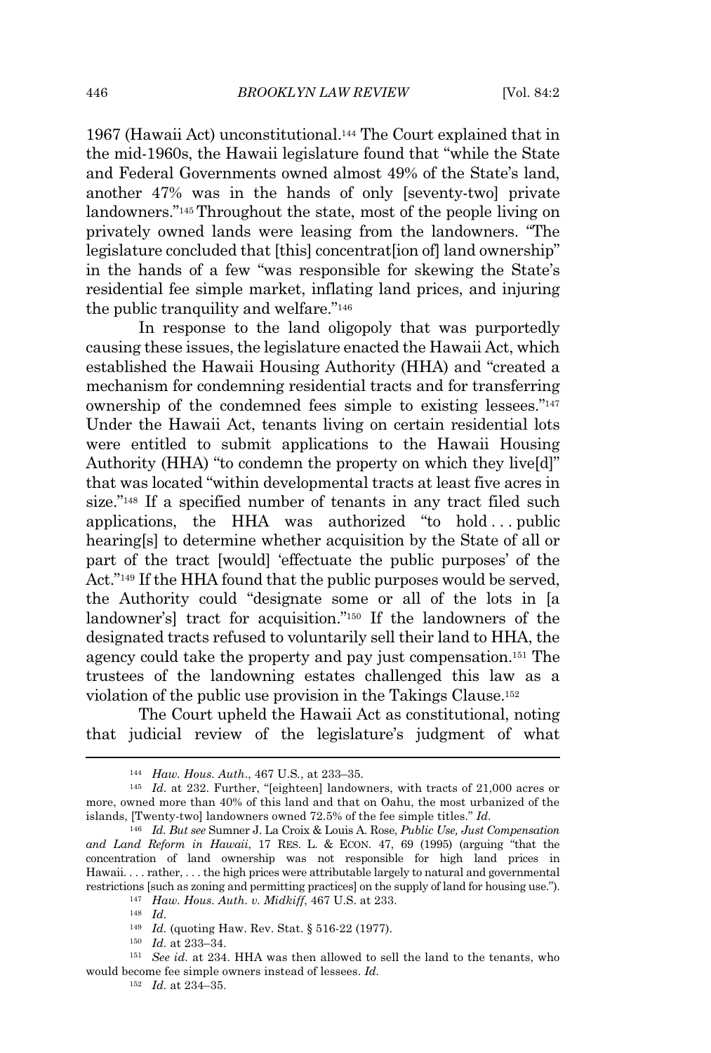1967 (Hawaii Act) unconstitutional.[144] The Court explained that in the mid-1960s, the Hawaii legislature found that "while the State and Federal Governments owned almost 49% of the State's land, another 47% was in the hands of only [seventy-two] private landowners."[145] Throughout the state, most of the people living on privately owned lands were leasing from the landowners. "The legislature concluded that [this] concentrat[ion of] land ownership" in the hands of a few "was responsible for skewing the State's residential fee simple market, inflating land prices, and injuring the public tranquility and welfare."[146]

In response to the land oligopoly that was purportedly causing these issues, the legislature enacted the Hawaii Act, which established the Hawaii Housing Authority (HHA) and "created a mechanism for condemning residential tracts and for transferring ownership of the condemned fees simple to existing lessees."[147] Under the Hawaii Act, tenants living on certain residential lots were entitled to submit applications to the Hawaii Housing Authority (HHA) "to condemn the property on which they live[d]" that was located "within developmental tracts at least five acres in size."[148] If a specified number of tenants in any tract filed such applications, the HHA was authorized "to hold . . . public hearing[s] to determine whether acquisition by the State of all or part of the tract [would] 'effectuate the public purposes' of the Act."[149] If the HHA found that the public purposes would be served, the Authority could "designate some or all of the lots in [a landowner's] tract for acquisition."[150] If the landowners of the designated tracts refused to voluntarily sell their land to HHA, the agency could take the property and pay just compensation.[151] The trustees of the landowning estates challenged this law as a violation of the public use provision in the Takings Clause.[152]

The Court upheld the Hawaii Act as constitutional, noting that judicial review of the legislature's judgment of what

---

[144] *Haw. Hous. Auth.*, 467 U.S., at 233–35.

[145] *Id.* at 232. Further, "[eighteen] landowners, with tracts of 21,000 acres or more, owned more than 40% of this land and that on Oahu, the most urbanized of the islands, [Twenty-two] landowners owned 72.5% of the fee simple titles." *Id.*

[146] *Id. But see* Sumner J. La Croix & Louis A. Rose, *Public Use, Just Compensation and Land Reform in Hawaii*, 17 RES. L. & ECON. 47, 69 (1995) (arguing "that the concentration of land ownership was not responsible for high land prices in Hawaii. . . . rather, . . . the high prices were attributable largely to natural and governmental restrictions [such as zoning and permitting practices] on the supply of land for housing use.").

[147] *Haw. Hous. Auth. v. Midkiff*, 467 U.S. at 233.

[148] *Id.*

[149] *Id.* (quoting Haw. Rev. Stat. § 516-22 (1977).

[150] *Id.* at 233–34.

[151] *See id.* at 234. HHA was then allowed to sell the land to the tenants, who would become fee simple owners instead of lessees. *Id.*

[152] *Id.* at 234–35.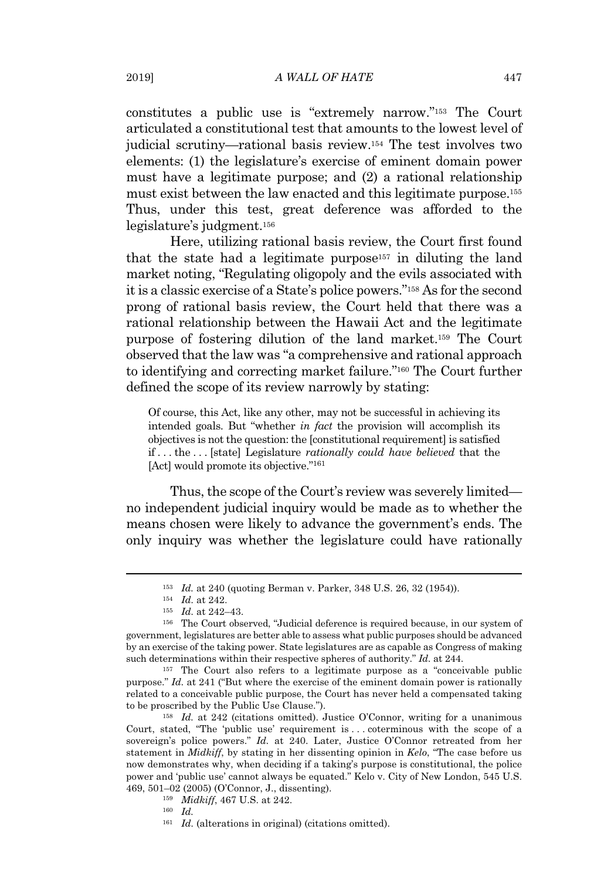constitutes a public use is "extremely narrow."[153] The Court articulated a constitutional test that amounts to the lowest level of judicial scrutiny—rational basis review.[154] The test involves two elements: (1) the legislature's exercise of eminent domain power must have a legitimate purpose; and (2) a rational relationship must exist between the law enacted and this legitimate purpose.[155] Thus, under this test, great deference was afforded to the legislature's judgment.[156]

Here, utilizing rational basis review, the Court first found that the state had a legitimate purpose[157] in diluting the land market noting, "Regulating oligopoly and the evils associated with it is a classic exercise of a State's police powers."[158] As for the second prong of rational basis review, the Court held that there was a rational relationship between the Hawaii Act and the legitimate purpose of fostering dilution of the land market.[159] The Court observed that the law was "a comprehensive and rational approach to identifying and correcting market failure."[160] The Court further defined the scope of its review narrowly by stating:

> Of course, this Act, like any other, may not be successful in achieving its intended goals. But "whether *in fact* the provision will accomplish its objectives is not the question: the [constitutional requirement] is satisfied if . . . the . . . [state] Legislature *rationally could have believed* that the [Act] would promote its objective."[161]

Thus, the scope of the Court's review was severely limited—no independent judicial inquiry would be made as to whether the means chosen were likely to advance the government's ends. The only inquiry was whether the legislature could have rationally

---

[153] *Id.* at 240 (quoting Berman v. Parker, 348 U.S. 26, 32 (1954)).

[154] *Id.* at 242.

[155] *Id.* at 242–43.

[156] The Court observed, "Judicial deference is required because, in our system of government, legislatures are better able to assess what public purposes should be advanced by an exercise of the taking power. State legislatures are as capable as Congress of making such determinations within their respective spheres of authority." *Id.* at 244.

[157] The Court also refers to a legitimate purpose as a "conceivable public purpose." *Id.* at 241 ("But where the exercise of the eminent domain power is rationally related to a conceivable public purpose, the Court has never held a compensated taking to be proscribed by the Public Use Clause.").

[158] *Id.* at 242 (citations omitted). Justice O'Connor, writing for a unanimous Court, stated, "The 'public use' requirement is . . . coterminous with the scope of a sovereign's police powers." *Id.* at 240. Later, Justice O'Connor retreated from her statement in *Midkiff*, by stating in her dissenting opinion in *Kelo*, "The case before us now demonstrates why, when deciding if a taking's purpose is constitutional, the police power and 'public use' cannot always be equated." Kelo v. City of New London, 545 U.S. 469, 501–02 (2005) (O'Connor, J., dissenting).

[159] *Midkiff*, 467 U.S. at 242.

[160] *Id.*

[161] *Id.* (alterations in original) (citations omitted).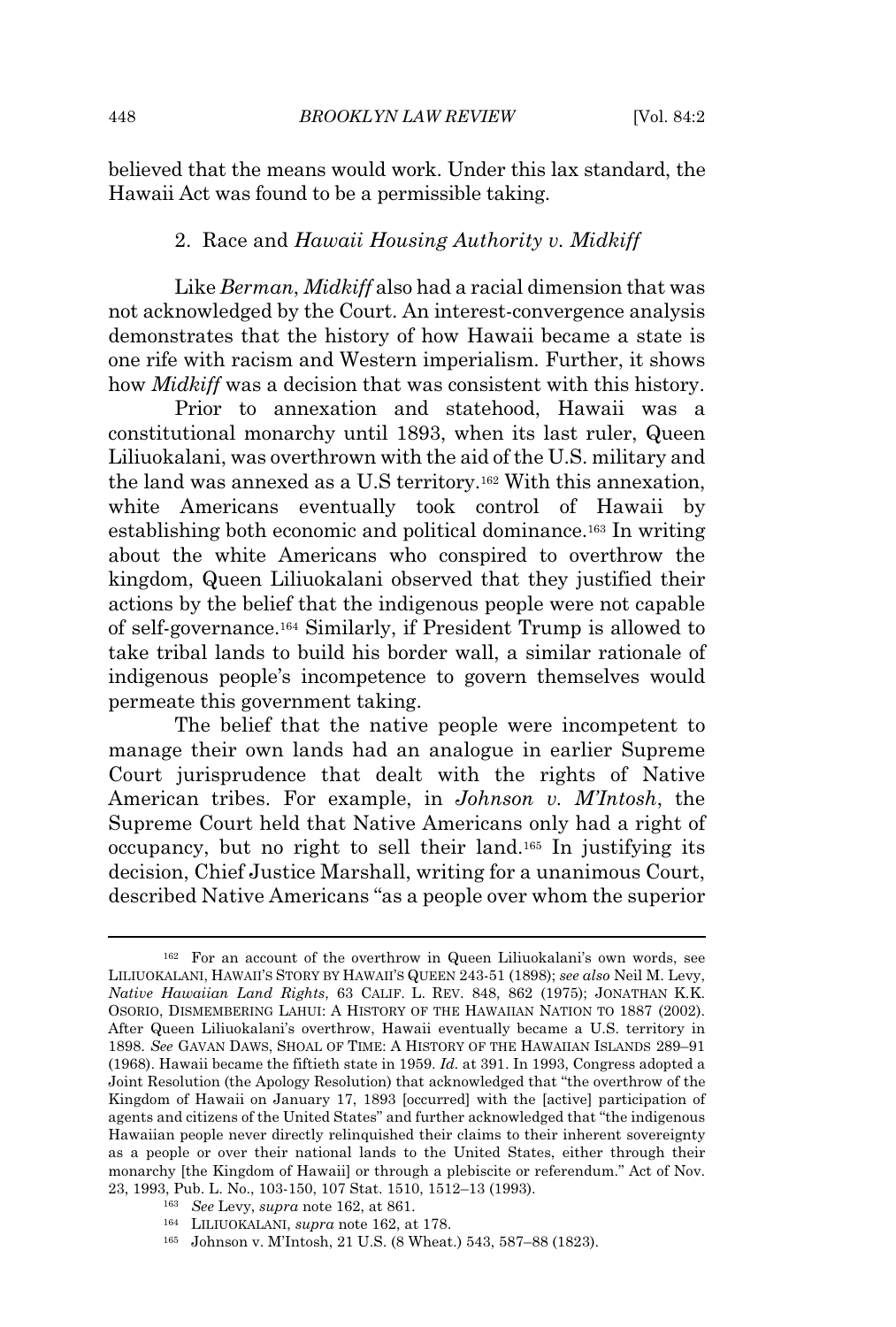believed that the means would work. Under this lax standard, the Hawaii Act was found to be a permissible taking.

### 2. Race and *Hawaii Housing Authority v. Midkiff*

Like *Berman*, *Midkiff* also had a racial dimension that was not acknowledged by the Court. An interest-convergence analysis demonstrates that the history of how Hawaii became a state is one rife with racism and Western imperialism. Further, it shows how *Midkiff* was a decision that was consistent with this history.

Prior to annexation and statehood, Hawaii was a constitutional monarchy until 1893, when its last ruler, Queen Liliuokalani, was overthrown with the aid of the U.S. military and the land was annexed as a U.S territory.[162] With this annexation, white Americans eventually took control of Hawaii by establishing both economic and political dominance.[163] In writing about the white Americans who conspired to overthrow the kingdom, Queen Liliuokalani observed that they justified their actions by the belief that the indigenous people were not capable of self-governance.[164] Similarly, if President Trump is allowed to take tribal lands to build his border wall, a similar rationale of indigenous people's incompetence to govern themselves would permeate this government taking.

The belief that the native people were incompetent to manage their own lands had an analogue in earlier Supreme Court jurisprudence that dealt with the rights of Native American tribes. For example, in *Johnson v. M'Intosh*, the Supreme Court held that Native Americans only had a right of occupancy, but no right to sell their land.[165] In justifying its decision, Chief Justice Marshall, writing for a unanimous Court, described Native Americans "as a people over whom the superior

---

[162] For an account of the overthrow in Queen Liliuokalani's own words, see LILIUOKALANI, HAWAII'S STORY BY HAWAII'S QUEEN 243-51 (1898); *see also* Neil M. Levy, *Native Hawaiian Land Rights*, 63 CALIF. L. REV. 848, 862 (1975); JONATHAN K.K. OSORIO, DISMEMBERING LAHUI: A HISTORY OF THE HAWAIIAN NATION TO 1887 (2002). After Queen Liliuokalani's overthrow, Hawaii eventually became a U.S. territory in 1898. *See* GAVAN DAWS, SHOAL OF TIME: A HISTORY OF THE HAWAIIAN ISLANDS 289–91 (1968). Hawaii became the fiftieth state in 1959. *Id.* at 391. In 1993, Congress adopted a Joint Resolution (the Apology Resolution) that acknowledged that "the overthrow of the Kingdom of Hawaii on January 17, 1893 [occurred] with the [active] participation of agents and citizens of the United States" and further acknowledged that "the indigenous Hawaiian people never directly relinquished their claims to their inherent sovereignty as a people or over their national lands to the United States, either through their monarchy [the Kingdom of Hawaii] or through a plebiscite or referendum." Act of Nov. 23, 1993, Pub. L. No., 103-150, 107 Stat. 1510, 1512–13 (1993).

[163] *See* Levy, *supra* note 162, at 861.

[164] LILIUOKALANI, *supra* note 162, at 178.

[165] Johnson v. M'Intosh, 21 U.S. (8 Wheat.) 543, 587–88 (1823).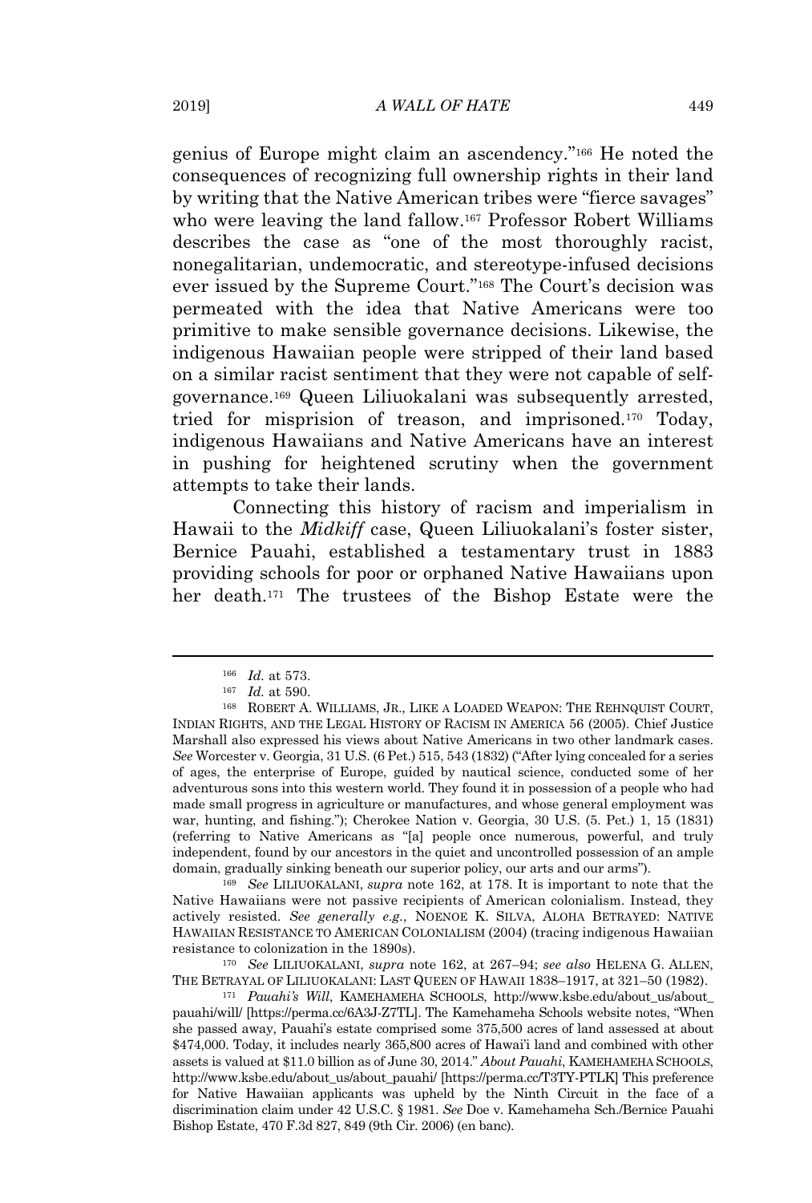genius of Europe might claim an ascendency."[166] He noted the consequences of recognizing full ownership rights in their land by writing that the Native American tribes were "fierce savages" who were leaving the land fallow.[167] Professor Robert Williams describes the case as "one of the most thoroughly racist, nonegalitarian, undemocratic, and stereotype-infused decisions ever issued by the Supreme Court."[168] The Court's decision was permeated with the idea that Native Americans were too primitive to make sensible governance decisions. Likewise, the indigenous Hawaiian people were stripped of their land based on a similar racist sentiment that they were not capable of self-governance.[169] Queen Liliuokalani was subsequently arrested, tried for misprision of treason, and imprisoned.[170] Today, indigenous Hawaiians and Native Americans have an interest in pushing for heightened scrutiny when the government attempts to take their lands.

Connecting this history of racism and imperialism in Hawaii to the *Midkiff* case, Queen Liliuokalani's foster sister, Bernice Pauahi, established a testamentary trust in 1883 providing schools for poor or orphaned Native Hawaiians upon her death.[171] The trustees of the Bishop Estate were the

---

[166] *Id.* at 573.

[167] *Id.* at 590.

[168] ROBERT A. WILLIAMS, JR., LIKE A LOADED WEAPON: THE REHNQUIST COURT, INDIAN RIGHTS, AND THE LEGAL HISTORY OF RACISM IN AMERICA 56 (2005). Chief Justice Marshall also expressed his views about Native Americans in two other landmark cases. *See* Worcester v. Georgia, 31 U.S. (6 Pet.) 515, 543 (1832) ("After lying concealed for a series of ages, the enterprise of Europe, guided by nautical science, conducted some of her adventurous sons into this western world. They found it in possession of a people who had made small progress in agriculture or manufactures, and whose general employment was war, hunting, and fishing."); Cherokee Nation v. Georgia, 30 U.S. (5. Pet.) 1, 15 (1831) (referring to Native Americans as "[a] people once numerous, powerful, and truly independent, found by our ancestors in the quiet and uncontrolled possession of an ample domain, gradually sinking beneath our superior policy, our arts and our arms").

[169] *See* LILIUOKALANI, *supra* note 162, at 178. It is important to note that the Native Hawaiians were not passive recipients of American colonialism. Instead, they actively resisted. *See generally e.g.*, NOENOE K. SILVA, ALOHA BETRAYED: NATIVE HAWAIIAN RESISTANCE TO AMERICAN COLONIALISM (2004) (tracing indigenous Hawaiian resistance to colonization in the 1890s).

[170] *See* LILIUOKALANI, *supra* note 162, at 267–94; *see also* HELENA G. ALLEN, THE BETRAYAL OF LILIUOKALANI: LAST QUEEN OF HAWAII 1838–1917, at 321–50 (1982).

[171] *Pauahi's Will*, KAMEHAMEHA SCHOOLS, http://www.ksbe.edu/about_us/about_pauahi/will/ [https://perma.cc/6A3J-Z7TL]. The Kamehameha Schools website notes, "When she passed away, Pauahi's estate comprised some 375,500 acres of land assessed at about $474,000. Today, it includes nearly 365,800 acres of Hawai'i land and combined with other assets is valued at $11.0 billion as of June 30, 2014." *About Pauahi*, KAMEHAMEHA SCHOOLS, http://www.ksbe.edu/about_us/about_pauahi/ [https://perma.cc/T3TY-PTLK] This preference for Native Hawaiian applicants was upheld by the Ninth Circuit in the face of a discrimination claim under 42 U.S.C. § 1981. *See* Doe v. Kamehameha Sch./Bernice Pauahi Bishop Estate, 470 F.3d 827, 849 (9th Cir. 2006) (en banc).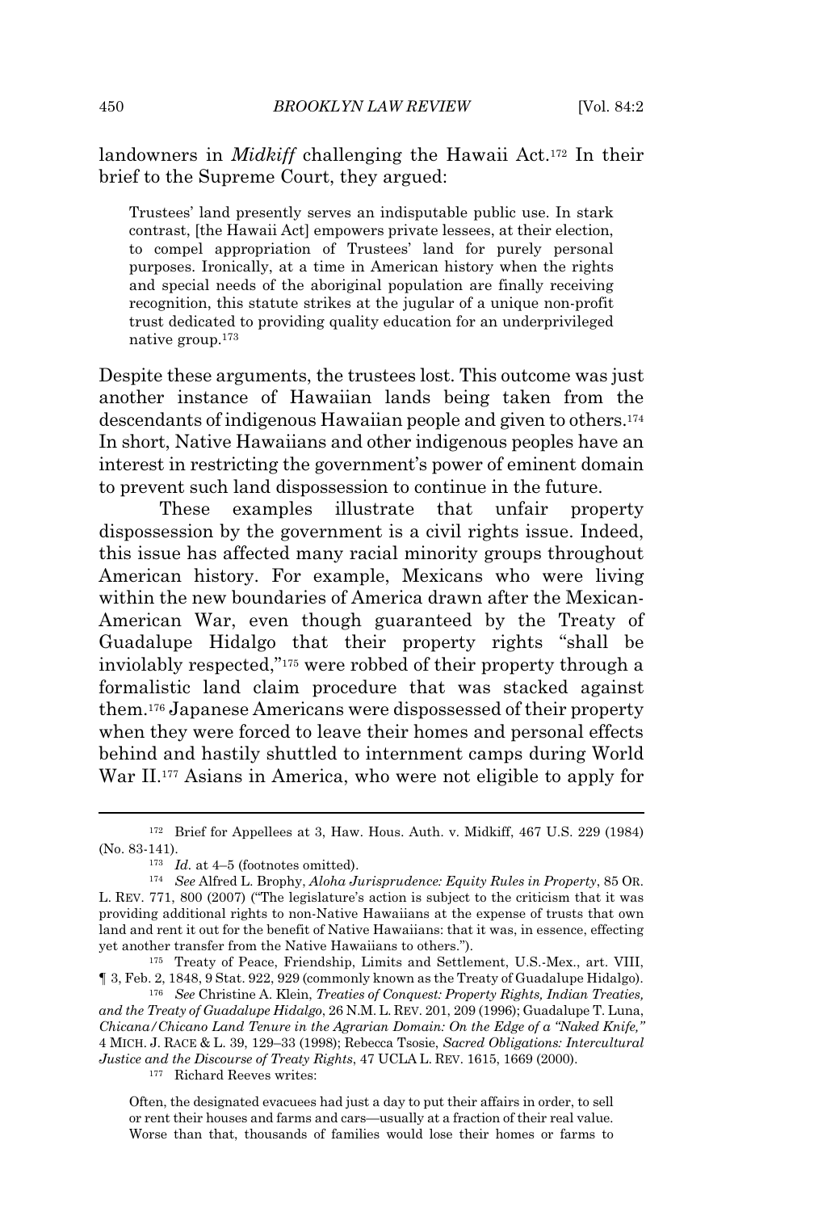landowners in *Midkiff* challenging the Hawaii Act.[172] In their brief to the Supreme Court, they argued:

> Trustees' land presently serves an indisputable public use. In stark contrast, [the Hawaii Act] empowers private lessees, at their election, to compel appropriation of Trustees' land for purely personal purposes. Ironically, at a time in American history when the rights and special needs of the aboriginal population are finally receiving recognition, this statute strikes at the jugular of a unique non-profit trust dedicated to providing quality education for an underprivileged native group.[173]

Despite these arguments, the trustees lost. This outcome was just another instance of Hawaiian lands being taken from the descendants of indigenous Hawaiian people and given to others.[174] In short, Native Hawaiians and other indigenous peoples have an interest in restricting the government's power of eminent domain to prevent such land dispossession to continue in the future.

These examples illustrate that unfair property dispossession by the government is a civil rights issue. Indeed, this issue has affected many racial minority groups throughout American history. For example, Mexicans who were living within the new boundaries of America drawn after the Mexican-American War, even though guaranteed by the Treaty of Guadalupe Hidalgo that their property rights "shall be inviolably respected,"[175] were robbed of their property through a formalistic land claim procedure that was stacked against them.[176] Japanese Americans were dispossessed of their property when they were forced to leave their homes and personal effects behind and hastily shuttled to internment camps during World War II.[177] Asians in America, who were not eligible to apply for

---

[172] Brief for Appellees at 3, Haw. Hous. Auth. v. Midkiff, 467 U.S. 229 (1984) (No. 83-141).

[173] *Id.* at 4–5 (footnotes omitted).

[174] *See* Alfred L. Brophy, *Aloha Jurisprudence: Equity Rules in Property*, 85 OR. L. REV. 771, 800 (2007) ("The legislature's action is subject to the criticism that it was providing additional rights to non-Native Hawaiians at the expense of trusts that own land and rent it out for the benefit of Native Hawaiians: that it was, in essence, effecting yet another transfer from the Native Hawaiians to others.").

[175] Treaty of Peace, Friendship, Limits and Settlement, U.S.-Mex., art. VIII, ¶ 3, Feb. 2, 1848, 9 Stat. 922, 929 (commonly known as the Treaty of Guadalupe Hidalgo).

[176] *See* Christine A. Klein, *Treaties of Conquest: Property Rights, Indian Treaties, and the Treaty of Guadalupe Hidalgo*, 26 N.M. L. REV. 201, 209 (1996); Guadalupe T. Luna, *Chicana/Chicano Land Tenure in the Agrarian Domain: On the Edge of a "Naked Knife,"* 4 MICH. J. RACE & L. 39, 129–33 (1998); Rebecca Tsosie, *Sacred Obligations: Intercultural Justice and the Discourse of Treaty Rights*, 47 UCLA L. REV. 1615, 1669 (2000).

[177] Richard Reeves writes:

> Often, the designated evacuees had just a day to put their affairs in order, to sell or rent their houses and farms and cars—usually at a fraction of their real value. Worse than that, thousands of families would lose their homes or farms to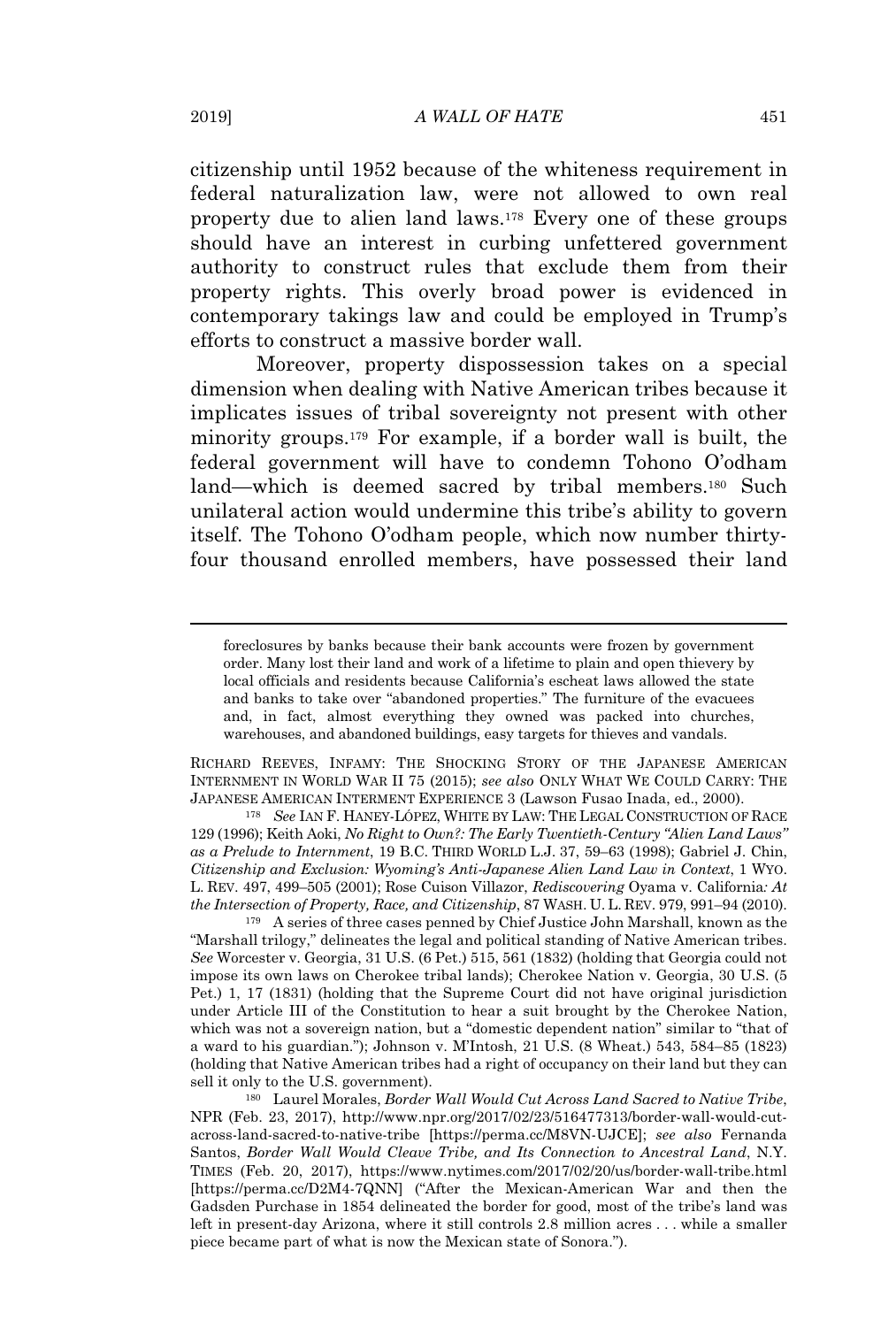citizenship until 1952 because of the whiteness requirement in federal naturalization law, were not allowed to own real property due to alien land laws.[178] Every one of these groups should have an interest in curbing unfettered government authority to construct rules that exclude them from their property rights. This overly broad power is evidenced in contemporary takings law and could be employed in Trump's efforts to construct a massive border wall.

Moreover, property dispossession takes on a special dimension when dealing with Native American tribes because it implicates issues of tribal sovereignty not present with other minority groups.[179] For example, if a border wall is built, the federal government will have to condemn Tohono O'odham land—which is deemed sacred by tribal members.[180] Such unilateral action would undermine this tribe's ability to govern itself. The Tohono O'odham people, which now number thirty-four thousand enrolled members, have possessed their land

---

foreclosures by banks because their bank accounts were frozen by government order. Many lost their land and work of a lifetime to plain and open thievery by local officials and residents because California's escheat laws allowed the state and banks to take over "abandoned properties." The furniture of the evacuees and, in fact, almost everything they owned was packed into churches, warehouses, and abandoned buildings, easy targets for thieves and vandals.

RICHARD REEVES, INFAMY: THE SHOCKING STORY OF THE JAPANESE AMERICAN INTERNMENT IN WORLD WAR II 75 (2015); *see also* ONLY WHAT WE COULD CARRY: THE JAPANESE AMERICAN INTERMENT EXPERIENCE 3 (Lawson Fusao Inada, ed., 2000).

[178] *See* IAN F. HANEY-LÓPEZ, WHITE BY LAW: THE LEGAL CONSTRUCTION OF RACE 129 (1996); Keith Aoki, *No Right to Own?: The Early Twentieth-Century "Alien Land Laws" as a Prelude to Internment*, 19 B.C. THIRD WORLD L.J. 37, 59–63 (1998); Gabriel J. Chin, *Citizenship and Exclusion: Wyoming's Anti-Japanese Alien Land Law in Context*, 1 WYO. L. REV. 497, 499–505 (2001); Rose Cuison Villazor, *Rediscovering* Oyama v. California*: At the Intersection of Property, Race, and Citizenship*, 87 WASH. U. L. REV. 979, 991–94 (2010).

[179] A series of three cases penned by Chief Justice John Marshall, known as the "Marshall trilogy," delineates the legal and political standing of Native American tribes. *See* Worcester v. Georgia, 31 U.S. (6 Pet.) 515, 561 (1832) (holding that Georgia could not impose its own laws on Cherokee tribal lands); Cherokee Nation v. Georgia, 30 U.S. (5 Pet.) 1, 17 (1831) (holding that the Supreme Court did not have original jurisdiction under Article III of the Constitution to hear a suit brought by the Cherokee Nation, which was not a sovereign nation, but a "domestic dependent nation" similar to "that of a ward to his guardian."); Johnson v. M'Intosh, 21 U.S. (8 Wheat.) 543, 584–85 (1823) (holding that Native American tribes had a right of occupancy on their land but they can sell it only to the U.S. government).

[180] Laurel Morales, *Border Wall Would Cut Across Land Sacred to Native Tribe*, NPR (Feb. 23, 2017), http://www.npr.org/2017/02/23/516477313/border-wall-would-cut-across-land-sacred-to-native-tribe [https://perma.cc/M8VN-UJCE]; *see also* Fernanda Santos, *Border Wall Would Cleave Tribe, and Its Connection to Ancestral Land*, N.Y. TIMES (Feb. 20, 2017), https://www.nytimes.com/2017/02/20/us/border-wall-tribe.html [https://perma.cc/D2M4-7QNN] ("After the Mexican-American War and then the Gadsden Purchase in 1854 delineated the border for good, most of the tribe's land was left in present-day Arizona, where it still controls 2.8 million acres . . . while a smaller piece became part of what is now the Mexican state of Sonora.").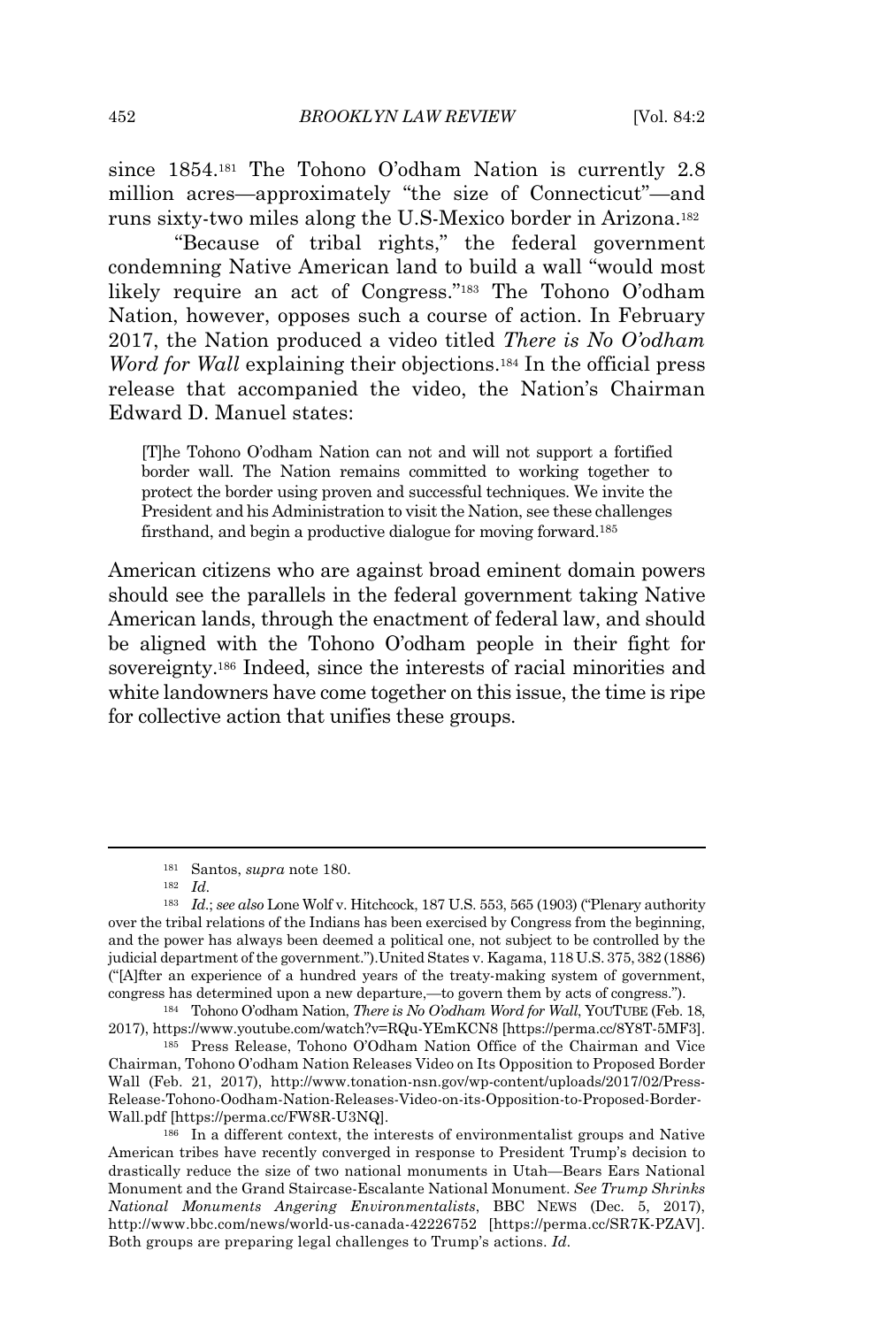since 1854.[181] The Tohono O'odham Nation is currently 2.8 million acres—approximately "the size of Connecticut"—and runs sixty-two miles along the U.S-Mexico border in Arizona.[182]

"Because of tribal rights," the federal government condemning Native American land to build a wall "would most likely require an act of Congress."[183] The Tohono O'odham Nation, however, opposes such a course of action. In February 2017, the Nation produced a video titled *There is No O'odham Word for Wall* explaining their objections.[184] In the official press release that accompanied the video, the Nation's Chairman Edward D. Manuel states:

> [T]he Tohono O'odham Nation can not and will not support a fortified border wall. The Nation remains committed to working together to protect the border using proven and successful techniques. We invite the President and his Administration to visit the Nation, see these challenges firsthand, and begin a productive dialogue for moving forward.[185]

American citizens who are against broad eminent domain powers should see the parallels in the federal government taking Native American lands, through the enactment of federal law, and should be aligned with the Tohono O'odham people in their fight for sovereignty.[186] Indeed, since the interests of racial minorities and white landowners have come together on this issue, the time is ripe for collective action that unifies these groups.

---

[181] Santos, *supra* note 180.

[182] *Id*.

[183] *Id.*; *see also* Lone Wolf v. Hitchcock, 187 U.S. 553, 565 (1903) ("Plenary authority over the tribal relations of the Indians has been exercised by Congress from the beginning, and the power has always been deemed a political one, not subject to be controlled by the judicial department of the government.").United States v. Kagama, 118 U.S. 375, 382 (1886) ("[A]fter an experience of a hundred years of the treaty-making system of government, congress has determined upon a new departure,—to govern them by acts of congress.").

[184] Tohono O'odham Nation, *There is No O'odham Word for Wall*, YOUTUBE (Feb. 18, 2017), https://www.youtube.com/watch?v=RQu-YEmKCN8 [https://perma.cc/8Y8T-5MF3].

[185] Press Release, Tohono O'Odham Nation Office of the Chairman and Vice Chairman, Tohono O'odham Nation Releases Video on Its Opposition to Proposed Border Wall (Feb. 21, 2017), http://www.tonation-nsn.gov/wp-content/uploads/2017/02/Press-Release-Tohono-Oodham-Nation-Releases-Video-on-its-Opposition-to-Proposed-Border-Wall.pdf [https://perma.cc/FW8R-U3NQ].

[186] In a different context, the interests of environmentalist groups and Native American tribes have recently converged in response to President Trump's decision to drastically reduce the size of two national monuments in Utah—Bears Ears National Monument and the Grand Staircase-Escalante National Monument. *See Trump Shrinks National Monuments Angering Environmentalists*, BBC NEWS (Dec. 5, 2017), http://www.bbc.com/news/world-us-canada-42226752 [https://perma.cc/SR7K-PZAV]. Both groups are preparing legal challenges to Trump's actions. *Id*.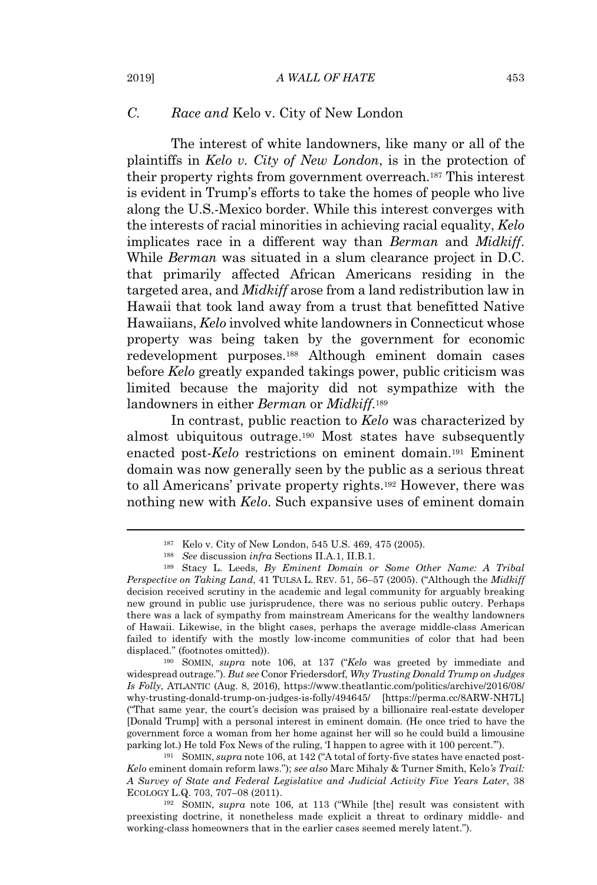### C. *Race and* Kelo v. City of New London

The interest of white landowners, like many or all of the plaintiffs in *Kelo v. City of New London*, is in the protection of their property rights from government overreach.[187] This interest is evident in Trump's efforts to take the homes of people who live along the U.S.-Mexico border. While this interest converges with the interests of racial minorities in achieving racial equality, *Kelo* implicates race in a different way than *Berman* and *Midkiff*. While *Berman* was situated in a slum clearance project in D.C. that primarily affected African Americans residing in the targeted area, and *Midkiff* arose from a land redistribution law in Hawaii that took land away from a trust that benefitted Native Hawaiians, *Kelo* involved white landowners in Connecticut whose property was being taken by the government for economic redevelopment purposes.[188] Although eminent domain cases before *Kelo* greatly expanded takings power, public criticism was limited because the majority did not sympathize with the landowners in either *Berman* or *Midkiff*.[189]

In contrast, public reaction to *Kelo* was characterized by almost ubiquitous outrage.[190] Most states have subsequently enacted post-*Kelo* restrictions on eminent domain.[191] Eminent domain was now generally seen by the public as a serious threat to all Americans' private property rights.[192] However, there was nothing new with *Kelo*. Such expansive uses of eminent domain

---

[187] Kelo v. City of New London, 545 U.S. 469, 475 (2005).

[188] *See* discussion *infra* Sections II.A.1, II.B.1.

[189] Stacy L. Leeds, *By Eminent Domain or Some Other Name: A Tribal Perspective on Taking Land*, 41 TULSA L. REV. 51, 56–57 (2005). ("Although the *Midkiff* decision received scrutiny in the academic and legal community for arguably breaking new ground in public use jurisprudence, there was no serious public outcry. Perhaps there was a lack of sympathy from mainstream Americans for the wealthy landowners of Hawaii. Likewise, in the blight cases, perhaps the average middle-class American failed to identify with the mostly low-income communities of color that had been displaced." (footnotes omitted)).

[190] SOMIN, *supra* note 106, at 137 ("*Kelo* was greeted by immediate and widespread outrage."). *But see* Conor Friedersdorf, *Why Trusting Donald Trump on Judges Is Folly*, ATLANTIC (Aug. 8, 2016), https://www.theatlantic.com/politics/archive/2016/08/why-trusting-donald-trump-on-judges-is-folly/494645/ [https://perma.cc/8ARW-NH7L] ("That same year, the court's decision was praised by a billionaire real-estate developer [Donald Trump] with a personal interest in eminent domain. (He once tried to have the government force a woman from her home against her will so he could build a limousine parking lot.) He told Fox News of the ruling, 'I happen to agree with it 100 percent.'").

[191] SOMIN, *supra* note 106, at 142 ("A total of forty-five states have enacted post-*Kelo* eminent domain reform laws."); *see also* Marc Mihaly & Turner Smith, Kelo*'s Trail: A Survey of State and Federal Legislative and Judicial Activity Five Years Later*, 38 ECOLOGY L.Q. 703, 707–08 (2011).

[192] SOMIN, *supra* note 106, at 113 ("While [the] result was consistent with preexisting doctrine, it nonetheless made explicit a threat to ordinary middle- and working-class homeowners that in the earlier cases seemed merely latent.").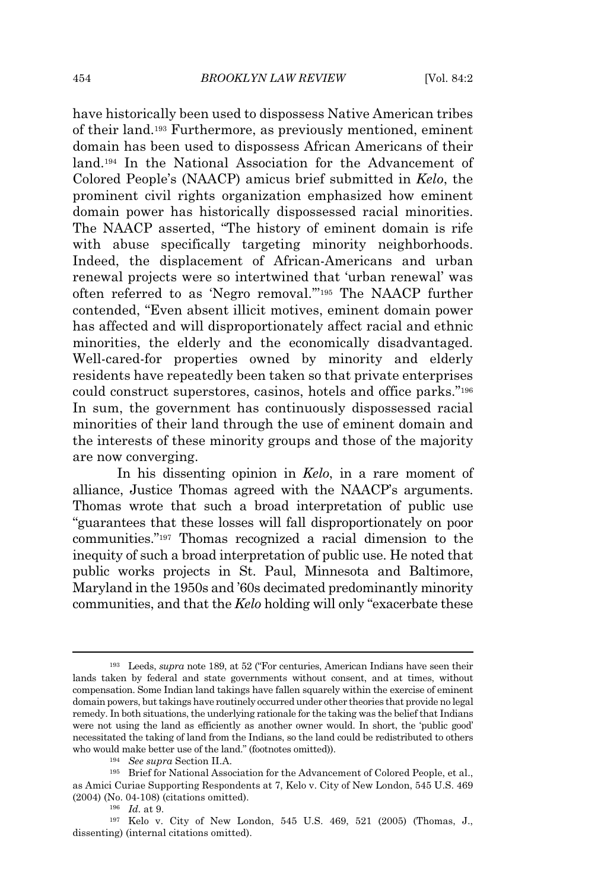have historically been used to dispossess Native American tribes of their land.[193] Furthermore, as previously mentioned, eminent domain has been used to dispossess African Americans of their land.[194] In the National Association for the Advancement of Colored People's (NAACP) amicus brief submitted in *Kelo*, the prominent civil rights organization emphasized how eminent domain power has historically dispossessed racial minorities. The NAACP asserted, "The history of eminent domain is rife with abuse specifically targeting minority neighborhoods. Indeed, the displacement of African-Americans and urban renewal projects were so intertwined that 'urban renewal' was often referred to as 'Negro removal.'"[195] The NAACP further contended, "Even absent illicit motives, eminent domain power has affected and will disproportionately affect racial and ethnic minorities, the elderly and the economically disadvantaged. Well-cared-for properties owned by minority and elderly residents have repeatedly been taken so that private enterprises could construct superstores, casinos, hotels and office parks."[196] In sum, the government has continuously dispossessed racial minorities of their land through the use of eminent domain and the interests of these minority groups and those of the majority are now converging.

In his dissenting opinion in *Kelo*, in a rare moment of alliance, Justice Thomas agreed with the NAACP's arguments. Thomas wrote that such a broad interpretation of public use "guarantees that these losses will fall disproportionately on poor communities."[197] Thomas recognized a racial dimension to the inequity of such a broad interpretation of public use. He noted that public works projects in St. Paul, Minnesota and Baltimore, Maryland in the 1950s and '60s decimated predominantly minority communities, and that the *Kelo* holding will only "exacerbate these

---

[193] Leeds, *supra* note 189, at 52 ("For centuries, American Indians have seen their lands taken by federal and state governments without consent, and at times, without compensation. Some Indian land takings have fallen squarely within the exercise of eminent domain powers, but takings have routinely occurred under other theories that provide no legal remedy. In both situations, the underlying rationale for the taking was the belief that Indians were not using the land as efficiently as another owner would. In short, the 'public good' necessitated the taking of land from the Indians, so the land could be redistributed to others who would make better use of the land." (footnotes omitted)).

[194] *See supra* Section II.A.

[195] Brief for National Association for the Advancement of Colored People, et al., as Amici Curiae Supporting Respondents at 7, Kelo v. City of New London, 545 U.S. 469 (2004) (No. 04-108) (citations omitted).

[196] *Id.* at 9.

[197] Kelo v. City of New London, 545 U.S. 469, 521 (2005) (Thomas, J., dissenting) (internal citations omitted).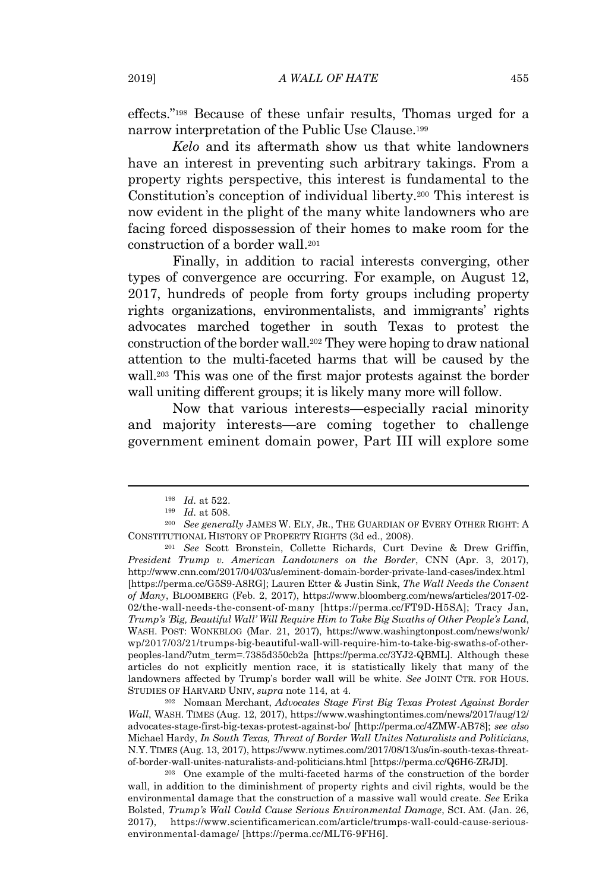effects."[198] Because of these unfair results, Thomas urged for a narrow interpretation of the Public Use Clause.[199]

*Kelo* and its aftermath show us that white landowners have an interest in preventing such arbitrary takings. From a property rights perspective, this interest is fundamental to the Constitution's conception of individual liberty.[200] This interest is now evident in the plight of the many white landowners who are facing forced dispossession of their homes to make room for the construction of a border wall.[201]

Finally, in addition to racial interests converging, other types of convergence are occurring. For example, on August 12, 2017, hundreds of people from forty groups including property rights organizations, environmentalists, and immigrants' rights advocates marched together in south Texas to protest the construction of the border wall.[202] They were hoping to draw national attention to the multi-faceted harms that will be caused by the wall.[203] This was one of the first major protests against the border wall uniting different groups; it is likely many more will follow.

Now that various interests—especially racial minority and majority interests—are coming together to challenge government eminent domain power, Part III will explore some

---

[198] *Id.* at 522.

[199] *Id.* at 508.

[200] *See generally* JAMES W. ELY, JR., THE GUARDIAN OF EVERY OTHER RIGHT: A CONSTITUTIONAL HISTORY OF PROPERTY RIGHTS (3d ed., 2008).

[201] *See* Scott Bronstein, Collette Richards, Curt Devine & Drew Griffin, *President Trump v. American Landowners on the Border*, CNN (Apr. 3, 2017), http://www.cnn.com/2017/04/03/us/eminent-domain-border-private-land-cases/index.html [https://perma.cc/G5S9-A8RG]; Lauren Etter & Justin Sink, *The Wall Needs the Consent of Many*, BLOOMBERG (Feb. 2, 2017), https://www.bloomberg.com/news/articles/2017-02-02/the-wall-needs-the-consent-of-many [https://perma.cc/FT9D-H5SA]; Tracy Jan, *Trump's 'Big, Beautiful Wall' Will Require Him to Take Big Swaths of Other People's Land*, WASH. POST: WONKBLOG (Mar. 21, 2017), https://www.washingtonpost.com/news/wonk/wp/2017/03/21/trumps-big-beautiful-wall-will-require-him-to-take-big-swaths-of-other-peoples-land/?utm_term=.7385d350cb2a [https://perma.cc/3YJ2-QBML]. Although these articles do not explicitly mention race, it is statistically likely that many of the landowners affected by Trump's border wall will be white. *See* JOINT CTR. FOR HOUS. STUDIES OF HARVARD UNIV, *supra* note 114, at 4.

[202] Nomaan Merchant, *Advocates Stage First Big Texas Protest Against Border Wall*, WASH. TIMES (Aug. 12, 2017), https://www.washingtontimes.com/news/2017/aug/12/advocates-stage-first-big-texas-protest-against-bo/ [http://perma.cc/4ZMW-AB78]; *see also* Michael Hardy, *In South Texas, Threat of Border Wall Unites Naturalists and Politicians*, N.Y. TIMES (Aug. 13, 2017), https://www.nytimes.com/2017/08/13/us/in-south-texas-threat-of-border-wall-unites-naturalists-and-politicians.html [https://perma.cc/Q6H6-ZRJD].

[203] One example of the multi-faceted harms of the construction of the border wall, in addition to the diminishment of property rights and civil rights, would be the environmental damage that the construction of a massive wall would create. *See* Erika Bolsted, *Trump's Wall Could Cause Serious Environmental Damage*, SCI. AM. (Jan. 26, 2017), https://www.scientificamerican.com/article/trumps-wall-could-cause-serious-environmental-damage/ [https://perma.cc/MLT6-9FH6].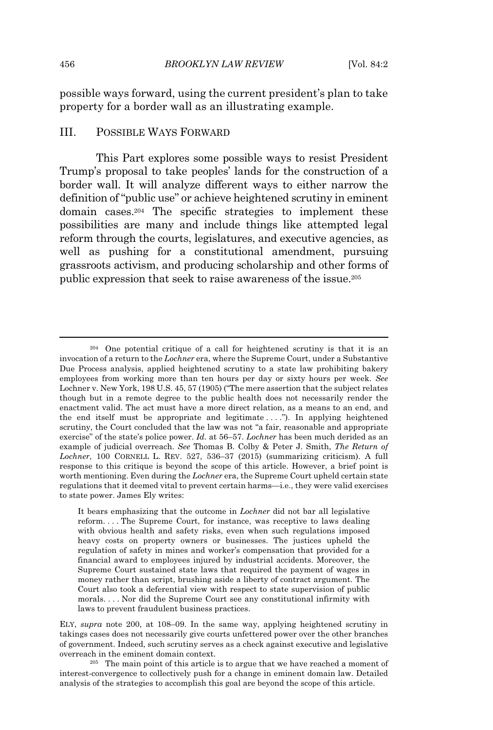possible ways forward, using the current president's plan to take property for a border wall as an illustrating example.

## III. Possible Ways Forward

This Part explores some possible ways to resist President Trump's proposal to take peoples' lands for the construction of a border wall. It will analyze different ways to either narrow the definition of "public use" or achieve heightened scrutiny in eminent domain cases.[204] The specific strategies to implement these possibilities are many and include things like attempted legal reform through the courts, legislatures, and executive agencies, as well as pushing for a constitutional amendment, pursuing grassroots activism, and producing scholarship and other forms of public expression that seek to raise awareness of the issue.[205]

---

[204] One potential critique of a call for heightened scrutiny is that it is an invocation of a return to the *Lochner* era, where the Supreme Court, under a Substantive Due Process analysis, applied heightened scrutiny to a state law prohibiting bakery employees from working more than ten hours per day or sixty hours per week. *See* Lochner v. New York, 198 U.S. 45, 57 (1905) ("The mere assertion that the subject relates though but in a remote degree to the public health does not necessarily render the enactment valid. The act must have a more direct relation, as a means to an end, and the end itself must be appropriate and legitimate . . . ."). In applying heightened scrutiny, the Court concluded that the law was not "a fair, reasonable and appropriate exercise" of the state's police power. *Id.* at 56–57. *Lochner* has been much derided as an example of judicial overreach. *See* Thomas B. Colby & Peter J. Smith, *The Return of Lochner*, 100 CORNELL L. REV. 527, 536–37 (2015) (summarizing criticism). A full response to this critique is beyond the scope of this article. However, a brief point is worth mentioning. Even during the *Lochner* era, the Supreme Court upheld certain state regulations that it deemed vital to prevent certain harms—i.e., they were valid exercises to state power. James Ely writes:

> It bears emphasizing that the outcome in *Lochner* did not bar all legislative reform. . . . The Supreme Court, for instance, was receptive to laws dealing with obvious health and safety risks, even when such regulations imposed heavy costs on property owners or businesses. The justices upheld the regulation of safety in mines and worker's compensation that provided for a financial award to employees injured by industrial accidents. Moreover, the Supreme Court sustained state laws that required the payment of wages in money rather than script, brushing aside a liberty of contract argument. The Court also took a deferential view with respect to state supervision of public morals. . . . Nor did the Supreme Court see any constitutional infirmity with laws to prevent fraudulent business practices.

ELY, *supra* note 200, at 108–09. In the same way, applying heightened scrutiny in takings cases does not necessarily give courts unfettered power over the other branches of government. Indeed, such scrutiny serves as a check against executive and legislative overreach in the eminent domain context.

[205] The main point of this article is to argue that we have reached a moment of interest-convergence to collectively push for a change in eminent domain law. Detailed analysis of the strategies to accomplish this goal are beyond the scope of this article.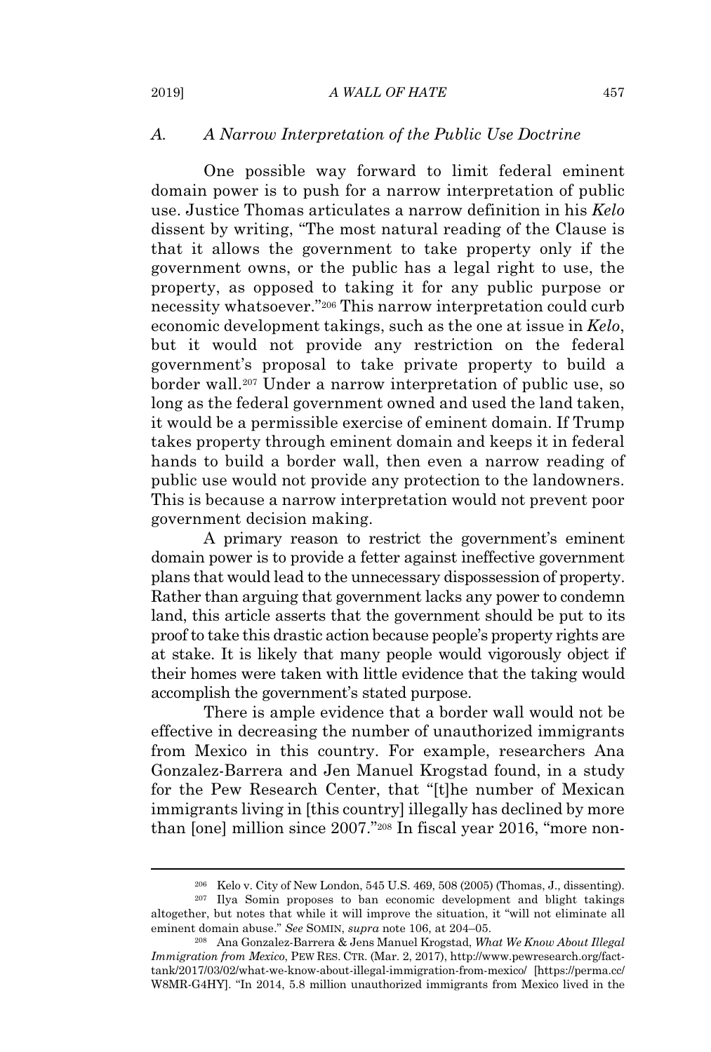### A. *A Narrow Interpretation of the Public Use Doctrine*

One possible way forward to limit federal eminent domain power is to push for a narrow interpretation of public use. Justice Thomas articulates a narrow definition in his *Kelo* dissent by writing, "The most natural reading of the Clause is that it allows the government to take property only if the government owns, or the public has a legal right to use, the property, as opposed to taking it for any public purpose or necessity whatsoever."[206] This narrow interpretation could curb economic development takings, such as the one at issue in *Kelo*, but it would not provide any restriction on the federal government's proposal to take private property to build a border wall.[207] Under a narrow interpretation of public use, so long as the federal government owned and used the land taken, it would be a permissible exercise of eminent domain. If Trump takes property through eminent domain and keeps it in federal hands to build a border wall, then even a narrow reading of public use would not provide any protection to the landowners. This is because a narrow interpretation would not prevent poor government decision making.

A primary reason to restrict the government's eminent domain power is to provide a fetter against ineffective government plans that would lead to the unnecessary dispossession of property. Rather than arguing that government lacks any power to condemn land, this article asserts that the government should be put to its proof to take this drastic action because people's property rights are at stake. It is likely that many people would vigorously object if their homes were taken with little evidence that the taking would accomplish the government's stated purpose.

There is ample evidence that a border wall would not be effective in decreasing the number of unauthorized immigrants from Mexico in this country. For example, researchers Ana Gonzalez-Barrera and Jen Manuel Krogstad found, in a study for the Pew Research Center, that "[t]he number of Mexican immigrants living in [this country] illegally has declined by more than [one] million since 2007."[208] In fiscal year 2016, "more non-

---

[206] Kelo v. City of New London, 545 U.S. 469, 508 (2005) (Thomas, J., dissenting).

[207] Ilya Somin proposes to ban economic development and blight takings altogether, but notes that while it will improve the situation, it "will not eliminate all eminent domain abuse." *See* SOMIN, *supra* note 106, at 204–05.

[208] Ana Gonzalez-Barrera & Jens Manuel Krogstad, *What We Know About Illegal Immigration from Mexico*, PEW RES. CTR. (Mar. 2, 2017), http://www.pewresearch.org/fact-tank/2017/03/02/what-we-know-about-illegal-immigration-from-mexico/ [https://perma.cc/W8MR-G4HY]. "In 2014, 5.8 million unauthorized immigrants from Mexico lived in the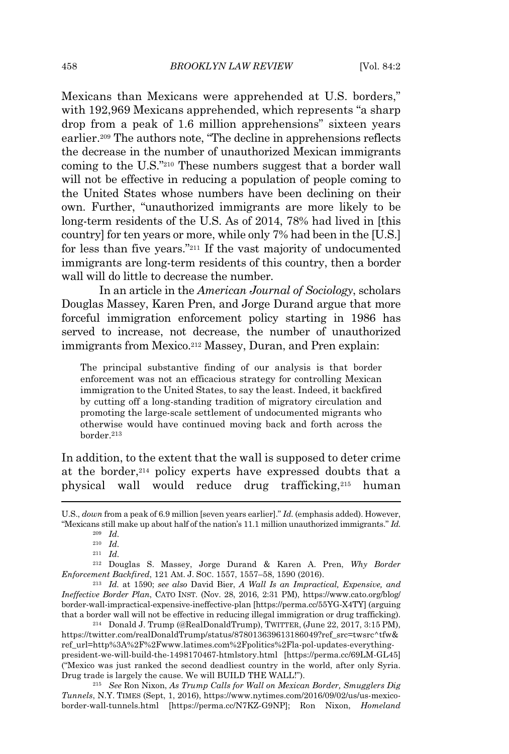Mexicans than Mexicans were apprehended at U.S. borders," with 192,969 Mexicans apprehended, which represents "a sharp drop from a peak of 1.6 million apprehensions" sixteen years earlier.[209] The authors note, "The decline in apprehensions reflects the decrease in the number of unauthorized Mexican immigrants coming to the U.S."[210] These numbers suggest that a border wall will not be effective in reducing a population of people coming to the United States whose numbers have been declining on their own. Further, "unauthorized immigrants are more likely to be long-term residents of the U.S. As of 2014, 78% had lived in [this country] for ten years or more, while only 7% had been in the [U.S.] for less than five years."[211] If the vast majority of undocumented immigrants are long-term residents of this country, then a border wall will do little to decrease the number.

In an article in the *American Journal of Sociology*, scholars Douglas Massey, Karen Pren, and Jorge Durand argue that more forceful immigration enforcement policy starting in 1986 has served to increase, not decrease, the number of unauthorized immigrants from Mexico.[212] Massey, Duran, and Pren explain:

> The principal substantive finding of our analysis is that border enforcement was not an efficacious strategy for controlling Mexican immigration to the United States, to say the least. Indeed, it backfired by cutting off a long-standing tradition of migratory circulation and promoting the large-scale settlement of undocumented migrants who otherwise would have continued moving back and forth across the border.[213]

In addition, to the extent that the wall is supposed to deter crime at the border,[214] policy experts have expressed doubts that a physical wall would reduce drug trafficking,[215] human

---

U.S., *down* from a peak of 6.9 million [seven years earlier]." *Id.* (emphasis added). However, "Mexicans still make up about half of the nation's 11.1 million unauthorized immigrants." *Id.*

[209] *Id.*

[210] *Id.*

[211] *Id.*

[212] Douglas S. Massey, Jorge Durand & Karen A. Pren, *Why Border Enforcement Backfired*, 121 AM. J. SOC. 1557, 1557–58, 1590 (2016).

[213] *Id.* at 1590; *see also* David Bier, *A Wall Is an Impractical, Expensive, and Ineffective Border Plan*, CATO INST. (Nov. 28, 2016, 2:31 PM), https://www.cato.org/blog/border-wall-impractical-expensive-ineffective-plan [https://perma.cc/55YG-X4TY] (arguing that a border wall will not be effective in reducing illegal immigration or drug trafficking).

[214] Donald J. Trump (@RealDonaldTrump), TWITTER, (June 22, 2017, 3:15 PM), https://twitter.com/realDonaldTrump/status/877013639613186049?ref_src=twsrc^tfw&ref_url=http%3A%2F%2Fwww.latimes.com%2Fpolitics%2Fla-pol-updates-everything-president-we-will-build-the-1498170467-htmlstory.html [https://perma.cc/69LM-GL45] ("Mexico was just ranked the second deadliest country in the world, after only Syria. Drug trade is largely the cause. We will BUILD THE WALL!").

[215] *See* Ron Nixon, *As Trump Calls for Wall on Mexican Border, Smugglers Dig Tunnels*, N.Y. TIMES (Sept, 1, 2016), https://www.nytimes.com/2016/09/02/us/us-mexico-border-wall-tunnels.html [https://perma.cc/N7KZ-G9NP]; Ron Nixon, *Homeland*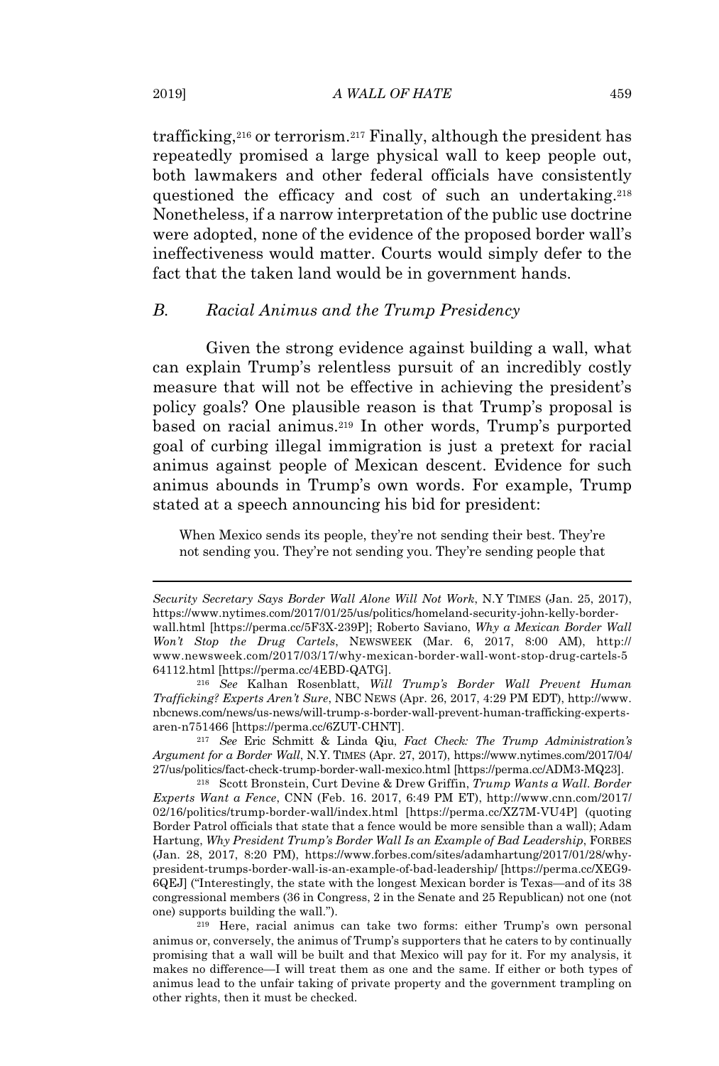trafficking,[216] or terrorism.[217] Finally, although the president has repeatedly promised a large physical wall to keep people out, both lawmakers and other federal officials have consistently questioned the efficacy and cost of such an undertaking.[218] Nonetheless, if a narrow interpretation of the public use doctrine were adopted, none of the evidence of the proposed border wall's ineffectiveness would matter. Courts would simply defer to the fact that the taken land would be in government hands.

### B. Racial Animus and the Trump Presidency

Given the strong evidence against building a wall, what can explain Trump's relentless pursuit of an incredibly costly measure that will not be effective in achieving the president's policy goals? One plausible reason is that Trump's proposal is based on racial animus.[219] In other words, Trump's purported goal of curbing illegal immigration is just a pretext for racial animus against people of Mexican descent. Evidence for such animus abounds in Trump's own words. For example, Trump stated at a speech announcing his bid for president:

> When Mexico sends its people, they're not sending their best. They're not sending you. They're not sending you. They're sending people that

---

*Security Secretary Says Border Wall Alone Will Not Work*, N.Y TIMES (Jan. 25, 2017), https://www.nytimes.com/2017/01/25/us/politics/homeland-security-john-kelly-border-wall.html [https://perma.cc/5F3X-239P]; Roberto Saviano, *Why a Mexican Border Wall Won't Stop the Drug Cartels*, NEWSWEEK (Mar. 6, 2017, 8:00 AM), http://www.newsweek.com/2017/03/17/why-mexican-border-wall-wont-stop-drug-cartels-564112.html [https://perma.cc/4EBD-QATG].

[216] *See* Kalhan Rosenblatt, *Will Trump's Border Wall Prevent Human Trafficking? Experts Aren't Sure*, NBC NEWS (Apr. 26, 2017, 4:29 PM EDT), http://www.nbcnews.com/news/us-news/will-trump-s-border-wall-prevent-human-trafficking-experts-aren-n751466 [https://perma.cc/6ZUT-CHNT].

[217] *See* Eric Schmitt & Linda Qiu, *Fact Check: The Trump Administration's Argument for a Border Wall*, N.Y. TIMES (Apr. 27, 2017), https://www.nytimes.com/2017/04/27/us/politics/fact-check-trump-border-wall-mexico.html [https://perma.cc/ADM3-MQ23].

[218] Scott Bronstein, Curt Devine & Drew Griffin, *Trump Wants a Wall. Border Experts Want a Fence*, CNN (Feb. 16. 2017, 6:49 PM ET), http://www.cnn.com/2017/02/16/politics/trump-border-wall/index.html [https://perma.cc/XZ7M-VU4P] (quoting Border Patrol officials that state that a fence would be more sensible than a wall); Adam Hartung, *Why President Trump's Border Wall Is an Example of Bad Leadership*, FORBES (Jan. 28, 2017, 8:20 PM), https://www.forbes.com/sites/adamhartung/2017/01/28/why-president-trumps-border-wall-is-an-example-of-bad-leadership/ [https://perma.cc/XEG9-6QEJ] ("Interestingly, the state with the longest Mexican border is Texas—and of its 38 congressional members (36 in Congress, 2 in the Senate and 25 Republican) not one (not one) supports building the wall.").

[219] Here, racial animus can take two forms: either Trump's own personal animus or, conversely, the animus of Trump's supporters that he caters to by continually promising that a wall will be built and that Mexico will pay for it. For my analysis, it makes no difference—I will treat them as one and the same. If either or both types of animus lead to the unfair taking of private property and the government trampling on other rights, then it must be checked.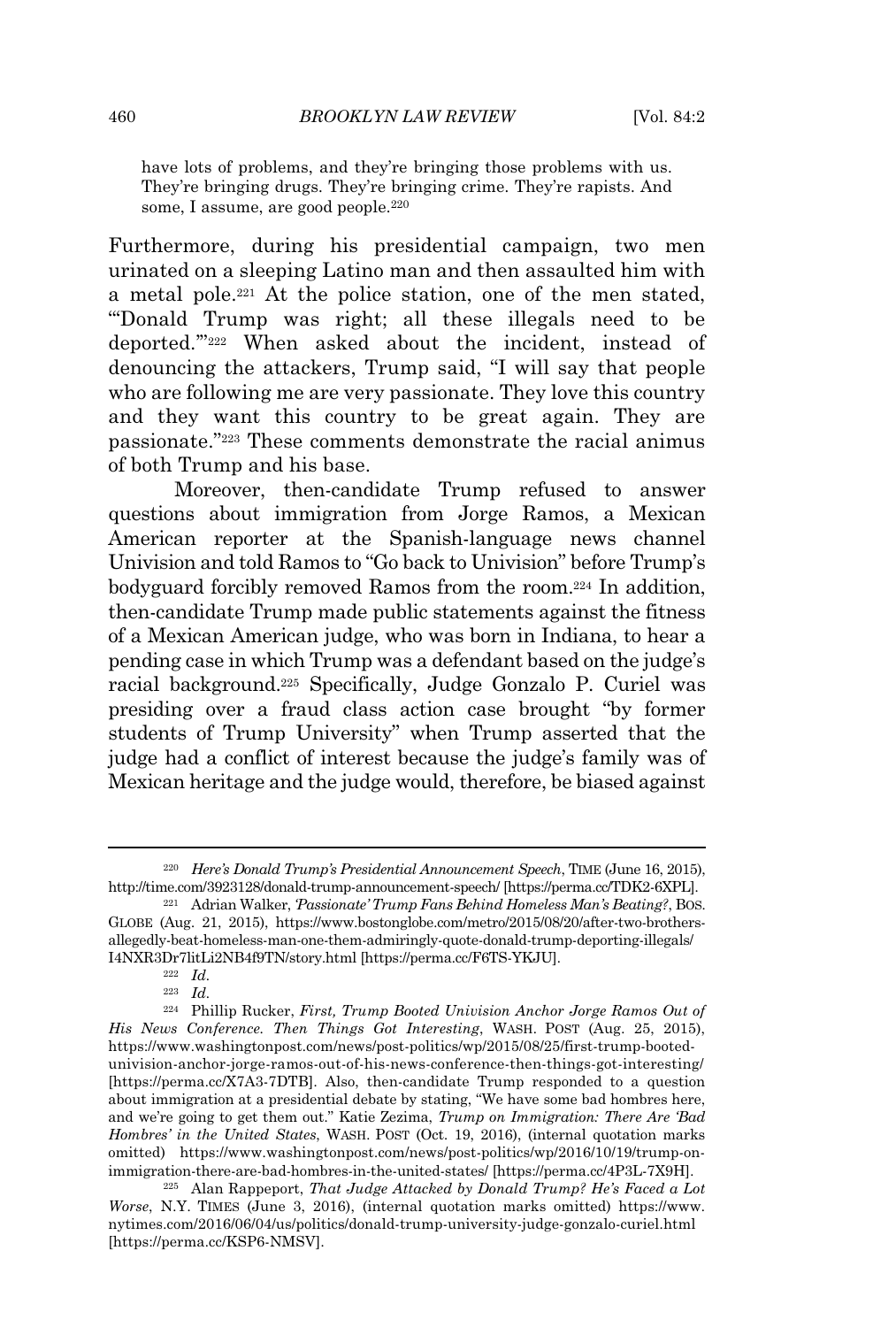> have lots of problems, and they're bringing those problems with us. They're bringing drugs. They're bringing crime. They're rapists. And some, I assume, are good people.[220]

Furthermore, during his presidential campaign, two men urinated on a sleeping Latino man and then assaulted him with a metal pole.[221] At the police station, one of the men stated, "'Donald Trump was right; all these illegals need to be deported.'"[222] When asked about the incident, instead of denouncing the attackers, Trump said, "I will say that people who are following me are very passionate. They love this country and they want this country to be great again. They are passionate."[223] These comments demonstrate the racial animus of both Trump and his base.

Moreover, then-candidate Trump refused to answer questions about immigration from Jorge Ramos, a Mexican American reporter at the Spanish-language news channel Univision and told Ramos to "Go back to Univision" before Trump's bodyguard forcibly removed Ramos from the room.[224] In addition, then-candidate Trump made public statements against the fitness of a Mexican American judge, who was born in Indiana, to hear a pending case in which Trump was a defendant based on the judge's racial background.[225] Specifically, Judge Gonzalo P. Curiel was presiding over a fraud class action case brought "by former students of Trump University" when Trump asserted that the judge had a conflict of interest because the judge's family was of Mexican heritage and the judge would, therefore, be biased against

---

[220] *Here's Donald Trump's Presidential Announcement Speech*, TIME (June 16, 2015), http://time.com/3923128/donald-trump-announcement-speech/ [https://perma.cc/TDK2-6XPL].

[221] Adrian Walker, *'Passionate' Trump Fans Behind Homeless Man's Beating?*, BOS. GLOBE (Aug. 21, 2015), https://www.bostonglobe.com/metro/2015/08/20/after-two-brothers-allegedly-beat-homeless-man-one-them-admiringly-quote-donald-trump-deporting-illegals/I4NXR3Dr7litLi2NB4f9TN/story.html [https://perma.cc/F6TS-YKJU].

[222] *Id.*

[223] *Id.*

[224] Phillip Rucker, *First, Trump Booted Univision Anchor Jorge Ramos Out of His News Conference. Then Things Got Interesting*, WASH. POST (Aug. 25, 2015), https://www.washingtonpost.com/news/post-politics/wp/2015/08/25/first-trump-booted-univision-anchor-jorge-ramos-out-of-his-news-conference-then-things-got-interesting/ [https://perma.cc/X7A3-7DTB]. Also, then-candidate Trump responded to a question about immigration at a presidential debate by stating, "We have some bad hombres here, and we're going to get them out." Katie Zezima, *Trump on Immigration: There Are 'Bad Hombres' in the United States*, WASH. POST (Oct. 19, 2016), (internal quotation marks omitted) https://www.washingtonpost.com/news/post-politics/wp/2016/10/19/trump-on-immigration-there-are-bad-hombres-in-the-united-states/ [https://perma.cc/4P3L-7X9H].

[225] Alan Rappeport, *That Judge Attacked by Donald Trump? He's Faced a Lot Worse*, N.Y. TIMES (June 3, 2016), (internal quotation marks omitted) https://www.nytimes.com/2016/06/04/us/politics/donald-trump-university-judge-gonzalo-curiel.html [https://perma.cc/KSP6-NMSV].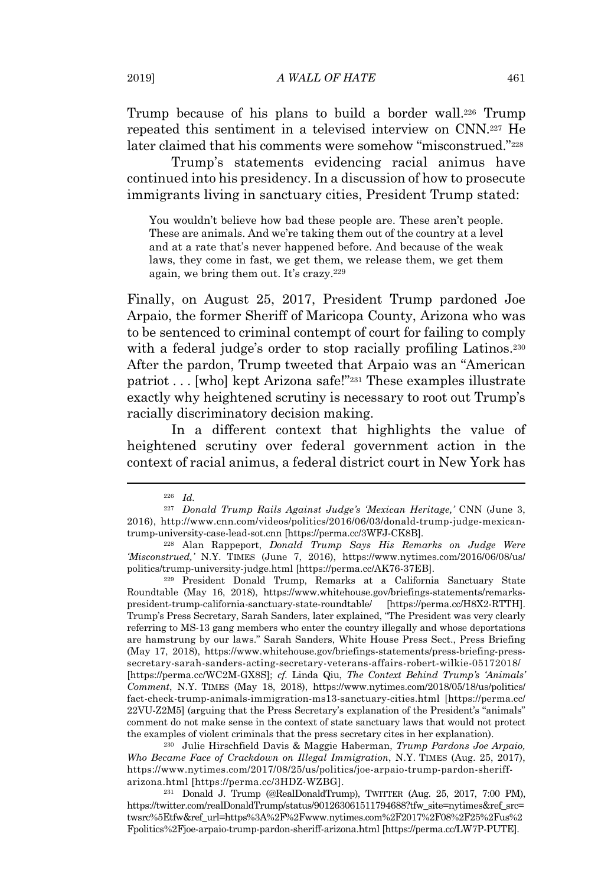Trump because of his plans to build a border wall.[226] Trump repeated this sentiment in a televised interview on CNN.[227] He later claimed that his comments were somehow "misconstrued."[228]

Trump's statements evidencing racial animus have continued into his presidency. In a discussion of how to prosecute immigrants living in sanctuary cities, President Trump stated:

> You wouldn't believe how bad these people are. These aren't people. These are animals. And we're taking them out of the country at a level and at a rate that's never happened before. And because of the weak laws, they come in fast, we get them, we release them, we get them again, we bring them out. It's crazy.[229]

Finally, on August 25, 2017, President Trump pardoned Joe Arpaio, the former Sheriff of Maricopa County, Arizona who was to be sentenced to criminal contempt of court for failing to comply with a federal judge's order to stop racially profiling Latinos.[230] After the pardon, Trump tweeted that Arpaio was an "American patriot . . . [who] kept Arizona safe!"[231] These examples illustrate exactly why heightened scrutiny is necessary to root out Trump's racially discriminatory decision making.

In a different context that highlights the value of heightened scrutiny over federal government action in the context of racial animus, a federal district court in New York has

---

[226] *Id.*

[227] *Donald Trump Rails Against Judge's 'Mexican Heritage,'* CNN (June 3, 2016), http://www.cnn.com/videos/politics/2016/06/03/donald-trump-judge-mexican-trump-university-case-lead-sot.cnn [https://perma.cc/3WFJ-CK8B].

[228] Alan Rappeport, *Donald Trump Says His Remarks on Judge Were 'Misconstrued,'* N.Y. TIMES (June 7, 2016), https://www.nytimes.com/2016/06/08/us/politics/trump-university-judge.html [https://perma.cc/AK76-37EB].

[229] President Donald Trump, Remarks at a California Sanctuary State Roundtable (May 16, 2018), https://www.whitehouse.gov/briefings-statements/remarks-president-trump-california-sanctuary-state-roundtable/ [https://perma.cc/H8X2-RTTH]. Trump's Press Secretary, Sarah Sanders, later explained, "The President was very clearly referring to MS-13 gang members who enter the country illegally and whose deportations are hamstrung by our laws." Sarah Sanders, White House Press Sect., Press Briefing (May 17, 2018), https://www.whitehouse.gov/briefings-statements/press-briefing-press-secretary-sarah-sanders-acting-secretary-veterans-affairs-robert-wilkie-05172018/ [https://perma.cc/WC2M-GX8S]; *cf.* Linda Qiu, *The Context Behind Trump's 'Animals' Comment*, N.Y. TIMES (May 18, 2018), https://www.nytimes.com/2018/05/18/us/politics/fact-check-trump-animals-immigration-ms13-sanctuary-cities.html [https://perma.cc/22VU-Z2M5] (arguing that the Press Secretary's explanation of the President's "animals" comment do not make sense in the context of state sanctuary laws that would not protect the examples of violent criminals that the press secretary cites in her explanation).

[230] Julie Hirschfield Davis & Maggie Haberman, *Trump Pardons Joe Arpaio, Who Became Face of Crackdown on Illegal Immigration*, N.Y. TIMES (Aug. 25, 2017), https://www.nytimes.com/2017/08/25/us/politics/joe-arpaio-trump-pardon-sheriff-arizona.html [https://perma.cc/3HDZ-WZBG].

[231] Donald J. Trump (@RealDonaldTrump), TWITTER (Aug. 25, 2017, 7:00 PM), https://twitter.com/realDonaldTrump/status/901263061511794688?tfw_site=nytimes&ref_src=twsrc%5Etfw&ref_url=https%3A%2F%2Fwww.nytimes.com%2F2017%2F08%2F25%2Fus%2Fpolitics%2Fjoe-arpaio-trump-pardon-sheriff-arizona.html [https://perma.cc/LW7P-PUTE].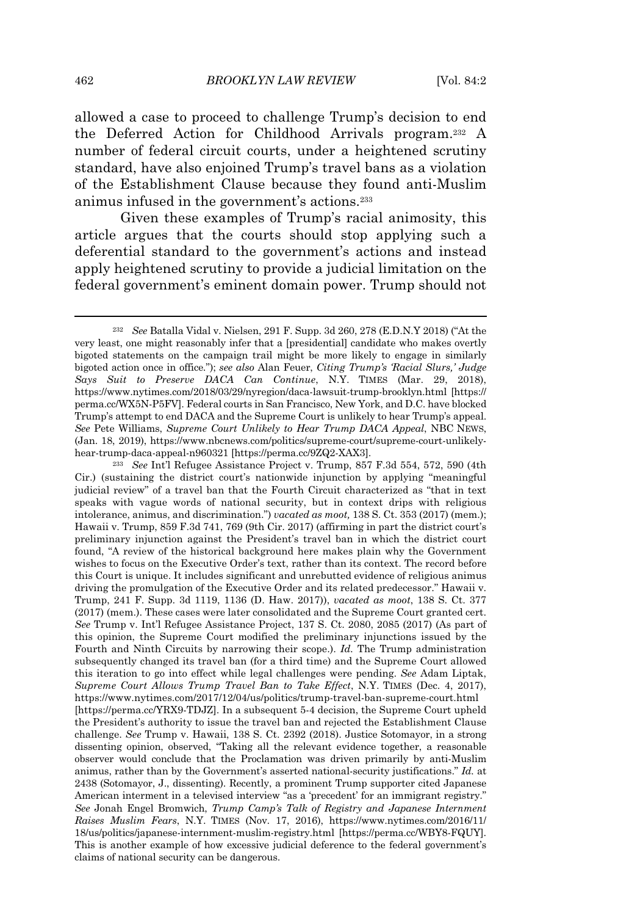allowed a case to proceed to challenge Trump's decision to end the Deferred Action for Childhood Arrivals program.[232] A number of federal circuit courts, under a heightened scrutiny standard, have also enjoined Trump's travel bans as a violation of the Establishment Clause because they found anti-Muslim animus infused in the government's actions.[233]

Given these examples of Trump's racial animosity, this article argues that the courts should stop applying such a deferential standard to the government's actions and instead apply heightened scrutiny to provide a judicial limitation on the federal government's eminent domain power. Trump should not

---

[232] *See* Batalla Vidal v. Nielsen, 291 F. Supp. 3d 260, 278 (E.D.N.Y 2018) ("At the very least, one might reasonably infer that a [presidential] candidate who makes overtly bigoted statements on the campaign trail might be more likely to engage in similarly bigoted action once in office."); *see also* Alan Feuer, *Citing Trump's 'Racial Slurs,' Judge Says Suit to Preserve DACA Can Continue*, N.Y. TIMES (Mar. 29, 2018), https://www.nytimes.com/2018/03/29/nyregion/daca-lawsuit-trump-brooklyn.html [https://perma.cc/WX5N-P5FV]. Federal courts in San Francisco, New York, and D.C. have blocked Trump's attempt to end DACA and the Supreme Court is unlikely to hear Trump's appeal. *See* Pete Williams, *Supreme Court Unlikely to Hear Trump DACA Appeal*, NBC NEWS, (Jan. 18, 2019), https://www.nbcnews.com/politics/supreme-court/supreme-court-unlikely-hear-trump-daca-appeal-n960321 [https://perma.cc/9ZQ2-XAX3].

[233] *See* Int'l Refugee Assistance Project v. Trump, 857 F.3d 554, 572, 590 (4th Cir.) (sustaining the district court's nationwide injunction by applying "meaningful judicial review" of a travel ban that the Fourth Circuit characterized as "that in text speaks with vague words of national security, but in context drips with religious intolerance, animus, and discrimination.") *vacated as moot,* 138 S. Ct. 353 (2017) (mem.); Hawaii v. Trump, 859 F.3d 741, 769 (9th Cir. 2017) (affirming in part the district court's preliminary injunction against the President's travel ban in which the district court found, "A review of the historical background here makes plain why the Government wishes to focus on the Executive Order's text, rather than its context. The record before this Court is unique. It includes significant and unrebutted evidence of religious animus driving the promulgation of the Executive Order and its related predecessor." Hawaii v. Trump, 241 F. Supp. 3d 1119, 1136 (D. Haw. 2017)), *vacated as moot*, 138 S. Ct. 377 (2017) (mem.). These cases were later consolidated and the Supreme Court granted cert. *See* Trump v. Int'l Refugee Assistance Project, 137 S. Ct. 2080, 2085 (2017) (As part of this opinion, the Supreme Court modified the preliminary injunctions issued by the Fourth and Ninth Circuits by narrowing their scope.). *Id.* The Trump administration subsequently changed its travel ban (for a third time) and the Supreme Court allowed this iteration to go into effect while legal challenges were pending. *See* Adam Liptak, *Supreme Court Allows Trump Travel Ban to Take Effect*, N.Y. TIMES (Dec. 4, 2017), https://www.nytimes.com/2017/12/04/us/politics/trump-travel-ban-supreme-court.html [https://perma.cc/YRX9-TDJZ]. In a subsequent 5-4 decision, the Supreme Court upheld the President's authority to issue the travel ban and rejected the Establishment Clause challenge. *See* Trump v. Hawaii, 138 S. Ct. 2392 (2018). Justice Sotomayor, in a strong dissenting opinion, observed, "Taking all the relevant evidence together, a reasonable observer would conclude that the Proclamation was driven primarily by anti-Muslim animus, rather than by the Government's asserted national-security justifications." *Id.* at 2438 (Sotomayor, J., dissenting). Recently, a prominent Trump supporter cited Japanese American interment in a televised interview "as a 'precedent' for an immigrant registry." *See* Jonah Engel Bromwich, *Trump Camp's Talk of Registry and Japanese Internment Raises Muslim Fears*, N.Y. TIMES (Nov. 17, 2016), https://www.nytimes.com/2016/11/18/us/politics/japanese-internment-muslim-registry.html [https://perma.cc/WBY8-FQUY]. This is another example of how excessive judicial deference to the federal government's claims of national security can be dangerous.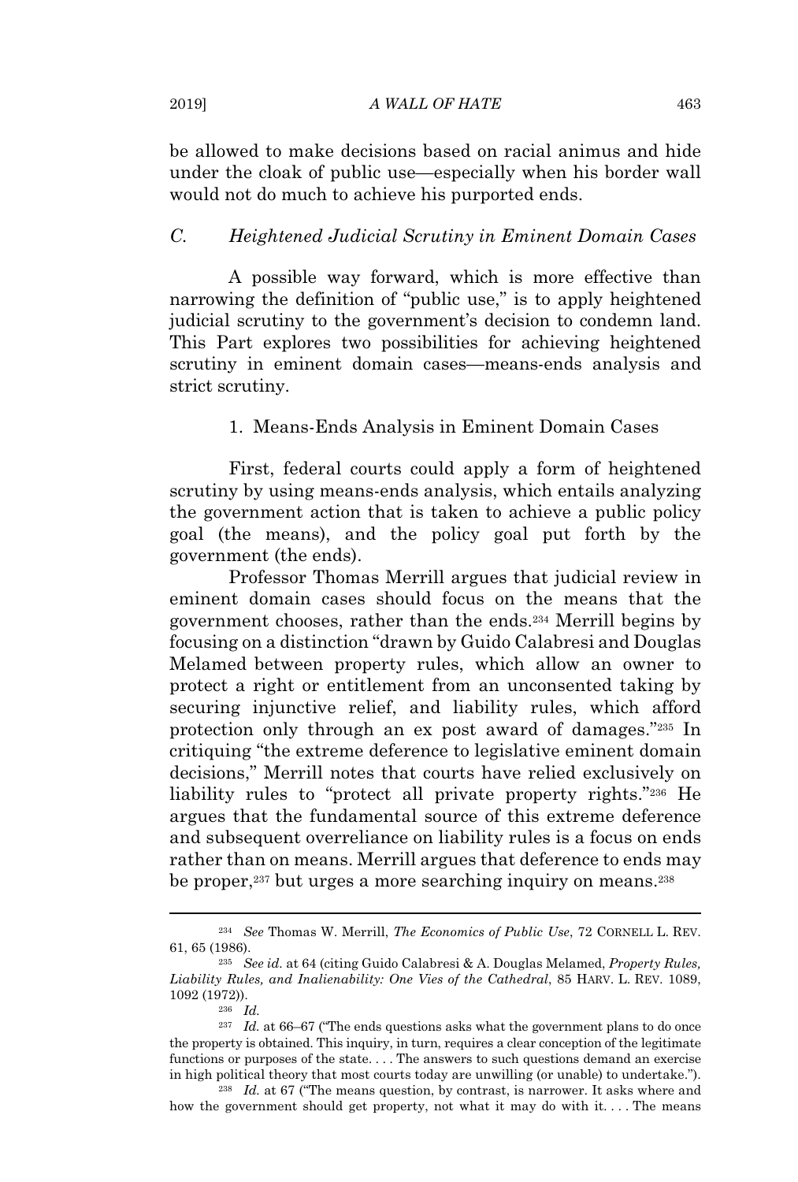be allowed to make decisions based on racial animus and hide under the cloak of public use—especially when his border wall would not do much to achieve his purported ends.

### *C. Heightened Judicial Scrutiny in Eminent Domain Cases*

A possible way forward, which is more effective than narrowing the definition of "public use," is to apply heightened judicial scrutiny to the government's decision to condemn land. This Part explores two possibilities for achieving heightened scrutiny in eminent domain cases—means-ends analysis and strict scrutiny.

#### 1. Means-Ends Analysis in Eminent Domain Cases

First, federal courts could apply a form of heightened scrutiny by using means-ends analysis, which entails analyzing the government action that is taken to achieve a public policy goal (the means), and the policy goal put forth by the government (the ends).

Professor Thomas Merrill argues that judicial review in eminent domain cases should focus on the means that the government chooses, rather than the ends.[234] Merrill begins by focusing on a distinction "drawn by Guido Calabresi and Douglas Melamed between property rules, which allow an owner to protect a right or entitlement from an unconsented taking by securing injunctive relief, and liability rules, which afford protection only through an ex post award of damages."[235] In critiquing "the extreme deference to legislative eminent domain decisions," Merrill notes that courts have relied exclusively on liability rules to "protect all private property rights."[236] He argues that the fundamental source of this extreme deference and subsequent overreliance on liability rules is a focus on ends rather than on means. Merrill argues that deference to ends may be proper,[237] but urges a more searching inquiry on means.[238]

---

[234] *See* Thomas W. Merrill, *The Economics of Public Use*, 72 CORNELL L. REV. 61, 65 (1986).

[235] *See id.* at 64 (citing Guido Calabresi & A. Douglas Melamed, *Property Rules, Liability Rules, and Inalienability: One Vies of the Cathedral*, 85 HARV. L. REV. 1089, 1092 (1972)).

[236] *Id.*

[237] *Id.* at 66–67 ("The ends questions asks what the government plans to do once the property is obtained. This inquiry, in turn, requires a clear conception of the legitimate functions or purposes of the state. . . . The answers to such questions demand an exercise in high political theory that most courts today are unwilling (or unable) to undertake.").

[238] *Id.* at 67 ("The means question, by contrast, is narrower. It asks where and how the government should get property, not what it may do with it. . . . The means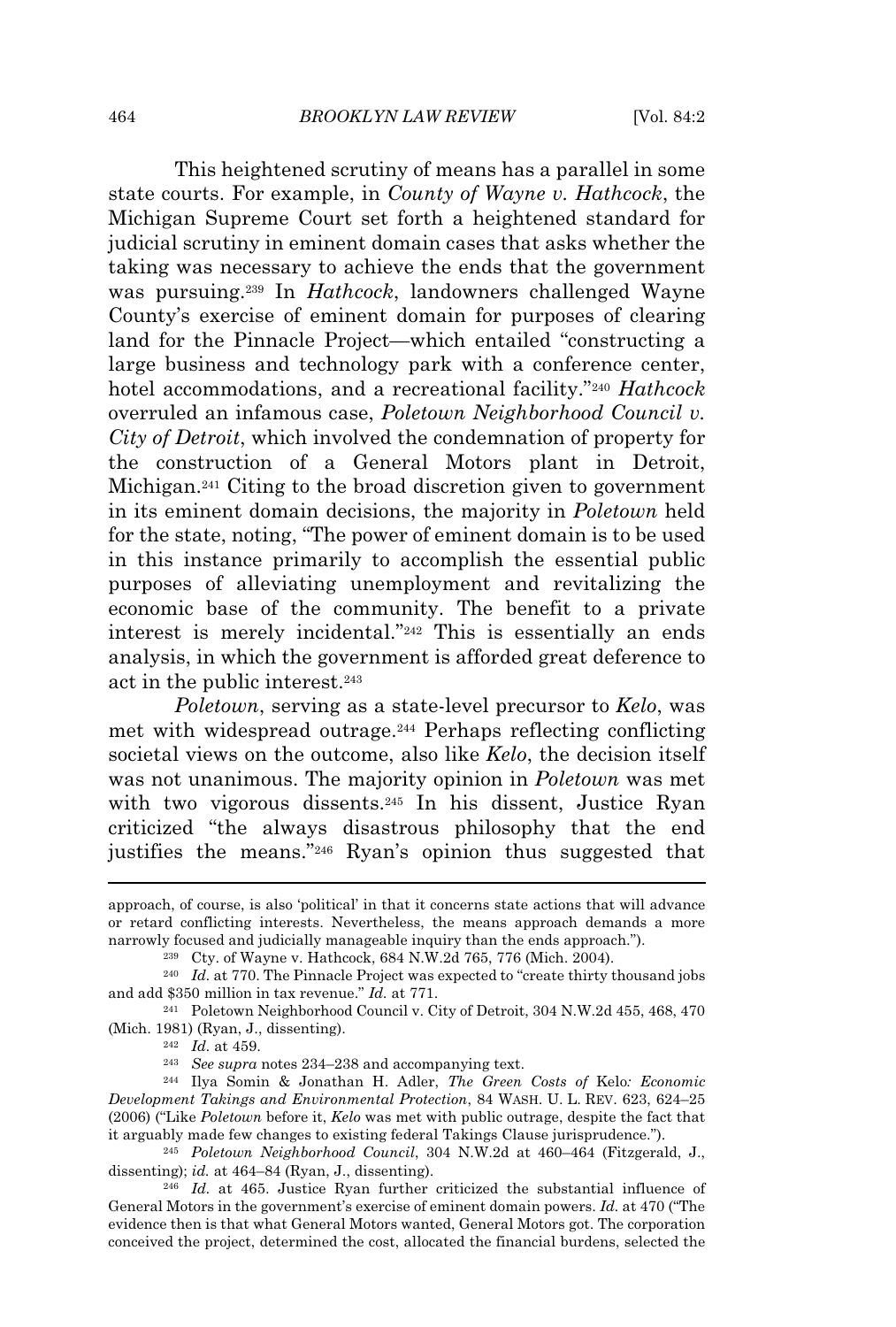This heightened scrutiny of means has a parallel in some state courts. For example, in *County of Wayne v. Hathcock*, the Michigan Supreme Court set forth a heightened standard for judicial scrutiny in eminent domain cases that asks whether the taking was necessary to achieve the ends that the government was pursuing.[239] In *Hathcock*, landowners challenged Wayne County's exercise of eminent domain for purposes of clearing land for the Pinnacle Project—which entailed "constructing a large business and technology park with a conference center, hotel accommodations, and a recreational facility."[240] *Hathcock* overruled an infamous case, *Poletown Neighborhood Council v. City of Detroit*, which involved the condemnation of property for the construction of a General Motors plant in Detroit, Michigan.[241] Citing to the broad discretion given to government in its eminent domain decisions, the majority in *Poletown* held for the state, noting, "The power of eminent domain is to be used in this instance primarily to accomplish the essential public purposes of alleviating unemployment and revitalizing the economic base of the community. The benefit to a private interest is merely incidental."[242] This is essentially an ends analysis, in which the government is afforded great deference to act in the public interest.[243]

*Poletown*, serving as a state-level precursor to *Kelo*, was met with widespread outrage.[244] Perhaps reflecting conflicting societal views on the outcome, also like *Kelo*, the decision itself was not unanimous. The majority opinion in *Poletown* was met with two vigorous dissents.[245] In his dissent, Justice Ryan criticized "the always disastrous philosophy that the end justifies the means."[246] Ryan's opinion thus suggested that

---

approach, of course, is also 'political' in that it concerns state actions that will advance or retard conflicting interests. Nevertheless, the means approach demands a more narrowly focused and judicially manageable inquiry than the ends approach.").

[239] Cty. of Wayne v. Hathcock, 684 N.W.2d 765, 776 (Mich. 2004).

[240] *Id.* at 770. The Pinnacle Project was expected to "create thirty thousand jobs and add $350 million in tax revenue." *Id.* at 771.

[241] Poletown Neighborhood Council v. City of Detroit, 304 N.W.2d 455, 468, 470 (Mich. 1981) (Ryan, J., dissenting).

[242] *Id.* at 459.

[243] *See supra* notes 234–238 and accompanying text.

[244] Ilya Somin & Jonathan H. Adler, *The Green Costs of* Kelo*: Economic Development Takings and Environmental Protection*, 84 WASH. U. L. REV. 623, 624–25 (2006) ("Like *Poletown* before it, *Kelo* was met with public outrage, despite the fact that it arguably made few changes to existing federal Takings Clause jurisprudence.").

[245] *Poletown Neighborhood Council*, 304 N.W.2d at 460–464 (Fitzgerald, J., dissenting); *id.* at 464–84 (Ryan, J., dissenting).

[246] *Id.* at 465. Justice Ryan further criticized the substantial influence of General Motors in the government's exercise of eminent domain powers. *Id.* at 470 ("The evidence then is that what General Motors wanted, General Motors got. The corporation conceived the project, determined the cost, allocated the financial burdens, selected the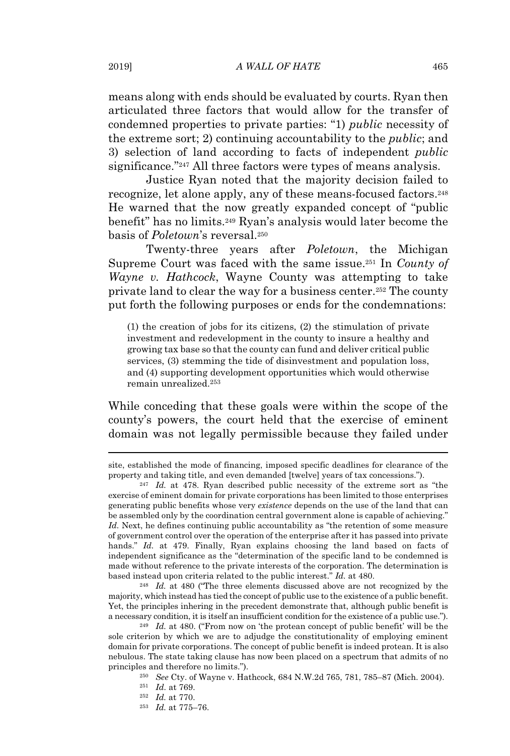means along with ends should be evaluated by courts. Ryan then articulated three factors that would allow for the transfer of condemned properties to private parties: "1) *public* necessity of the extreme sort; 2) continuing accountability to the *public*; and 3) selection of land according to facts of independent *public* significance."[247] All three factors were types of means analysis.

Justice Ryan noted that the majority decision failed to recognize, let alone apply, any of these means-focused factors.[248] He warned that the now greatly expanded concept of "public benefit" has no limits.[249] Ryan's analysis would later become the basis of *Poletown*'s reversal.[250]

Twenty-three years after *Poletown*, the Michigan Supreme Court was faced with the same issue.[251] In *County of Wayne v. Hathcock*, Wayne County was attempting to take private land to clear the way for a business center.[252] The county put forth the following purposes or ends for the condemnations:

> (1) the creation of jobs for its citizens, (2) the stimulation of private investment and redevelopment in the county to insure a healthy and growing tax base so that the county can fund and deliver critical public services, (3) stemming the tide of disinvestment and population loss, and (4) supporting development opportunities which would otherwise remain unrealized.[253]

While conceding that these goals were within the scope of the county's powers, the court held that the exercise of eminent domain was not legally permissible because they failed under

---

site, established the mode of financing, imposed specific deadlines for clearance of the property and taking title, and even demanded [twelve] years of tax concessions.").

[247] *Id.* at 478. Ryan described public necessity of the extreme sort as "the exercise of eminent domain for private corporations has been limited to those enterprises generating public benefits whose very *existence* depends on the use of the land that can be assembled only by the coordination central government alone is capable of achieving." *Id*. Next, he defines continuing public accountability as "the retention of some measure of government control over the operation of the enterprise after it has passed into private hands." *Id.* at 479. Finally, Ryan explains choosing the land based on facts of independent significance as the "determination of the specific land to be condemned is made without reference to the private interests of the corporation. The determination is based instead upon criteria related to the public interest." *Id.* at 480.

[248] *Id.* at 480 ("The three elements discussed above are not recognized by the majority, which instead has tied the concept of public use to the existence of a public benefit. Yet, the principles inhering in the precedent demonstrate that, although public benefit is a necessary condition, it is itself an insufficient condition for the existence of a public use.").

[249] *Id.* at 480. ("From now on 'the protean concept of public benefit' will be the sole criterion by which we are to adjudge the constitutionality of employing eminent domain for private corporations. The concept of public benefit is indeed protean. It is also nebulous. The state taking clause has now been placed on a spectrum that admits of no principles and therefore no limits.").

[250] *See* Cty. of Wayne v. Hathcock, 684 N.W.2d 765, 781, 785–87 (Mich. 2004).

[251] *Id.* at 769.

[252] *Id.* at 770.

[253] *Id.* at 775–76.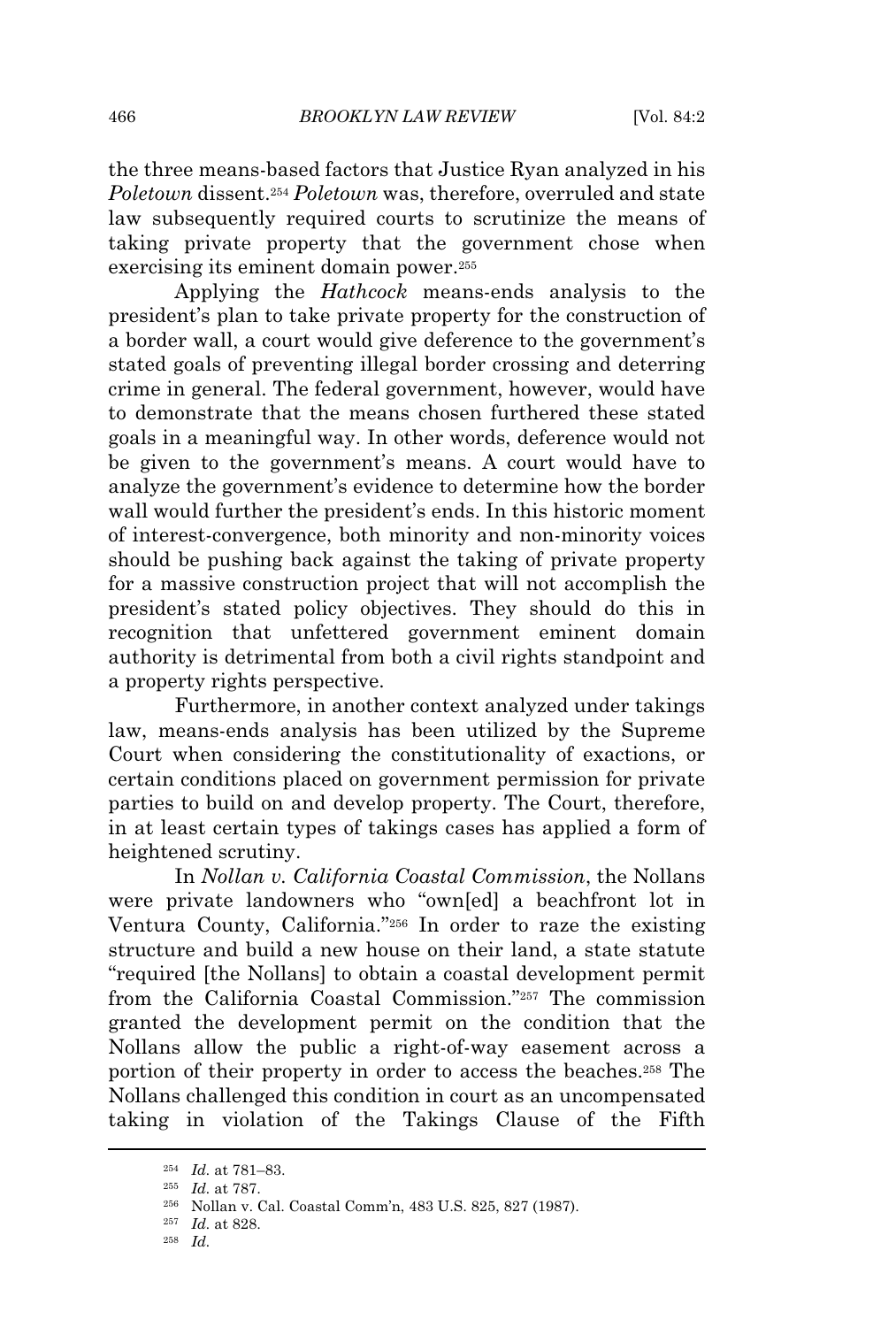the three means-based factors that Justice Ryan analyzed in his *Poletown* dissent.[254] *Poletown* was, therefore, overruled and state law subsequently required courts to scrutinize the means of taking private property that the government chose when exercising its eminent domain power.[255]

Applying the *Hathcock* means-ends analysis to the president's plan to take private property for the construction of a border wall, a court would give deference to the government's stated goals of preventing illegal border crossing and deterring crime in general. The federal government, however, would have to demonstrate that the means chosen furthered these stated goals in a meaningful way. In other words, deference would not be given to the government's means. A court would have to analyze the government's evidence to determine how the border wall would further the president's ends. In this historic moment of interest-convergence, both minority and non-minority voices should be pushing back against the taking of private property for a massive construction project that will not accomplish the president's stated policy objectives. They should do this in recognition that unfettered government eminent domain authority is detrimental from both a civil rights standpoint and a property rights perspective.

Furthermore, in another context analyzed under takings law, means-ends analysis has been utilized by the Supreme Court when considering the constitutionality of exactions, or certain conditions placed on government permission for private parties to build on and develop property. The Court, therefore, in at least certain types of takings cases has applied a form of heightened scrutiny.

In *Nollan v. California Coastal Commission*, the Nollans were private landowners who "own[ed] a beachfront lot in Ventura County, California."[256] In order to raze the existing structure and build a new house on their land, a state statute "required [the Nollans] to obtain a coastal development permit from the California Coastal Commission."[257] The commission granted the development permit on the condition that the Nollans allow the public a right-of-way easement across a portion of their property in order to access the beaches.[258] The Nollans challenged this condition in court as an uncompensated taking in violation of the Takings Clause of the Fifth

---

[254] *Id.* at 781–83.

[255] *Id.* at 787.

[256] Nollan v. Cal. Coastal Comm'n, 483 U.S. 825, 827 (1987).

[257] *Id.* at 828.

[258] *Id.*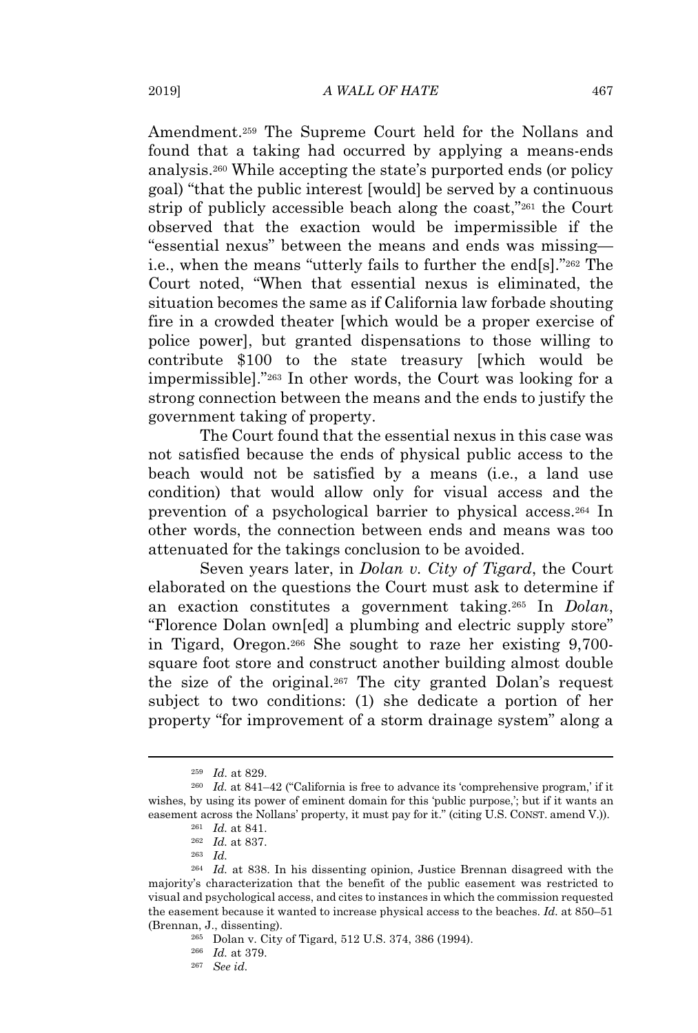Amendment.[259] The Supreme Court held for the Nollans and found that a taking had occurred by applying a means-ends analysis.[260] While accepting the state's purported ends (or policy goal) "that the public interest [would] be served by a continuous strip of publicly accessible beach along the coast,"[261] the Court observed that the exaction would be impermissible if the "essential nexus" between the means and ends was missing—i.e., when the means "utterly fails to further the end[s]."[262] The Court noted, "When that essential nexus is eliminated, the situation becomes the same as if California law forbade shouting fire in a crowded theater [which would be a proper exercise of police power], but granted dispensations to those willing to contribute $100 to the state treasury [which would be impermissible]."[263] In other words, the Court was looking for a strong connection between the means and the ends to justify the government taking of property.

The Court found that the essential nexus in this case was not satisfied because the ends of physical public access to the beach would not be satisfied by a means (i.e., a land use condition) that would allow only for visual access and the prevention of a psychological barrier to physical access.[264] In other words, the connection between ends and means was too attenuated for the takings conclusion to be avoided.

Seven years later, in *Dolan v. City of Tigard*, the Court elaborated on the questions the Court must ask to determine if an exaction constitutes a government taking.[265] In *Dolan*, "Florence Dolan own[ed] a plumbing and electric supply store" in Tigard, Oregon.[266] She sought to raze her existing 9,700-square foot store and construct another building almost double the size of the original.[267] The city granted Dolan's request subject to two conditions: (1) she dedicate a portion of her property "for improvement of a storm drainage system" along a

---

[259] *Id.* at 829.

[260] *Id.* at 841–42 ("California is free to advance its 'comprehensive program,' if it wishes, by using its power of eminent domain for this 'public purpose,'; but if it wants an easement across the Nollans' property, it must pay for it." (citing U.S. CONST. amend V.)).

[261] *Id.* at 841.

[262] *Id.* at 837.

[263] *Id.*

[264] *Id.* at 838. In his dissenting opinion, Justice Brennan disagreed with the majority's characterization that the benefit of the public easement was restricted to visual and psychological access, and cites to instances in which the commission requested the easement because it wanted to increase physical access to the beaches. *Id.* at 850–51 (Brennan, J., dissenting).

[265] Dolan v. City of Tigard, 512 U.S. 374, 386 (1994).

[266] *Id.* at 379.

[267] *See id.*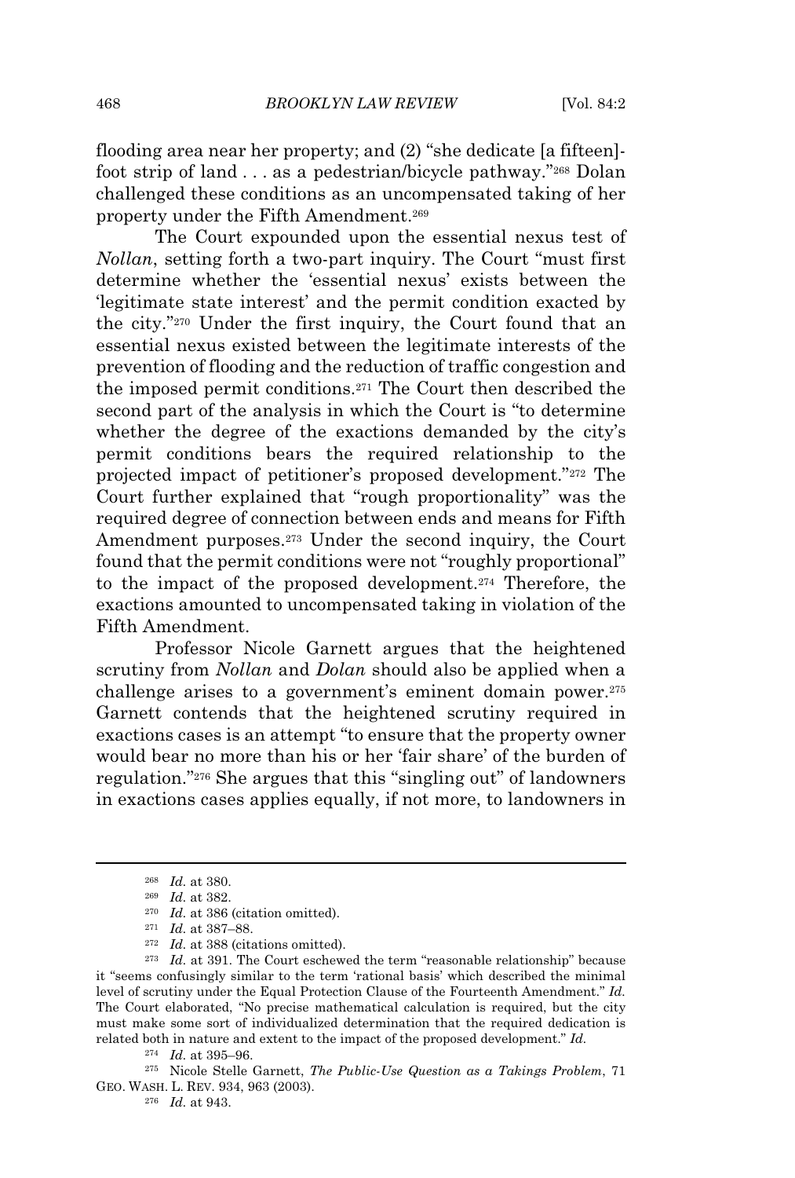flooding area near her property; and (2) "she dedicate [a fifteen]-foot strip of land . . . as a pedestrian/bicycle pathway."[268] Dolan challenged these conditions as an uncompensated taking of her property under the Fifth Amendment.[269]

The Court expounded upon the essential nexus test of *Nollan*, setting forth a two-part inquiry. The Court "must first determine whether the 'essential nexus' exists between the 'legitimate state interest' and the permit condition exacted by the city."[270] Under the first inquiry, the Court found that an essential nexus existed between the legitimate interests of the prevention of flooding and the reduction of traffic congestion and the imposed permit conditions.[271] The Court then described the second part of the analysis in which the Court is "to determine whether the degree of the exactions demanded by the city's permit conditions bears the required relationship to the projected impact of petitioner's proposed development."[272] The Court further explained that "rough proportionality" was the required degree of connection between ends and means for Fifth Amendment purposes.[273] Under the second inquiry, the Court found that the permit conditions were not "roughly proportional" to the impact of the proposed development.[274] Therefore, the exactions amounted to uncompensated taking in violation of the Fifth Amendment.

Professor Nicole Garnett argues that the heightened scrutiny from *Nollan* and *Dolan* should also be applied when a challenge arises to a government's eminent domain power.[275] Garnett contends that the heightened scrutiny required in exactions cases is an attempt "to ensure that the property owner would bear no more than his or her 'fair share' of the burden of regulation."[276] She argues that this "singling out" of landowners in exactions cases applies equally, if not more, to landowners in

---

[268] *Id.* at 380.

[269] *Id.* at 382.

[270] *Id.* at 386 (citation omitted).

[271] *Id.* at 387–88.

[272] *Id.* at 388 (citations omitted).

[273] *Id.* at 391. The Court eschewed the term "reasonable relationship" because it "seems confusingly similar to the term 'rational basis' which described the minimal level of scrutiny under the Equal Protection Clause of the Fourteenth Amendment." *Id.* The Court elaborated, "No precise mathematical calculation is required, but the city must make some sort of individualized determination that the required dedication is related both in nature and extent to the impact of the proposed development." *Id.*

[274] *Id.* at 395–96.

[275] Nicole Stelle Garnett, *The Public-Use Question as a Takings Problem*, 71 GEO. WASH. L. REV. 934, 963 (2003).

[276] *Id.* at 943.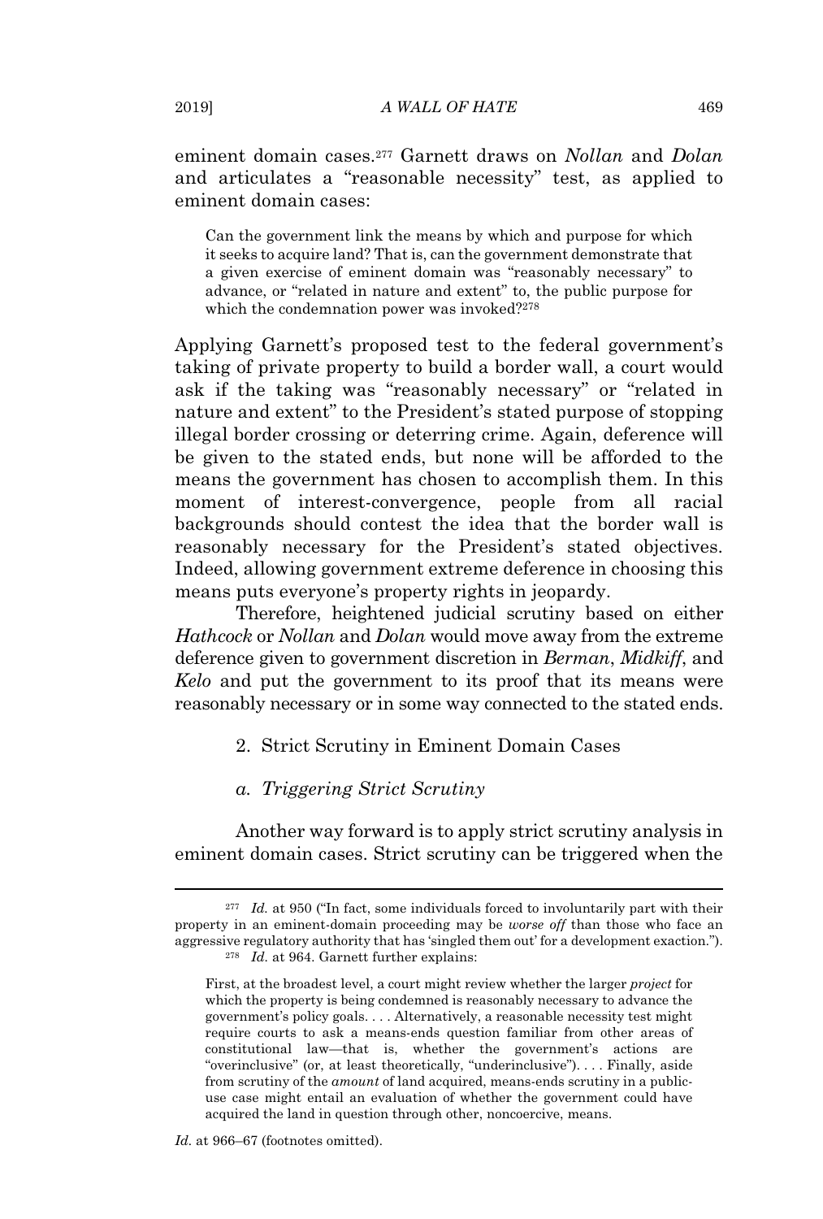eminent domain cases.[277] Garnett draws on *Nollan* and *Dolan* and articulates a "reasonable necessity" test, as applied to eminent domain cases:

> Can the government link the means by which and purpose for which it seeks to acquire land? That is, can the government demonstrate that a given exercise of eminent domain was "reasonably necessary" to advance, or "related in nature and extent" to, the public purpose for which the condemnation power was invoked?[278]

Applying Garnett's proposed test to the federal government's taking of private property to build a border wall, a court would ask if the taking was "reasonably necessary" or "related in nature and extent" to the President's stated purpose of stopping illegal border crossing or deterring crime. Again, deference will be given to the stated ends, but none will be afforded to the means the government has chosen to accomplish them. In this moment of interest-convergence, people from all racial backgrounds should contest the idea that the border wall is reasonably necessary for the President's stated objectives. Indeed, allowing government extreme deference in choosing this means puts everyone's property rights in jeopardy.

Therefore, heightened judicial scrutiny based on either *Hathcock* or *Nollan* and *Dolan* would move away from the extreme deference given to government discretion in *Berman*, *Midkiff*, and *Kelo* and put the government to its proof that its means were reasonably necessary or in some way connected to the stated ends.

### 2. Strict Scrutiny in Eminent Domain Cases

#### *a. Triggering Strict Scrutiny*

Another way forward is to apply strict scrutiny analysis in eminent domain cases. Strict scrutiny can be triggered when the

---

[277] *Id.* at 950 ("In fact, some individuals forced to involuntarily part with their property in an eminent-domain proceeding may be *worse off* than those who face an aggressive regulatory authority that has 'singled them out' for a development exaction.").

[278] *Id.* at 964. Garnett further explains:

> First, at the broadest level, a court might review whether the larger *project* for which the property is being condemned is reasonably necessary to advance the government's policy goals. . . . Alternatively, a reasonable necessity test might require courts to ask a means-ends question familiar from other areas of constitutional law—that is, whether the government's actions are "overinclusive" (or, at least theoretically, "underinclusive"). . . . Finally, aside from scrutiny of the *amount* of land acquired, means-ends scrutiny in a public-use case might entail an evaluation of whether the government could have acquired the land in question through other, noncoercive, means.

*Id.* at 966–67 (footnotes omitted).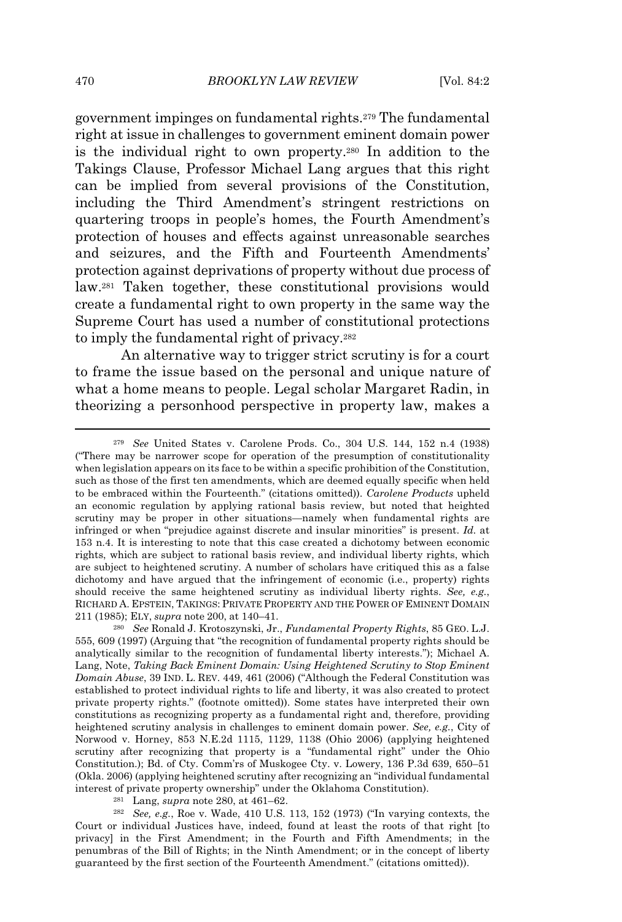government impinges on fundamental rights.[279] The fundamental right at issue in challenges to government eminent domain power is the individual right to own property.[280] In addition to the Takings Clause, Professor Michael Lang argues that this right can be implied from several provisions of the Constitution, including the Third Amendment's stringent restrictions on quartering troops in people's homes, the Fourth Amendment's protection of houses and effects against unreasonable searches and seizures, and the Fifth and Fourteenth Amendments' protection against deprivations of property without due process of law.[281] Taken together, these constitutional provisions would create a fundamental right to own property in the same way the Supreme Court has used a number of constitutional protections to imply the fundamental right of privacy.[282]

An alternative way to trigger strict scrutiny is for a court to frame the issue based on the personal and unique nature of what a home means to people. Legal scholar Margaret Radin, in theorizing a personhood perspective in property law, makes a

---

[279] *See* United States v. Carolene Prods. Co., 304 U.S. 144, 152 n.4 (1938) ("There may be narrower scope for operation of the presumption of constitutionality when legislation appears on its face to be within a specific prohibition of the Constitution, such as those of the first ten amendments, which are deemed equally specific when held to be embraced within the Fourteenth." (citations omitted)). *Carolene Products* upheld an economic regulation by applying rational basis review, but noted that heighted scrutiny may be proper in other situations—namely when fundamental rights are infringed or when "prejudice against discrete and insular minorities" is present. *Id.* at 153 n.4. It is interesting to note that this case created a dichotomy between economic rights, which are subject to rational basis review, and individual liberty rights, which are subject to heightened scrutiny. A number of scholars have critiqued this as a false dichotomy and have argued that the infringement of economic (i.e., property) rights should receive the same heightened scrutiny as individual liberty rights. *See, e.g.*, RICHARD A. EPSTEIN, TAKINGS: PRIVATE PROPERTY AND THE POWER OF EMINENT DOMAIN 211 (1985); ELY, *supra* note 200, at 140–41.

[280] *See* Ronald J. Krotoszynski, Jr., *Fundamental Property Rights*, 85 GEO. L.J. 555, 609 (1997) (Arguing that "the recognition of fundamental property rights should be analytically similar to the recognition of fundamental liberty interests."); Michael A. Lang, Note, *Taking Back Eminent Domain: Using Heightened Scrutiny to Stop Eminent Domain Abuse*, 39 IND. L. REV. 449, 461 (2006) ("Although the Federal Constitution was established to protect individual rights to life and liberty, it was also created to protect private property rights." (footnote omitted)). Some states have interpreted their own constitutions as recognizing property as a fundamental right and, therefore, providing heightened scrutiny analysis in challenges to eminent domain power. *See, e.g.*, City of Norwood v. Horney, 853 N.E.2d 1115, 1129, 1138 (Ohio 2006) (applying heightened scrutiny after recognizing that property is a "fundamental right" under the Ohio Constitution.); Bd. of Cty. Comm'rs of Muskogee Cty. v. Lowery, 136 P.3d 639, 650–51 (Okla. 2006) (applying heightened scrutiny after recognizing an "individual fundamental interest of private property ownership" under the Oklahoma Constitution).

[281] Lang, *supra* note 280, at 461–62.

[282] *See, e.g.*, Roe v. Wade, 410 U.S. 113, 152 (1973) ("In varying contexts, the Court or individual Justices have, indeed, found at least the roots of that right [to privacy] in the First Amendment; in the Fourth and Fifth Amendments; in the penumbras of the Bill of Rights; in the Ninth Amendment; or in the concept of liberty guaranteed by the first section of the Fourteenth Amendment." (citations omitted)).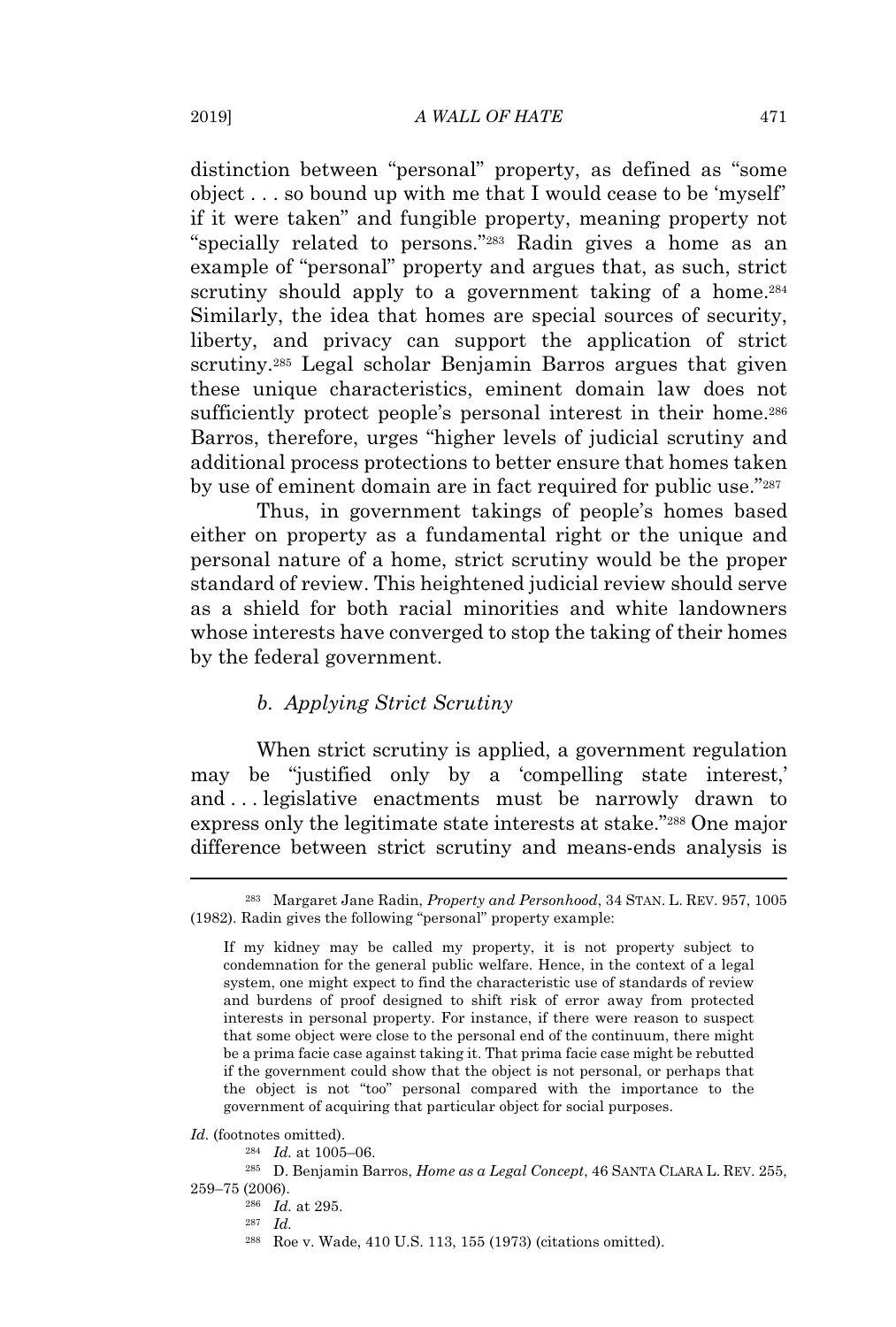distinction between "personal" property, as defined as "some object . . . so bound up with me that I would cease to be 'myself' if it were taken" and fungible property, meaning property not "specially related to persons."[283] Radin gives a home as an example of "personal" property and argues that, as such, strict scrutiny should apply to a government taking of a home.[284] Similarly, the idea that homes are special sources of security, liberty, and privacy can support the application of strict scrutiny.[285] Legal scholar Benjamin Barros argues that given these unique characteristics, eminent domain law does not sufficiently protect people's personal interest in their home.[286] Barros, therefore, urges "higher levels of judicial scrutiny and additional process protections to better ensure that homes taken by use of eminent domain are in fact required for public use."[287]

Thus, in government takings of people's homes based either on property as a fundamental right or the unique and personal nature of a home, strict scrutiny would be the proper standard of review. This heightened judicial review should serve as a shield for both racial minorities and white landowners whose interests have converged to stop the taking of their homes by the federal government.

*b. Applying Strict Scrutiny*

When strict scrutiny is applied, a government regulation may be "justified only by a 'compelling state interest,' and . . . legislative enactments must be narrowly drawn to express only the legitimate state interests at stake."[288] One major difference between strict scrutiny and means-ends analysis is

---

[283] Margaret Jane Radin, *Property and Personhood*, 34 STAN. L. REV. 957, 1005 (1982). Radin gives the following "personal" property example:

> If my kidney may be called my property, it is not property subject to condemnation for the general public welfare. Hence, in the context of a legal system, one might expect to find the characteristic use of standards of review and burdens of proof designed to shift risk of error away from protected interests in personal property. For instance, if there were reason to suspect that some object were close to the personal end of the continuum, there might be a prima facie case against taking it. That prima facie case might be rebutted if the government could show that the object is not personal, or perhaps that the object is not "too" personal compared with the importance to the government of acquiring that particular object for social purposes.

*Id.* (footnotes omitted).

[284] *Id.* at 1005–06.

[285] D. Benjamin Barros, *Home as a Legal Concept*, 46 SANTA CLARA L. REV. 255, 259–75 (2006).

[286] *Id.* at 295.

[287] *Id.*

[288] Roe v. Wade, 410 U.S. 113, 155 (1973) (citations omitted).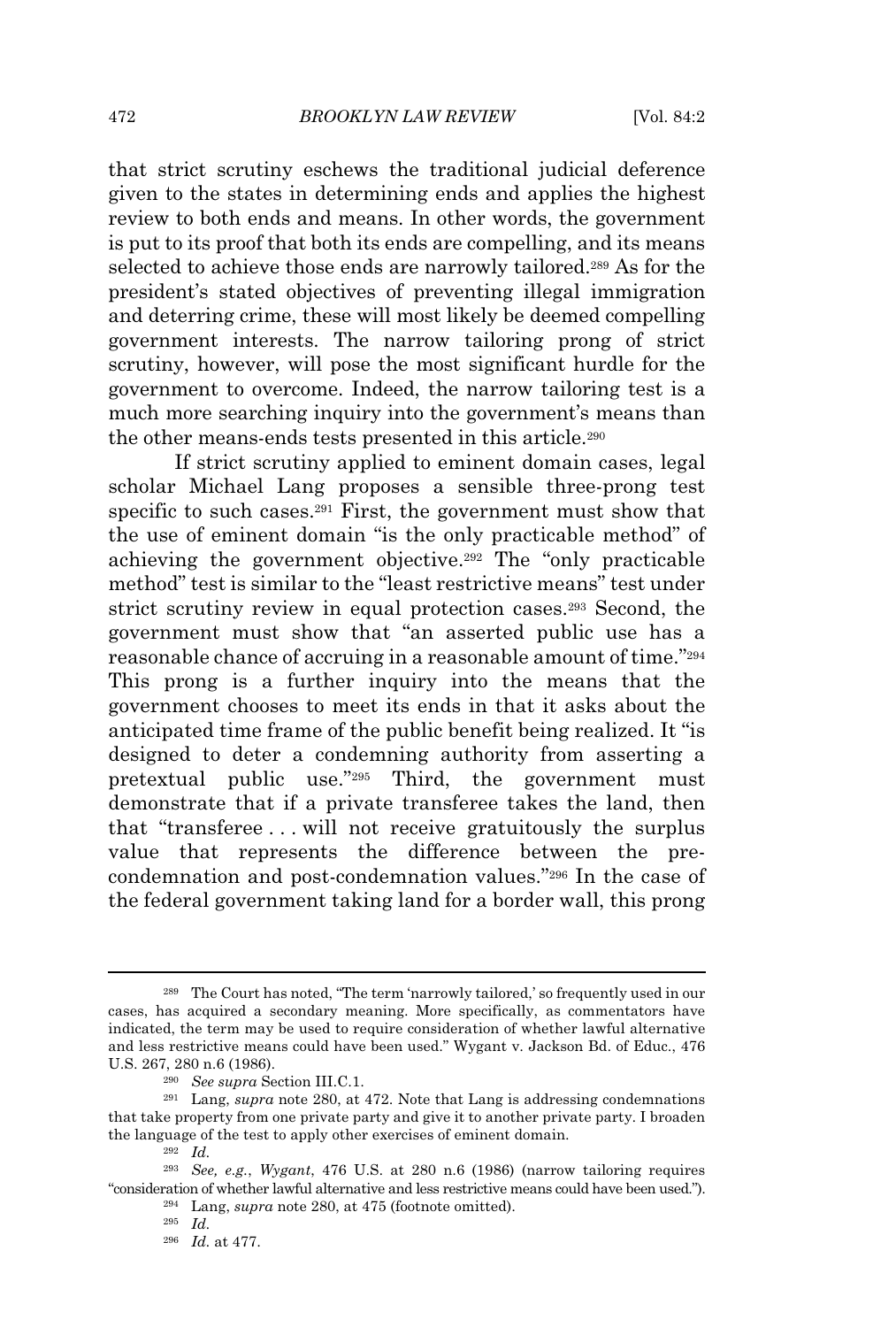that strict scrutiny eschews the traditional judicial deference given to the states in determining ends and applies the highest review to both ends and means. In other words, the government is put to its proof that both its ends are compelling, and its means selected to achieve those ends are narrowly tailored.[289] As for the president's stated objectives of preventing illegal immigration and deterring crime, these will most likely be deemed compelling government interests. The narrow tailoring prong of strict scrutiny, however, will pose the most significant hurdle for the government to overcome. Indeed, the narrow tailoring test is a much more searching inquiry into the government's means than the other means-ends tests presented in this article.[290]

If strict scrutiny applied to eminent domain cases, legal scholar Michael Lang proposes a sensible three-prong test specific to such cases.[291] First, the government must show that the use of eminent domain "is the only practicable method" of achieving the government objective.[292] The "only practicable method" test is similar to the "least restrictive means" test under strict scrutiny review in equal protection cases.[293] Second, the government must show that "an asserted public use has a reasonable chance of accruing in a reasonable amount of time."[294] This prong is a further inquiry into the means that the government chooses to meet its ends in that it asks about the anticipated time frame of the public benefit being realized. It "is designed to deter a condemning authority from asserting a pretextual public use."[295] Third, the government must demonstrate that if a private transferee takes the land, then that "transferee . . . will not receive gratuitously the surplus value that represents the difference between the pre-condemnation and post-condemnation values."[296] In the case of the federal government taking land for a border wall, this prong

---

[289] The Court has noted, "The term 'narrowly tailored,' so frequently used in our cases, has acquired a secondary meaning. More specifically, as commentators have indicated, the term may be used to require consideration of whether lawful alternative and less restrictive means could have been used." Wygant v. Jackson Bd. of Educ., 476 U.S. 267, 280 n.6 (1986).

[290] *See supra* Section III.C.1.

[291] Lang, *supra* note 280, at 472. Note that Lang is addressing condemnations that take property from one private party and give it to another private party. I broaden the language of the test to apply other exercises of eminent domain.

[292] *Id.*

[293] *See, e.g.*, *Wygant*, 476 U.S. at 280 n.6 (1986) (narrow tailoring requires "consideration of whether lawful alternative and less restrictive means could have been used.").

[294] Lang, *supra* note 280, at 475 (footnote omitted).

[295] *Id.*

[296] *Id.* at 477.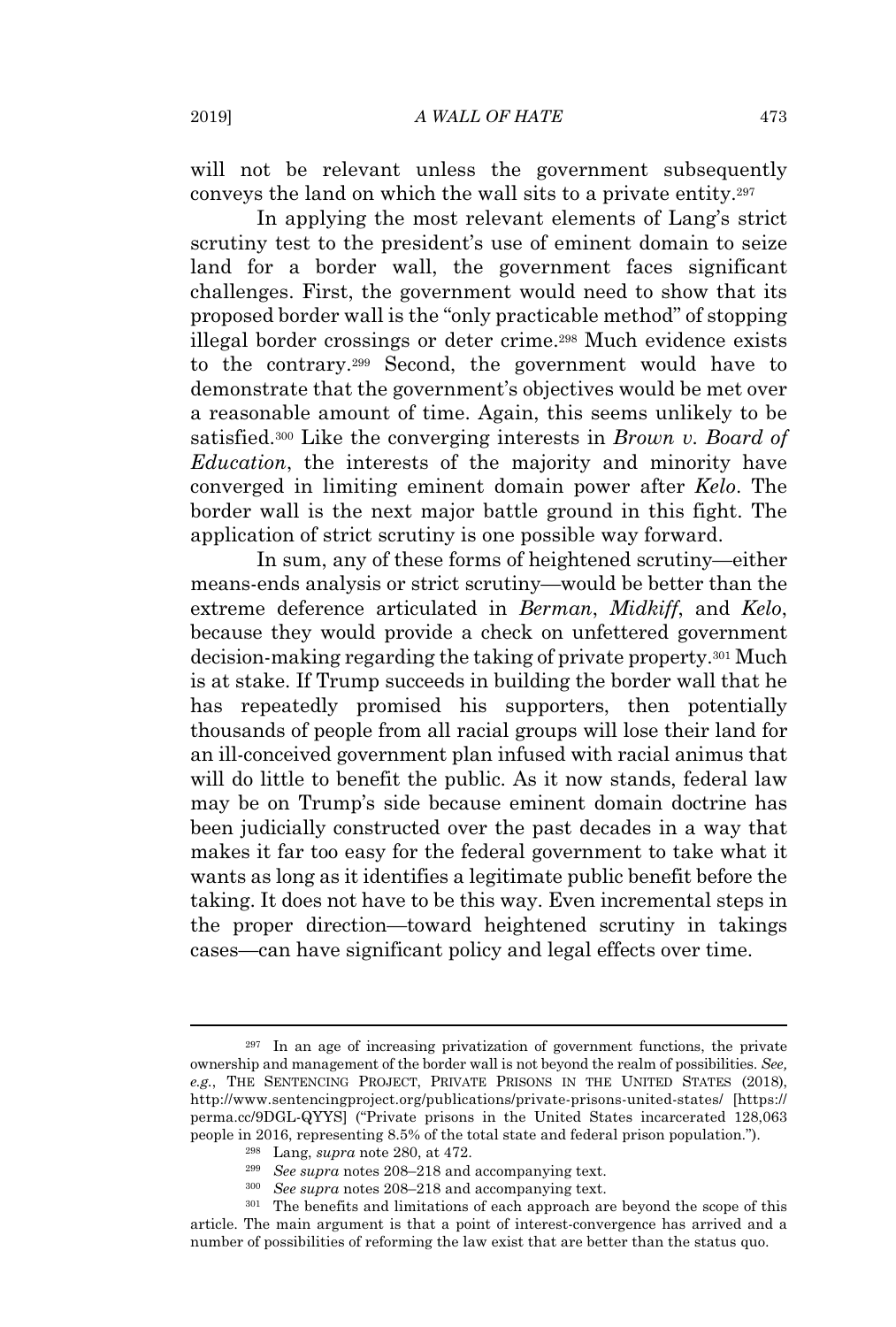will not be relevant unless the government subsequently conveys the land on which the wall sits to a private entity.[297]

In applying the most relevant elements of Lang's strict scrutiny test to the president's use of eminent domain to seize land for a border wall, the government faces significant challenges. First, the government would need to show that its proposed border wall is the "only practicable method" of stopping illegal border crossings or deter crime.[298] Much evidence exists to the contrary.[299] Second, the government would have to demonstrate that the government's objectives would be met over a reasonable amount of time. Again, this seems unlikely to be satisfied.[300] Like the converging interests in *Brown v. Board of Education*, the interests of the majority and minority have converged in limiting eminent domain power after *Kelo*. The border wall is the next major battle ground in this fight. The application of strict scrutiny is one possible way forward.

In sum, any of these forms of heightened scrutiny—either means-ends analysis or strict scrutiny—would be better than the extreme deference articulated in *Berman*, *Midkiff*, and *Kelo*, because they would provide a check on unfettered government decision-making regarding the taking of private property.[301] Much is at stake. If Trump succeeds in building the border wall that he has repeatedly promised his supporters, then potentially thousands of people from all racial groups will lose their land for an ill-conceived government plan infused with racial animus that will do little to benefit the public. As it now stands, federal law may be on Trump's side because eminent domain doctrine has been judicially constructed over the past decades in a way that makes it far too easy for the federal government to take what it wants as long as it identifies a legitimate public benefit before the taking. It does not have to be this way. Even incremental steps in the proper direction—toward heightened scrutiny in takings cases—can have significant policy and legal effects over time.

---

[297] In an age of increasing privatization of government functions, the private ownership and management of the border wall is not beyond the realm of possibilities. *See, e.g.*, THE SENTENCING PROJECT, PRIVATE PRISONS IN THE UNITED STATES (2018), http://www.sentencingproject.org/publications/private-prisons-united-states/ [https://perma.cc/9DGL-QYYS] ("Private prisons in the United States incarcerated 128,063 people in 2016, representing 8.5% of the total state and federal prison population.").

[298] Lang, *supra* note 280, at 472.

[299] *See supra* notes 208–218 and accompanying text.

[300] *See supra* notes 208–218 and accompanying text.

[301] The benefits and limitations of each approach are beyond the scope of this article. The main argument is that a point of interest-convergence has arrived and a number of possibilities of reforming the law exist that are better than the status quo.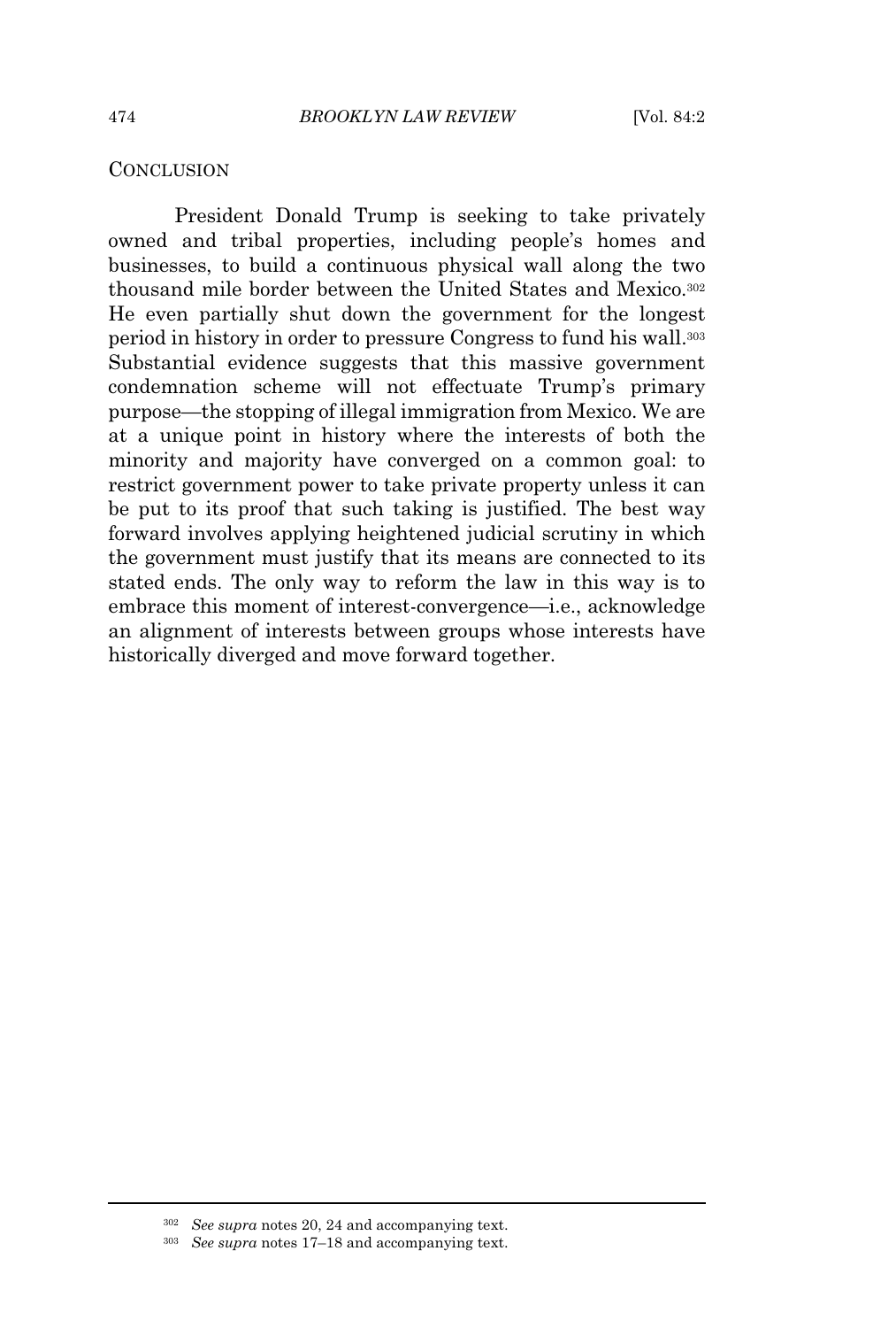## CONCLUSION

President Donald Trump is seeking to take privately owned and tribal properties, including people's homes and businesses, to build a continuous physical wall along the two thousand mile border between the United States and Mexico.[302] He even partially shut down the government for the longest period in history in order to pressure Congress to fund his wall.[303] Substantial evidence suggests that this massive government condemnation scheme will not effectuate Trump's primary purpose—the stopping of illegal immigration from Mexico. We are at a unique point in history where the interests of both the minority and majority have converged on a common goal: to restrict government power to take private property unless it can be put to its proof that such taking is justified. The best way forward involves applying heightened judicial scrutiny in which the government must justify that its means are connected to its stated ends. The only way to reform the law in this way is to embrace this moment of interest-convergence—i.e., acknowledge an alignment of interests between groups whose interests have historically diverged and move forward together.

---

[302] *See supra* notes 20, 24 and accompanying text.

[303] *See supra* notes 17–18 and accompanying text.